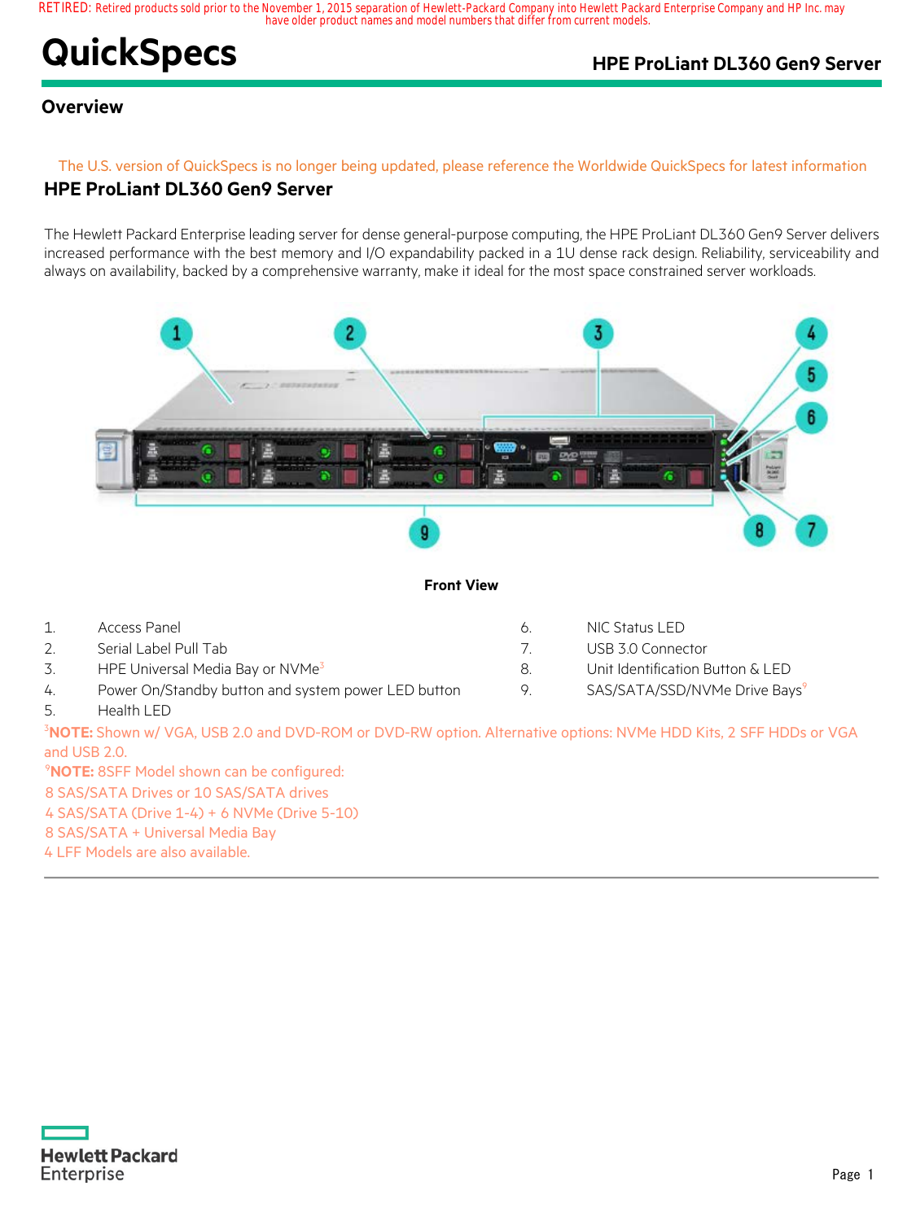RETIRED: Retired products sold prior to the November 1, 2015 separation of Hewlett-Packard Company into Hewlett Packard Enterprise Company and HP Inc. may have older product names and model numbers that differ from current models.

# QuickSpecs

## Overview

The U.S. version of QuickSpecs is no longer being updated, please reference the Worldwide QuickSpecs for latest information

### HPE ProLiant DL360 Gen9 Server

The Hewlett Packard Enterprise leading server for dense general-purpose computing, the HPE ProLiant DL360 Gen9 Server delivers increased performance with the best memory and I/O expandability packed in a 1U dense rack design. Reliability, serviceability and always on availability, backed by a comprehensive warranty, make it ideal for the most space constrained server workloads.

**Front View**

1. Access Panel
2. Serial Label Pull Tab
3. HPE Universal Media Bay or NVMe[3]
4. Power On/Standby button and system power LED button
5. Health LED
6. NIC Status LED
7. USB 3.0 Connector
8. Unit Identification Button & LED
9. SAS/SATA/SSD/NVMe Drive Bays[9]

[3]**NOTE:** Shown w/ VGA, USB 2.0 and DVD-ROM or DVD-RW option. Alternative options: NVMe HDD Kits, 2 SFF HDDs or VGA and USB 2.0.

[9]**NOTE:** 8SFF Model shown can be configured:
8 SAS/SATA Drives or 10 SAS/SATA drives
4 SAS/SATA (Drive 1-4) + 6 NVMe (Drive 5-10)
8 SAS/SATA + Universal Media Bay
4 LFF Models are also available.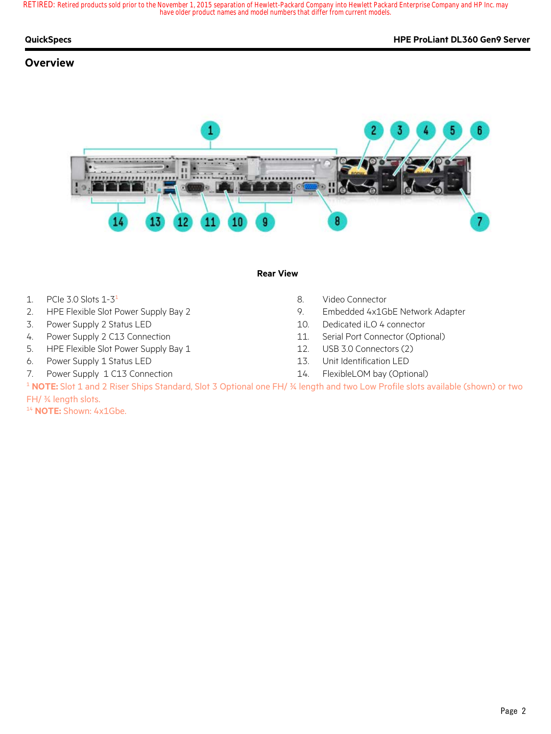RETIRED: Retired products sold prior to the November 1, 2015 separation of Hewlett-Packard Company into Hewlett Packard Enterprise Company and HP Inc. may have older product names and model numbers that differ from current models.

## Overview

**Rear View**

1. PCIe 3.0 Slots 1-3[1]
2. HPE Flexible Slot Power Supply Bay 2
3. Power Supply 2 Status LED
4. Power Supply 2 C13 Connection
5. HPE Flexible Slot Power Supply Bay 1
6. Power Supply 1 Status LED
7. Power Supply 1 C13 Connection
8. Video Connector
9. Embedded 4x1GbE Network Adapter
10. Dedicated iLO 4 connector
11. Serial Port Connector (Optional)
12. USB 3.0 Connectors (2)
13. Unit Identification LED
14. FlexibleLOM bay (Optional)

[1] **NOTE:** Slot 1 and 2 Riser Ships Standard, Slot 3 Optional one FH/ ¾ length and two Low Profile slots available (shown) or two FH/ ¾ length slots.

[14] **NOTE:** Shown: 4x1Gbe.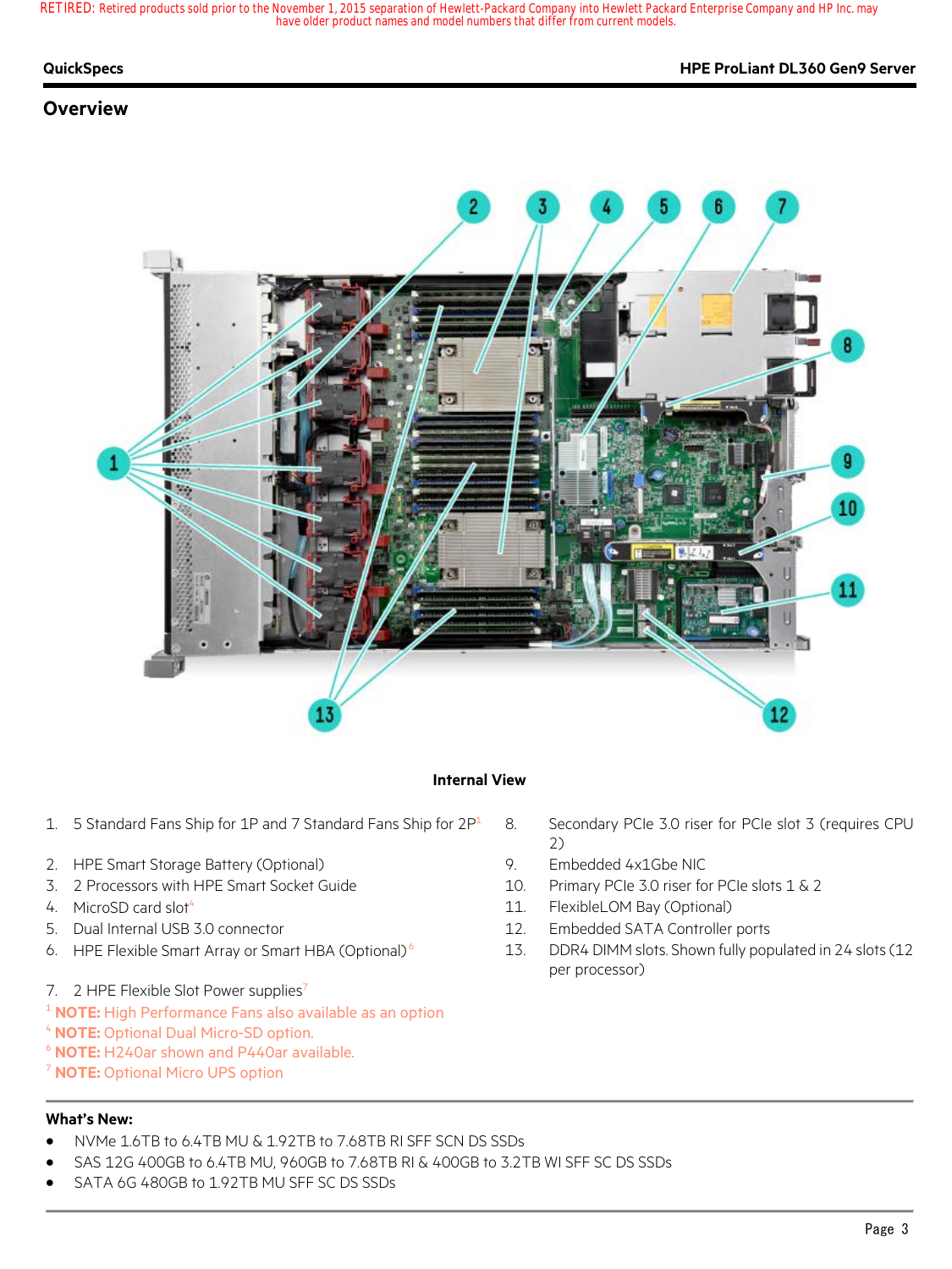RETIRED: Retired products sold prior to the November 1, 2015 separation of Hewlett-Packard Company into Hewlett Packard Enterprise Company and HP Inc. may have older product names and model numbers that differ from current models.

## Overview

**Internal View**

1. 5 Standard Fans Ship for 1P and 7 Standard Fans Ship for 2P[1]
2. HPE Smart Storage Battery (Optional)
3. 2 Processors with HPE Smart Socket Guide
4. MicroSD card slot[4]
5. Dual Internal USB 3.0 connector
6. HPE Flexible Smart Array or Smart HBA (Optional)[6]
7. 2 HPE Flexible Slot Power supplies[7]
8. Secondary PCIe 3.0 riser for PCIe slot 3 (requires CPU 2)
9. Embedded 4x1Gbe NIC
10. Primary PCIe 3.0 riser for PCIe slots 1 & 2
11. FlexibleLOM Bay (Optional)
12. Embedded SATA Controller ports
13. DDR4 DIMM slots. Shown fully populated in 24 slots (12 per processor)

[1] **NOTE:** High Performance Fans also available as an option
[4] **NOTE:** Optional Dual Micro-SD option.
[6] **NOTE:** H240ar shown and P440ar available.
[7] **NOTE:** Optional Micro UPS option

**What's New:**

- NVMe 1.6TB to 6.4TB MU & 1.92TB to 7.68TB RI SFF SCN DS SSDs
- SAS 12G 400GB to 6.4TB MU, 960GB to 7.68TB RI & 400GB to 3.2TB WI SFF SC DS SSDs
- SATA 6G 480GB to 1.92TB MU SFF SC DS SSDs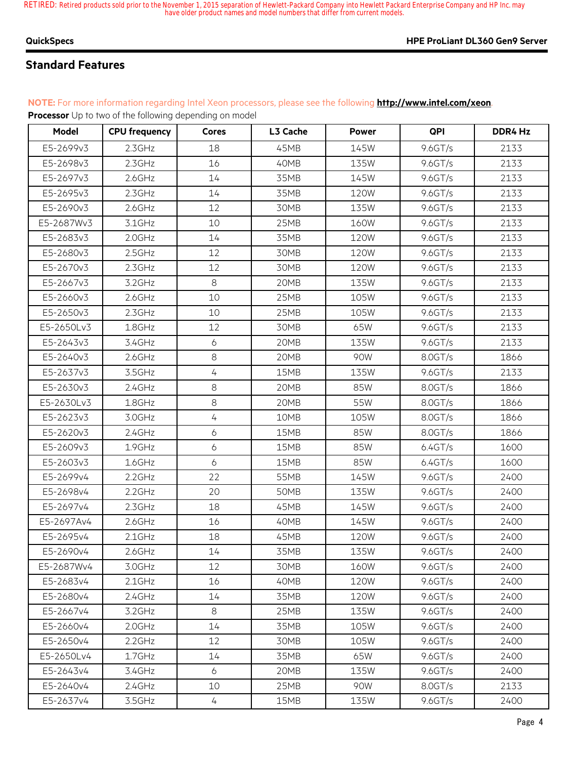## Standard Features

**NOTE:** For more information regarding Intel Xeon processors, please see the following **http://www.intel.com/xeon**.

**Processor** Up to two of the following depending on model

| Model | CPU frequency | Cores | L3 Cache | Power | QPI | DDR4 Hz |
|---|---|---|---|---|---|---|
| E5-2699v3 | 2.3GHz | 18 | 45MB | 145W | 9.6GT/s | 2133 |
| E5-2698v3 | 2.3GHz | 16 | 40MB | 135W | 9.6GT/s | 2133 |
| E5-2697v3 | 2.6GHz | 14 | 35MB | 145W | 9.6GT/s | 2133 |
| E5-2695v3 | 2.3GHz | 14 | 35MB | 120W | 9.6GT/s | 2133 |
| E5-2690v3 | 2.6GHz | 12 | 30MB | 135W | 9.6GT/s | 2133 |
| E5-2687Wv3 | 3.1GHz | 10 | 25MB | 160W | 9.6GT/s | 2133 |
| E5-2683v3 | 2.0GHz | 14 | 35MB | 120W | 9.6GT/s | 2133 |
| E5-2680v3 | 2.5GHz | 12 | 30MB | 120W | 9.6GT/s | 2133 |
| E5-2670v3 | 2.3GHz | 12 | 30MB | 120W | 9.6GT/s | 2133 |
| E5-2667v3 | 3.2GHz | 8 | 20MB | 135W | 9.6GT/s | 2133 |
| E5-2660v3 | 2.6GHz | 10 | 25MB | 105W | 9.6GT/s | 2133 |
| E5-2650v3 | 2.3GHz | 10 | 25MB | 105W | 9.6GT/s | 2133 |
| E5-2650Lv3 | 1.8GHz | 12 | 30MB | 65W | 9.6GT/s | 2133 |
| E5-2643v3 | 3.4GHz | 6 | 20MB | 135W | 9.6GT/s | 2133 |
| E5-2640v3 | 2.6GHz | 8 | 20MB | 90W | 8.0GT/s | 1866 |
| E5-2637v3 | 3.5GHz | 4 | 15MB | 135W | 9.6GT/s | 2133 |
| E5-2630v3 | 2.4GHz | 8 | 20MB | 85W | 8.0GT/s | 1866 |
| E5-2630Lv3 | 1.8GHz | 8 | 20MB | 55W | 8.0GT/s | 1866 |
| E5-2623v3 | 3.0GHz | 4 | 10MB | 105W | 8.0GT/s | 1866 |
| E5-2620v3 | 2.4GHz | 6 | 15MB | 85W | 8.0GT/s | 1866 |
| E5-2609v3 | 1.9GHz | 6 | 15MB | 85W | 6.4GT/s | 1600 |
| E5-2603v3 | 1.6GHz | 6 | 15MB | 85W | 6.4GT/s | 1600 |
| E5-2699v4 | 2.2GHz | 22 | 55MB | 145W | 9.6GT/s | 2400 |
| E5-2698v4 | 2.2GHz | 20 | 50MB | 135W | 9.6GT/s | 2400 |
| E5-2697v4 | 2.3GHz | 18 | 45MB | 145W | 9.6GT/s | 2400 |
| E5-2697Av4 | 2.6GHz | 16 | 40MB | 145W | 9.6GT/s | 2400 |
| E5-2695v4 | 2.1GHz | 18 | 45MB | 120W | 9.6GT/s | 2400 |
| E5-2690v4 | 2.6GHz | 14 | 35MB | 135W | 9.6GT/s | 2400 |
| E5-2687Wv4 | 3.0GHz | 12 | 30MB | 160W | 9.6GT/s | 2400 |
| E5-2683v4 | 2.1GHz | 16 | 40MB | 120W | 9.6GT/s | 2400 |
| E5-2680v4 | 2.4GHz | 14 | 35MB | 120W | 9.6GT/s | 2400 |
| E5-2667v4 | 3.2GHz | 8 | 25MB | 135W | 9.6GT/s | 2400 |
| E5-2660v4 | 2.0GHz | 14 | 35MB | 105W | 9.6GT/s | 2400 |
| E5-2650v4 | 2.2GHz | 12 | 30MB | 105W | 9.6GT/s | 2400 |
| E5-2650Lv4 | 1.7GHz | 14 | 35MB | 65W | 9.6GT/s | 2400 |
| E5-2643v4 | 3.4GHz | 6 | 20MB | 135W | 9.6GT/s | 2400 |
| E5-2640v4 | 2.4GHz | 10 | 25MB | 90W | 8.0GT/s | 2133 |
| E5-2637v4 | 3.5GHz | 4 | 15MB | 135W | 9.6GT/s | 2400 |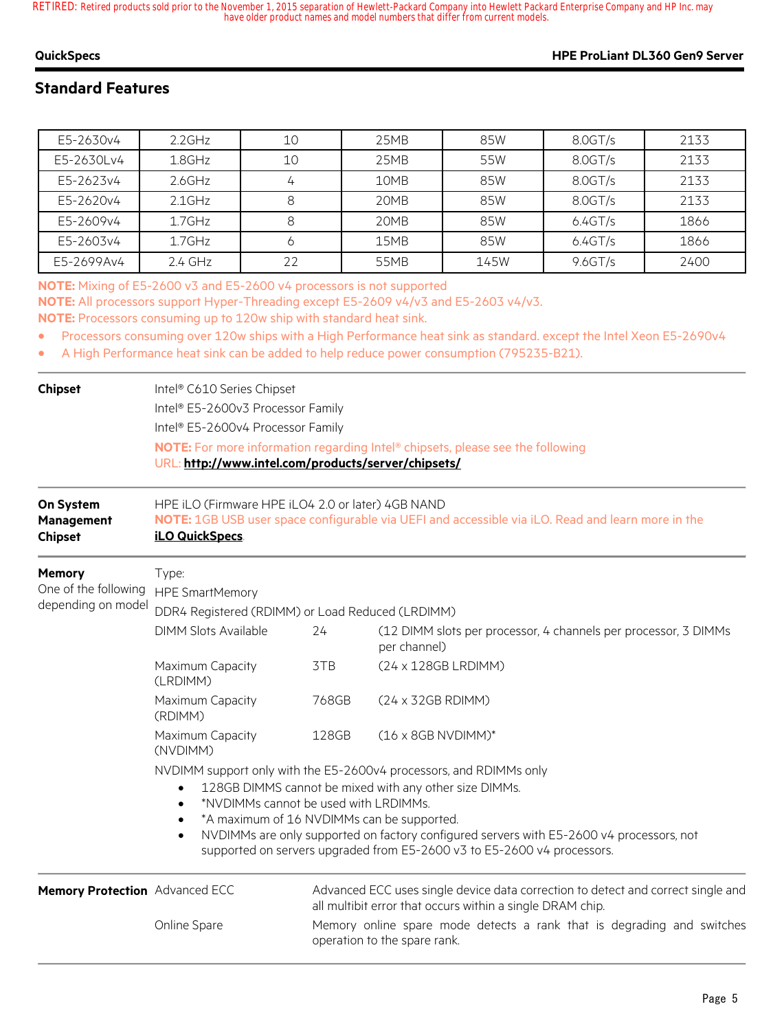## Standard Features

| | | | | | | |
|---|---|---|---|---|---|---|
| E5-2630v4 | 2.2GHz | 10 | 25MB | 85W | 8.0GT/s | 2133 |
| E5-2630Lv4 | 1.8GHz | 10 | 25MB | 55W | 8.0GT/s | 2133 |
| E5-2623v4 | 2.6GHz | 4 | 10MB | 85W | 8.0GT/s | 2133 |
| E5-2620v4 | 2.1GHz | 8 | 20MB | 85W | 8.0GT/s | 2133 |
| E5-2609v4 | 1.7GHz | 8 | 20MB | 85W | 6.4GT/s | 1866 |
| E5-2603v4 | 1.7GHz | 6 | 15MB | 85W | 6.4GT/s | 1866 |
| E5-2699Av4 | 2.4 GHz | 22 | 55MB | 145W | 9.6GT/s | 2400 |

**NOTE:** Mixing of E5-2600 v3 and E5-2600 v4 processors is not supported
**NOTE:** All processors support Hyper-Threading except E5-2609 v4/v3 and E5-2603 v4/v3.
**NOTE:** Processors consuming up to 120w ship with standard heat sink.

- Processors consuming over 120w ships with a High Performance heat sink as standard. except the Intel Xeon E5-2690v4
- A High Performance heat sink can be added to help reduce power consumption (795235-B21).

**Chipset**

Intel® C610 Series Chipset
Intel® E5-2600v3 Processor Family
Intel® E5-2600v4 Processor Family
**NOTE:** For more information regarding Intel® chipsets, please see the following URL: **http://www.intel.com/products/server/chipsets/**

**On System Management Chipset**

HPE iLO (Firmware HPE iLO4 2.0 or later) 4GB NAND
**NOTE:** 1GB USB user space configurable via UEFI and accessible via iLO. Read and learn more in the **iLO QuickSpecs**.

**Memory**
One of the following depending on model

Type:
HPE SmartMemory
DDR4 Registered (RDIMM) or Load Reduced (LRDIMM)

| | | |
|---|---|---|
| DIMM Slots Available | 24 | (12 DIMM slots per processor, 4 channels per processor, 3 DIMMs per channel) |
| Maximum Capacity (LRDIMM) | 3TB | (24 x 128GB LRDIMM) |
| Maximum Capacity (RDIMM) | 768GB | (24 x 32GB RDIMM) |
| Maximum Capacity (NVDIMM) | 128GB | (16 x 8GB NVDIMM)* |

NVDIMM support only with the E5-2600v4 processors, and RDIMMs only

- 128GB DIMMS cannot be mixed with any other size DIMMs.
- *NVDIMMs cannot be used with LRDIMMs.
- *A maximum of 16 NVDIMMs can be supported.
- NVDIMMs are only supported on factory configured servers with E5-2600 v4 processors, not supported on servers upgraded from E5-2600 v3 to E5-2600 v4 processors.

**Memory Protection**

| | |
|---|---|
| Advanced ECC | Advanced ECC uses single device data correction to detect and correct single and all multibit error that occurs within a single DRAM chip. |
| Online Spare | Memory online spare mode detects a rank that is degrading and switches operation to the spare rank. |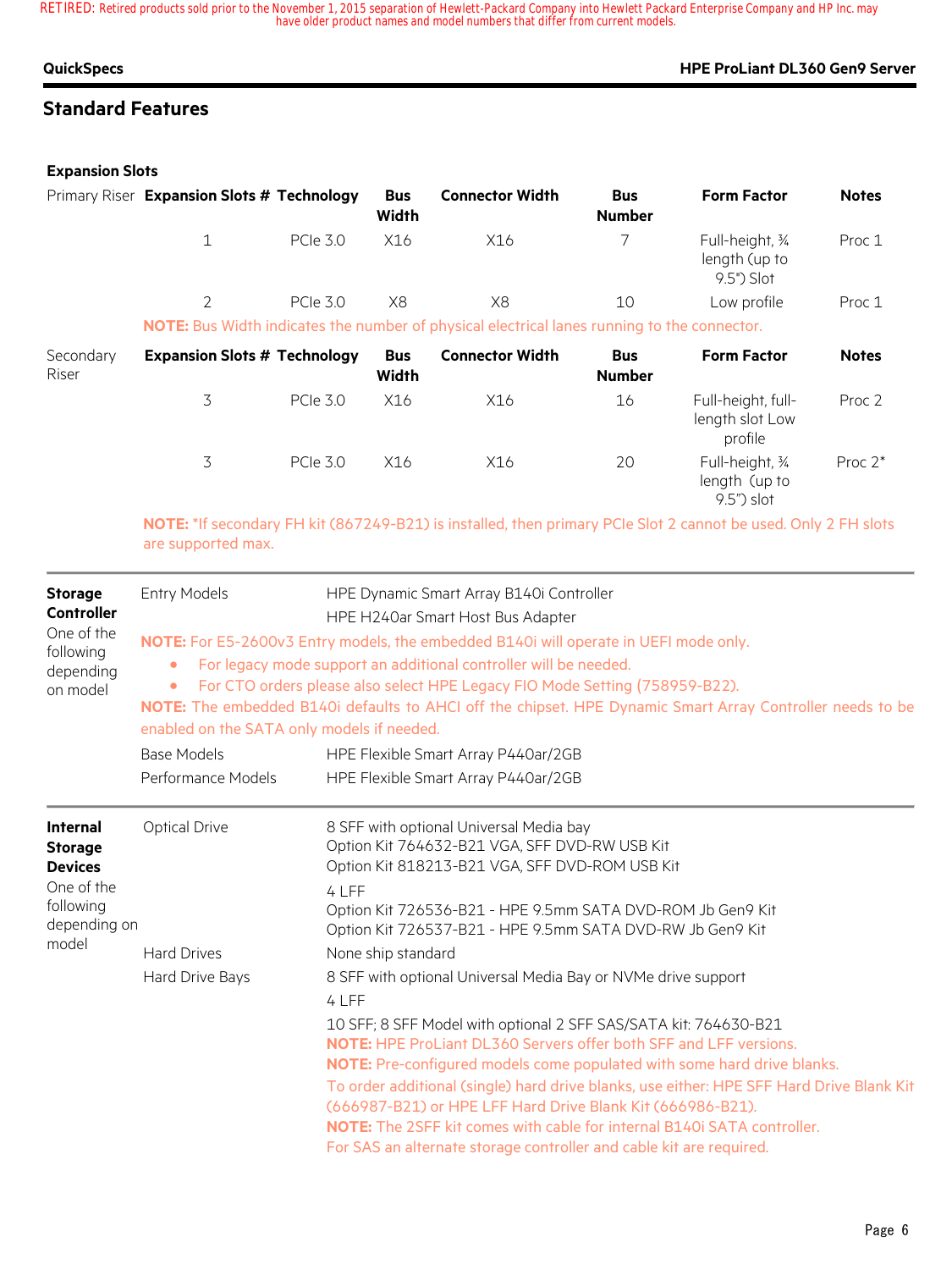RETIRED: Retired products sold prior to the November 1, 2015 separation of Hewlett-Packard Company into Hewlett Packard Enterprise Company and HP Inc. may have older product names and model numbers that differ from current models.

## Standard Features

### Expansion Slots

| Primary Riser | Expansion Slots # | Technology | Bus Width | Connector Width | Bus Number | Form Factor | Notes |
|---|---|---|---|---|---|---|---|
| | 1 | PCIe 3.0 | X16 | X16 | 7 | Full-height, ¾ length (up to 9.5") Slot | Proc 1 |
| | 2 | PCIe 3.0 | X8 | X8 | 10 | Low profile | Proc 1 |

**NOTE:** Bus Width indicates the number of physical electrical lanes running to the connector.

| Secondary Riser | Expansion Slots # | Technology | Bus Width | Connector Width | Bus Number | Form Factor | Notes |
|---|---|---|---|---|---|---|---|
| | 3 | PCIe 3.0 | X16 | X16 | 16 | Full-height, full-length slot Low profile | Proc 2 |
| | 3 | PCIe 3.0 | X16 | X16 | 20 | Full-height, ¾ length (up to 9.5") slot | Proc 2* |

**NOTE:** *If secondary FH kit (867249-B21) is installed, then primary PCIe Slot 2 cannot be used. Only 2 FH slots are supported max.

### Storage Controller

One of the following depending on model

| | |
|---|---|
| Entry Models | HPE Dynamic Smart Array B140i Controller<br>HPE H240ar Smart Host Bus Adapter |

**NOTE:** For E5-2600v3 Entry models, the embedded B140i will operate in UEFI mode only.

- For legacy mode support an additional controller will be needed.
- For CTO orders please also select HPE Legacy FIO Mode Setting (758959-B22).

**NOTE:** The embedded B140i defaults to AHCI off the chipset. HPE Dynamic Smart Array Controller needs to be enabled on the SATA only models if needed.

| | |
|---|---|
| Base Models | HPE Flexible Smart Array P440ar/2GB |
| Performance Models | HPE Flexible Smart Array P440ar/2GB |

### Internal Storage Devices

One of the following depending on model

**Optical Drive**

8 SFF with optional Universal Media bay
Option Kit 764632-B21 VGA, SFF DVD-RW USB Kit
Option Kit 818213-B21 VGA, SFF DVD-ROM USB Kit

4 LFF
Option Kit 726536-B21 - HPE 9.5mm SATA DVD-ROM Jb Gen9 Kit
Option Kit 726537-B21 - HPE 9.5mm SATA DVD-RW Jb Gen9 Kit

**Hard Drives**

None ship standard

**Hard Drive Bays**

8 SFF with optional Universal Media Bay or NVMe drive support

4 LFF

10 SFF; 8 SFF Model with optional 2 SFF SAS/SATA kit: 764630-B21

**NOTE:** HPE ProLiant DL360 Servers offer both SFF and LFF versions.

**NOTE:** Pre-configured models come populated with some hard drive blanks.
To order additional (single) hard drive blanks, use either: HPE SFF Hard Drive Blank Kit (666987-B21) or HPE LFF Hard Drive Blank Kit (666986-B21).

**NOTE:** The 2SFF kit comes with cable for internal B140i SATA controller.
For SAS an alternate storage controller and cable kit are required.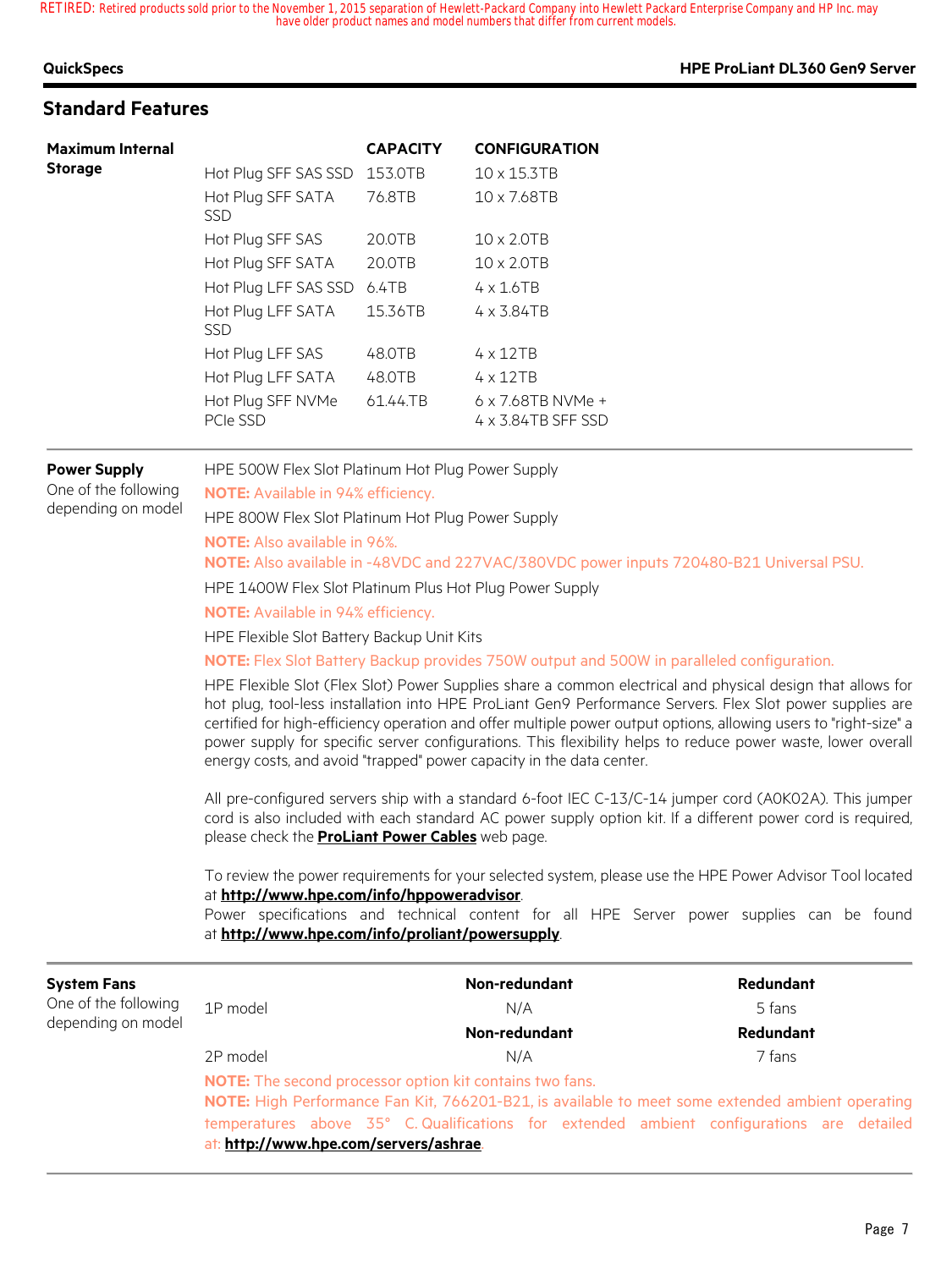RETIRED: Retired products sold prior to the November 1, 2015 separation of Hewlett-Packard Company into Hewlett Packard Enterprise Company and HP Inc. may have older product names and model numbers that differ from current models.

## Standard Features

**Maximum Internal Storage**

| | CAPACITY | CONFIGURATION |
|---|---|---|
| Hot Plug SFF SAS SSD | 153.0TB | 10 x 15.3TB |
| Hot Plug SFF SATA SSD | 76.8TB | 10 x 7.68TB |
| Hot Plug SFF SAS | 20.0TB | 10 x 2.0TB |
| Hot Plug SFF SATA | 20.0TB | 10 x 2.0TB |
| Hot Plug LFF SAS SSD | 6.4TB | 4 x 1.6TB |
| Hot Plug LFF SATA SSD | 15.36TB | 4 x 3.84TB |
| Hot Plug LFF SAS | 48.0TB | 4 x 12TB |
| Hot Plug LFF SATA | 48.0TB | 4 x 12TB |
| Hot Plug SFF NVMe PCIe SSD | 61.44.TB | 6 x 7.68TB NVMe + 4 x 3.84TB SFF SSD |

**Power Supply**
One of the following depending on model

HPE 500W Flex Slot Platinum Hot Plug Power Supply

**NOTE:** Available in 94% efficiency.

HPE 800W Flex Slot Platinum Hot Plug Power Supply

**NOTE:** Also available in 96%.
**NOTE:** Also available in -48VDC and 227VAC/380VDC power inputs 720480-B21 Universal PSU.

HPE 1400W Flex Slot Platinum Plus Hot Plug Power Supply

**NOTE:** Available in 94% efficiency.

HPE Flexible Slot Battery Backup Unit Kits

**NOTE:** Flex Slot Battery Backup provides 750W output and 500W in paralleled configuration.

HPE Flexible Slot (Flex Slot) Power Supplies share a common electrical and physical design that allows for hot plug, tool-less installation into HPE ProLiant Gen9 Performance Servers. Flex Slot power supplies are certified for high-efficiency operation and offer multiple power output options, allowing users to "right-size" a power supply for specific server configurations. This flexibility helps to reduce power waste, lower overall energy costs, and avoid "trapped" power capacity in the data center.

All pre-configured servers ship with a standard 6-foot IEC C-13/C-14 jumper cord (A0K02A). This jumper cord is also included with each standard AC power supply option kit. If a different power cord is required, please check the **ProLiant Power Cables** web page.

To review the power requirements for your selected system, please use the HPE Power Advisor Tool located at **http://www.hpe.com/info/hppoweradvisor**.
Power specifications and technical content for all HPE Server power supplies can be found at **http://www.hpe.com/info/proliant/powersupply**.

**System Fans**
One of the following depending on model

| | Non-redundant | Redundant |
|---|---|---|
| 1P model | N/A | 5 fans |
| | **Non-redundant** | **Redundant** |
| 2P model | N/A | 7 fans |

**NOTE:** The second processor option kit contains two fans.
**NOTE:** High Performance Fan Kit, 766201-B21, is available to meet some extended ambient operating temperatures above 35° C. Qualifications for extended ambient configurations are detailed at: **http://www.hpe.com/servers/ashrae**.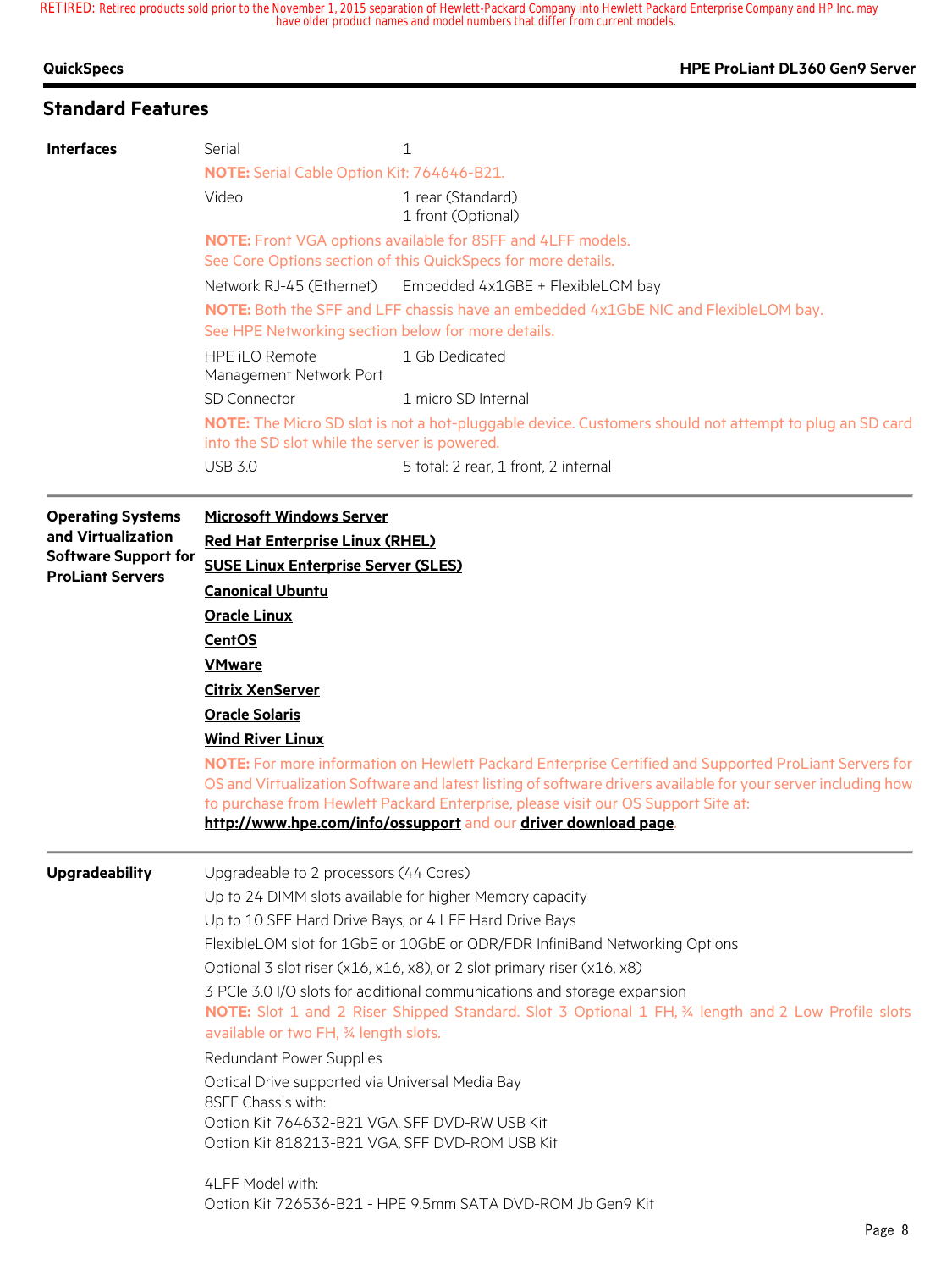RETIRED: Retired products sold prior to the November 1, 2015 separation of Hewlett-Packard Company into Hewlett Packard Enterprise Company and HP Inc. may have older product names and model numbers that differ from current models.

## Standard Features

### Interfaces

| | |
|---|---|
| Serial | 1 |

**NOTE:** Serial Cable Option Kit: 764646-B21.

| | |
|---|---|
| Video | 1 rear (Standard)<br>1 front (Optional) |

**NOTE:** Front VGA options available for 8SFF and 4LFF models.
See Core Options section of this QuickSpecs for more details.

| | |
|---|---|
| Network RJ-45 (Ethernet) | Embedded 4x1GBE + FlexibleLOM bay |

**NOTE:** Both the SFF and LFF chassis have an embedded 4x1GbE NIC and FlexibleLOM bay.
See HPE Networking section below for more details.

| | |
|---|---|
| HPE iLO Remote Management Network Port | 1 Gb Dedicated |
| SD Connector | 1 micro SD Internal |

**NOTE:** The Micro SD slot is not a hot-pluggable device. Customers should not attempt to plug an SD card into the SD slot while the server is powered.

| | |
|---|---|
| USB 3.0 | 5 total: 2 rear, 1 front, 2 internal |

### Operating Systems and Virtualization Software Support for ProLiant Servers

**Microsoft Windows Server**

**Red Hat Enterprise Linux (RHEL)**

**SUSE Linux Enterprise Server (SLES)**

**Canonical Ubuntu**

**Oracle Linux**

**CentOS**

**VMware**

**Citrix XenServer**

**Oracle Solaris**

**Wind River Linux**

**NOTE:** For more information on Hewlett Packard Enterprise Certified and Supported ProLiant Servers for OS and Virtualization Software and latest listing of software drivers available for your server including how to purchase from Hewlett Packard Enterprise, please visit our OS Support Site at: **http://www.hpe.com/info/ossupport** and our **driver download page**.

### Upgradeability

Upgradeable to 2 processors (44 Cores)

Up to 24 DIMM slots available for higher Memory capacity

Up to 10 SFF Hard Drive Bays; or 4 LFF Hard Drive Bays

FlexibleLOM slot for 1GbE or 10GbE or QDR/FDR InfiniBand Networking Options

Optional 3 slot riser (x16, x16, x8), or 2 slot primary riser (x16, x8)

3 PCIe 3.0 I/O slots for additional communications and storage expansion

**NOTE:** Slot 1 and 2 Riser Shipped Standard. Slot 3 Optional 1 FH, ¾ length and 2 Low Profile slots available or two FH, ¾ length slots.

Redundant Power Supplies

Optical Drive supported via Universal Media Bay
8SFF Chassis with:
Option Kit 764632-B21 VGA, SFF DVD-RW USB Kit
Option Kit 818213-B21 VGA, SFF DVD-ROM USB Kit

4LFF Model with:
Option Kit 726536-B21 - HPE 9.5mm SATA DVD-ROM Jb Gen9 Kit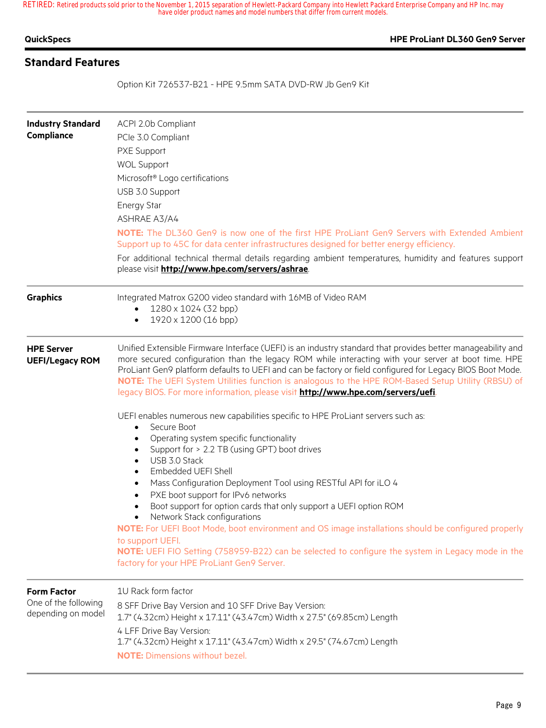## Standard Features

Option Kit 726537-B21 - HPE 9.5mm SATA DVD-RW Jb Gen9 Kit

| | |
|---|---|
| **Industry Standard Compliance** | ACPI 2.0b Compliant<br>PCIe 3.0 Compliant<br>PXE Support<br>WOL Support<br>Microsoft® Logo certifications<br>USB 3.0 Support<br>Energy Star<br>ASHRAE A3/A4<br>**NOTE:** The DL360 Gen9 is now one of the first HPE ProLiant Gen9 Servers with Extended Ambient Support up to 45C for data center infrastructures designed for better energy efficiency.<br>For additional technical thermal details regarding ambient temperatures, humidity and features support please visit **http://www.hpe.com/servers/ashrae**. |
| **Graphics** | Integrated Matrox G200 video standard with 16MB of Video RAM<br>• 1280 x 1024 (32 bpp)<br>• 1920 x 1200 (16 bpp) |
| **HPE Server UEFI/Legacy ROM** | Unified Extensible Firmware Interface (UEFI) is an industry standard that provides better manageability and more secured configuration than the legacy ROM while interacting with your server at boot time. HPE ProLiant Gen9 platform defaults to UEFI and can be factory or field configured for Legacy BIOS Boot Mode.<br>**NOTE:** The UEFI System Utilities function is analogous to the HPE ROM-Based Setup Utility (RBSU) of legacy BIOS. For more information, please visit **http://www.hpe.com/servers/uefi**.<br><br>UEFI enables numerous new capabilities specific to HPE ProLiant servers such as:<br>• Secure Boot<br>• Operating system specific functionality<br>• Support for > 2.2 TB (using GPT) boot drives<br>• USB 3.0 Stack<br>• Embedded UEFI Shell<br>• Mass Configuration Deployment Tool using RESTful API for iLO 4<br>• PXE boot support for IPv6 networks<br>• Boot support for option cards that only support a UEFI option ROM<br>• Network Stack configurations<br>**NOTE:** For UEFI Boot Mode, boot environment and OS image installations should be configured properly to support UEFI.<br>**NOTE:** UEFI FIO Setting (758959-B22) can be selected to configure the system in Legacy mode in the factory for your HPE ProLiant Gen9 Server. |
| **Form Factor**<br>One of the following depending on model | 1U Rack form factor<br>8 SFF Drive Bay Version and 10 SFF Drive Bay Version:<br>1.7" (4.32cm) Height x 17.11" (43.47cm) Width x 27.5" (69.85cm) Length<br>4 LFF Drive Bay Version:<br>1.7" (4.32cm) Height x 17.11" (43.47cm) Width x 29.5" (74.67cm) Length<br>**NOTE:** Dimensions without bezel. |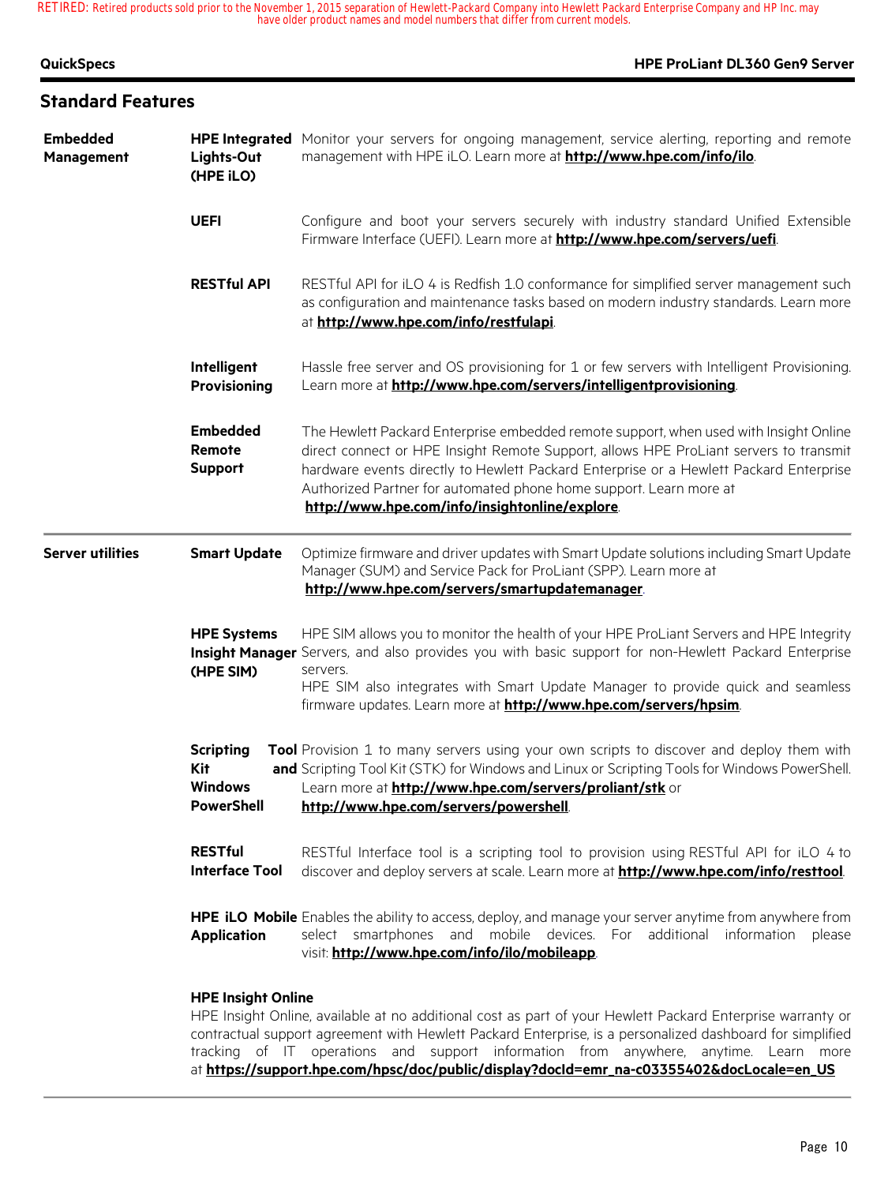## Standard Features

| | | |
|---|---|---|
| **Embedded Management** | **HPE Integrated Lights-Out (HPE iLO)** | Monitor your servers for ongoing management, service alerting, reporting and remote management with HPE iLO. Learn more at **http://www.hpe.com/info/ilo**. |
| | **UEFI** | Configure and boot your servers securely with industry standard Unified Extensible Firmware Interface (UEFI). Learn more at **http://www.hpe.com/servers/uefi**. |
| | **RESTful API** | RESTful API for iLO 4 is Redfish 1.0 conformance for simplified server management such as configuration and maintenance tasks based on modern industry standards. Learn more at **http://www.hpe.com/info/restfulapi**. |
| | **Intelligent Provisioning** | Hassle free server and OS provisioning for 1 or few servers with Intelligent Provisioning. Learn more at **http://www.hpe.com/servers/intelligentprovisioning**. |
| | **Embedded Remote Support** | The Hewlett Packard Enterprise embedded remote support, when used with Insight Online direct connect or HPE Insight Remote Support, allows HPE ProLiant servers to transmit hardware events directly to Hewlett Packard Enterprise or a Hewlett Packard Enterprise Authorized Partner for automated phone home support. Learn more at **http://www.hpe.com/info/insightonline/explore**. |
| **Server utilities** | **Smart Update** | Optimize firmware and driver updates with Smart Update solutions including Smart Update Manager (SUM) and Service Pack for ProLiant (SPP). Learn more at **http://www.hpe.com/servers/smartupdatemanager**. |
| | **HPE Systems Insight Manager (HPE SIM)** | HPE SIM allows you to monitor the health of your HPE ProLiant Servers and HPE Integrity Servers, and also provides you with basic support for non-Hewlett Packard Enterprise servers. HPE SIM also integrates with Smart Update Manager to provide quick and seamless firmware updates. Learn more at **http://www.hpe.com/servers/hpsim**. |
| | **Scripting Tool Kit and Windows PowerShell** | Provision 1 to many servers using your own scripts to discover and deploy them with Scripting Tool Kit (STK) for Windows and Linux or Scripting Tools for Windows PowerShell. Learn more at **http://www.hpe.com/servers/proliant/stk** or **http://www.hpe.com/servers/powershell**. |
| | **RESTful Interface Tool** | RESTful Interface tool is a scripting tool to provision using RESTful API for iLO 4 to discover and deploy servers at scale. Learn more at **http://www.hpe.com/info/resttool**. |
| | **HPE iLO Mobile Application** | Enables the ability to access, deploy, and manage your server anytime from anywhere from select smartphones and mobile devices. For additional information please visit: **http://www.hpe.com/info/ilo/mobileapp**. |
| | **HPE Insight Online** | HPE Insight Online, available at no additional cost as part of your Hewlett Packard Enterprise warranty or contractual support agreement with Hewlett Packard Enterprise, is a personalized dashboard for simplified tracking of IT operations and support information from anywhere, anytime. Learn more at **https://support.hpe.com/hpsc/doc/public/display?docId=emr_na-c03355402&docLocale=en_US** |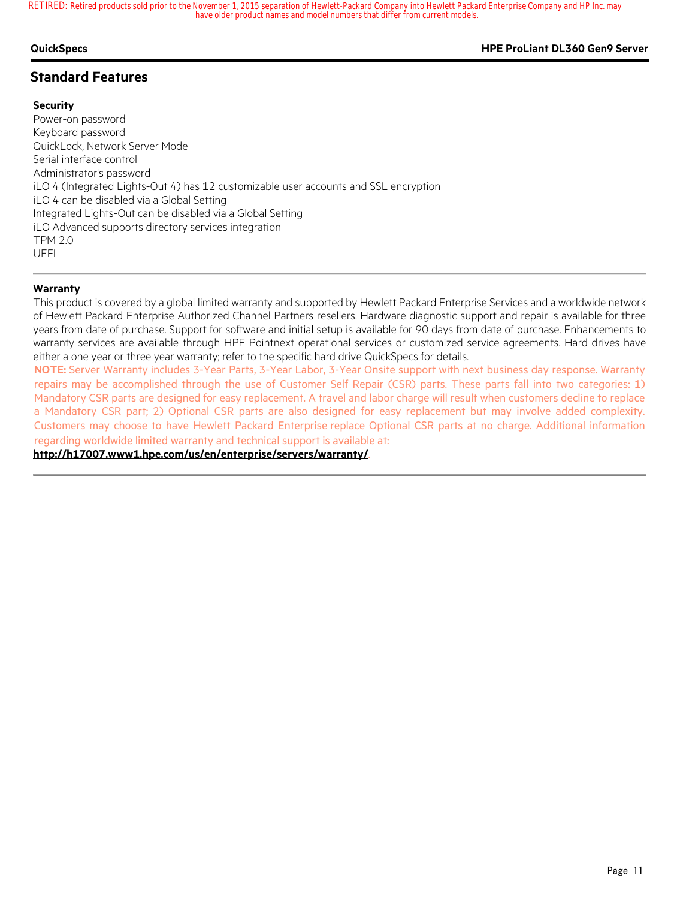## Standard Features

### Security

Power-on password
Keyboard password
QuickLock, Network Server Mode
Serial interface control
Administrator's password
iLO 4 (Integrated Lights-Out 4) has 12 customizable user accounts and SSL encryption
iLO 4 can be disabled via a Global Setting
Integrated Lights-Out can be disabled via a Global Setting
iLO Advanced supports directory services integration
TPM 2.0
UEFI

### Warranty

This product is covered by a global limited warranty and supported by Hewlett Packard Enterprise Services and a worldwide network of Hewlett Packard Enterprise Authorized Channel Partners resellers. Hardware diagnostic support and repair is available for three years from date of purchase. Support for software and initial setup is available for 90 days from date of purchase. Enhancements to warranty services are available through HPE Pointnext operational services or customized service agreements. Hard drives have either a one year or three year warranty; refer to the specific hard drive QuickSpecs for details.

**NOTE:** Server Warranty includes 3-Year Parts, 3-Year Labor, 3-Year Onsite support with next business day response. Warranty repairs may be accomplished through the use of Customer Self Repair (CSR) parts. These parts fall into two categories: 1) Mandatory CSR parts are designed for easy replacement. A travel and labor charge will result when customers decline to replace a Mandatory CSR part; 2) Optional CSR parts are also designed for easy replacement but may involve added complexity. Customers may choose to have Hewlett Packard Enterprise replace Optional CSR parts at no charge. Additional information regarding worldwide limited warranty and technical support is available at:
**http://h17007.www1.hpe.com/us/en/enterprise/servers/warranty/**.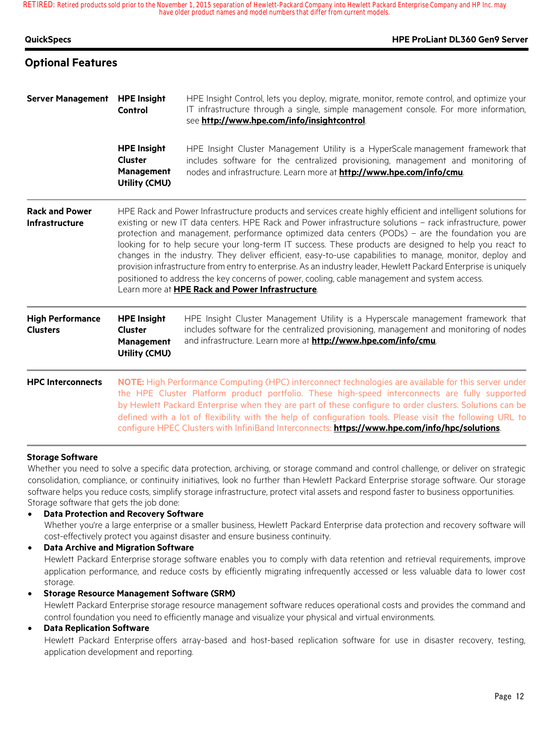## Optional Features

| | | |
|---|---|---|
| **Server Management** | **HPE Insight Control** | HPE Insight Control, lets you deploy, migrate, monitor, remote control, and optimize your IT infrastructure through a single, simple management console. For more information, see **http://www.hpe.com/info/insightcontrol**. |
| | **HPE Insight Cluster Management Utility (CMU)** | HPE Insight Cluster Management Utility is a HyperScale management framework that includes software for the centralized provisioning, management and monitoring of nodes and infrastructure. Learn more at **http://www.hpe.com/info/cmu**. |
| **Rack and Power Infrastructure** | HPE Rack and Power Infrastructure products and services create highly efficient and intelligent solutions for existing or new IT data centers. HPE Rack and Power infrastructure solutions – rack infrastructure, power protection and management, performance optimized data centers (PODs) – are the foundation you are looking for to help secure your long-term IT success. These products are designed to help you react to changes in the industry. They deliver efficient, easy-to-use capabilities to manage, monitor, deploy and provision infrastructure from entry to enterprise. As an industry leader, Hewlett Packard Enterprise is uniquely positioned to address the key concerns of power, cooling, cable management and system access. Learn more at **HPE Rack and Power Infrastructure**. | |
| **High Performance Clusters** | **HPE Insight Cluster Management Utility (CMU)** | HPE Insight Cluster Management Utility is a Hyperscale management framework that includes software for the centralized provisioning, management and monitoring of nodes and infrastructure. Learn more at **http://www.hpe.com/info/cmu**. |
| **HPC Interconnects** | **NOTE:** High Performance Computing (HPC) interconnect technologies are available for this server under the HPE Cluster Platform product portfolio. These high-speed interconnects are fully supported by Hewlett Packard Enterprise when they are part of these configure to order clusters. Solutions can be defined with a lot of flexibility with the help of configuration tools. Please visit the following URL to configure HPEC Clusters with InfiniBand Interconnects: **https://www.hpe.com/info/hpc/solutions**. | |

**Storage Software**

Whether you need to solve a specific data protection, archiving, or storage command and control challenge, or deliver on strategic consolidation, compliance, or continuity initiatives, look no further than Hewlett Packard Enterprise storage software. Our storage software helps you reduce costs, simplify storage infrastructure, protect vital assets and respond faster to business opportunities. Storage software that gets the job done:

- **Data Protection and Recovery Software**
  Whether you're a large enterprise or a smaller business, Hewlett Packard Enterprise data protection and recovery software will cost-effectively protect you against disaster and ensure business continuity.
- **Data Archive and Migration Software**
  Hewlett Packard Enterprise storage software enables you to comply with data retention and retrieval requirements, improve application performance, and reduce costs by efficiently migrating infrequently accessed or less valuable data to lower cost storage.
- **Storage Resource Management Software (SRM)**
  Hewlett Packard Enterprise storage resource management software reduces operational costs and provides the command and control foundation you need to efficiently manage and visualize your physical and virtual environments.
- **Data Replication Software**
  Hewlett Packard Enterprise offers array-based and host-based replication software for use in disaster recovery, testing, application development and reporting.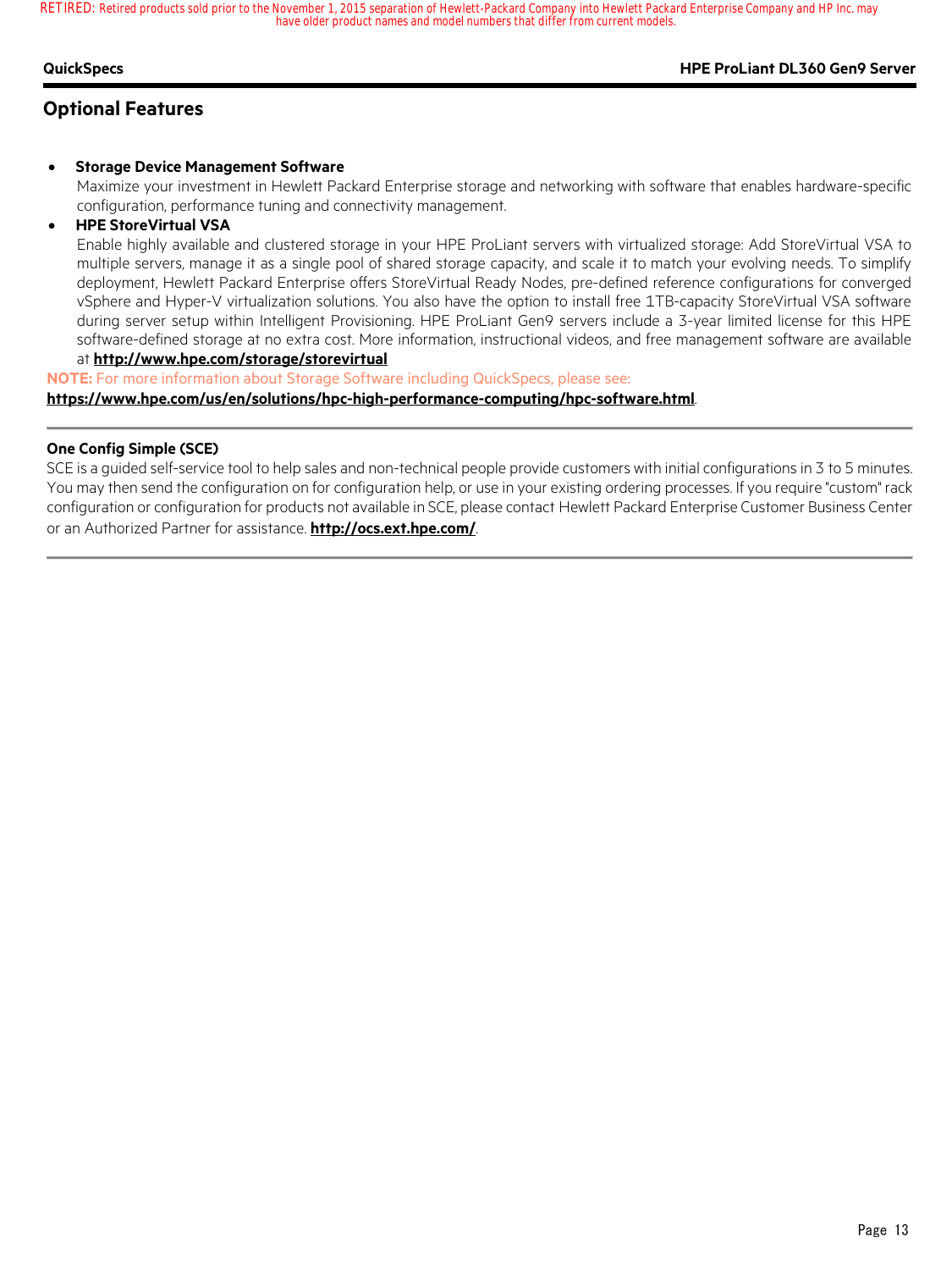## Optional Features

- **Storage Device Management Software**
  Maximize your investment in Hewlett Packard Enterprise storage and networking with software that enables hardware-specific configuration, performance tuning and connectivity management.
- **HPE StoreVirtual VSA**
  Enable highly available and clustered storage in your HPE ProLiant servers with virtualized storage: Add StoreVirtual VSA to multiple servers, manage it as a single pool of shared storage capacity, and scale it to match your evolving needs. To simplify deployment, Hewlett Packard Enterprise offers StoreVirtual Ready Nodes, pre-defined reference configurations for converged vSphere and Hyper-V virtualization solutions. You also have the option to install free 1TB-capacity StoreVirtual VSA software during server setup within Intelligent Provisioning. HPE ProLiant Gen9 servers include a 3-year limited license for this HPE software-defined storage at no extra cost. More information, instructional videos, and free management software are available at **http://www.hpe.com/storage/storevirtual**

**NOTE:** For more information about Storage Software including QuickSpecs, please see: **https://www.hpe.com/us/en/solutions/hpc-high-performance-computing/hpc-software.html**.

### One Config Simple (SCE)

SCE is a guided self-service tool to help sales and non-technical people provide customers with initial configurations in 3 to 5 minutes. You may then send the configuration on for configuration help, or use in your existing ordering processes. If you require "custom" rack configuration or configuration for products not available in SCE, please contact Hewlett Packard Enterprise Customer Business Center or an Authorized Partner for assistance. **http://ocs.ext.hpe.com/**.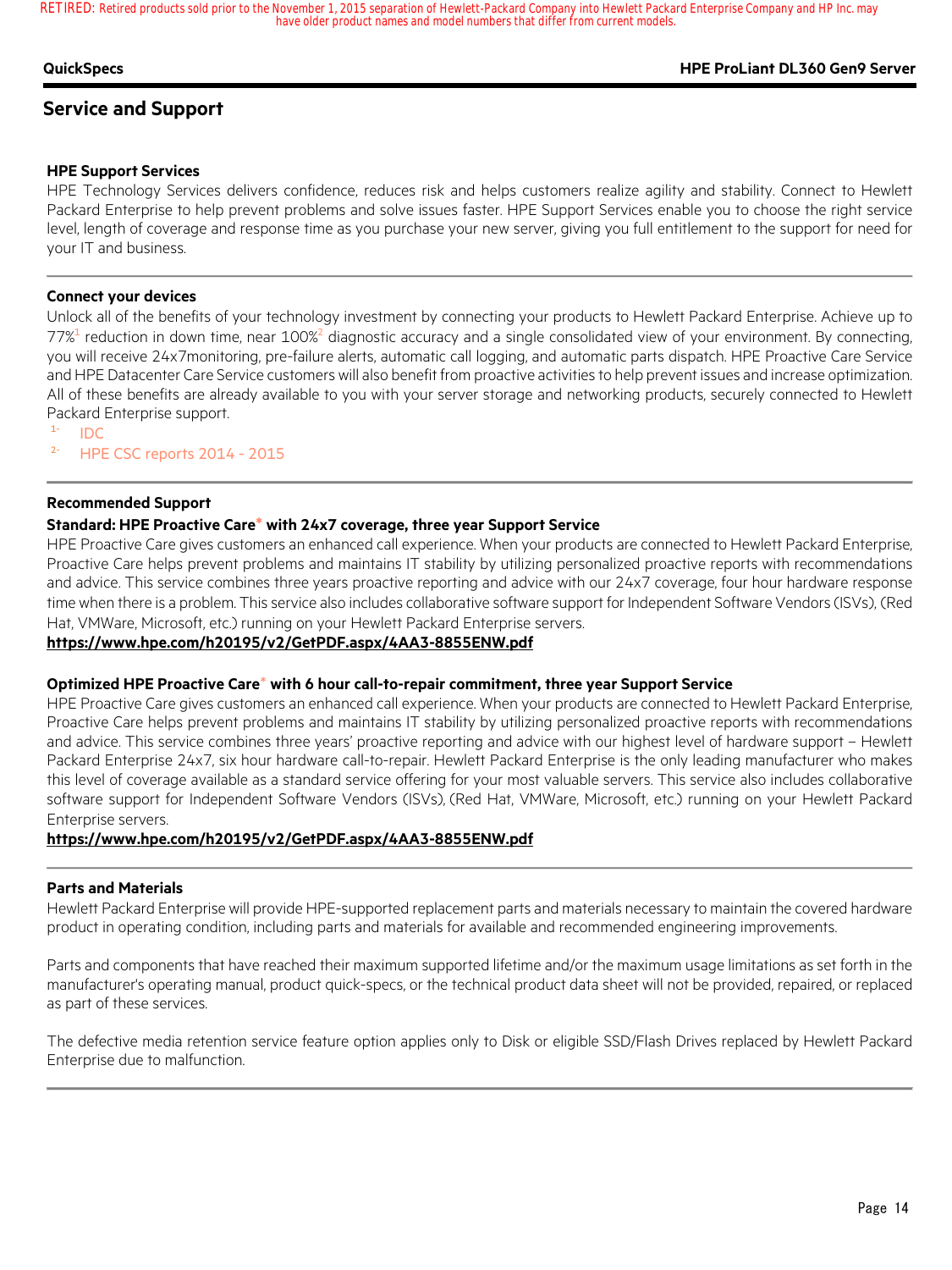## Service and Support

### HPE Support Services

HPE Technology Services delivers confidence, reduces risk and helps customers realize agility and stability. Connect to Hewlett Packard Enterprise to help prevent problems and solve issues faster. HPE Support Services enable you to choose the right service level, length of coverage and response time as you purchase your new server, giving you full entitlement to the support for need for your IT and business.

### Connect your devices

Unlock all of the benefits of your technology investment by connecting your products to Hewlett Packard Enterprise. Achieve up to 77%[1] reduction in down time, near 100%[2] diagnostic accuracy and a single consolidated view of your environment. By connecting, you will receive 24x7monitoring, pre-failure alerts, automatic call logging, and automatic parts dispatch. HPE Proactive Care Service and HPE Datacenter Care Service customers will also benefit from proactive activities to help prevent issues and increase optimization. All of these benefits are already available to you with your server storage and networking products, securely connected to Hewlett Packard Enterprise support.

1- IDC

2- HPE CSC reports 2014 - 2015

### Recommended Support

**Standard: HPE Proactive Care* with 24x7 coverage, three year Support Service**

HPE Proactive Care gives customers an enhanced call experience. When your products are connected to Hewlett Packard Enterprise, Proactive Care helps prevent problems and maintains IT stability by utilizing personalized proactive reports with recommendations and advice. This service combines three years proactive reporting and advice with our 24x7 coverage, four hour hardware response time when there is a problem. This service also includes collaborative software support for Independent Software Vendors (ISVs), (Red Hat, VMWare, Microsoft, etc.) running on your Hewlett Packard Enterprise servers.

**https://www.hpe.com/h20195/v2/GetPDF.aspx/4AA3-8855ENW.pdf**

**Optimized HPE Proactive Care* with 6 hour call-to-repair commitment, three year Support Service**

HPE Proactive Care gives customers an enhanced call experience. When your products are connected to Hewlett Packard Enterprise, Proactive Care helps prevent problems and maintains IT stability by utilizing personalized proactive reports with recommendations and advice. This service combines three years' proactive reporting and advice with our highest level of hardware support – Hewlett Packard Enterprise 24x7, six hour hardware call-to-repair. Hewlett Packard Enterprise is the only leading manufacturer who makes this level of coverage available as a standard service offering for your most valuable servers. This service also includes collaborative software support for Independent Software Vendors (ISVs), (Red Hat, VMWare, Microsoft, etc.) running on your Hewlett Packard Enterprise servers.

**https://www.hpe.com/h20195/v2/GetPDF.aspx/4AA3-8855ENW.pdf**

### Parts and Materials

Hewlett Packard Enterprise will provide HPE-supported replacement parts and materials necessary to maintain the covered hardware product in operating condition, including parts and materials for available and recommended engineering improvements.

Parts and components that have reached their maximum supported lifetime and/or the maximum usage limitations as set forth in the manufacturer's operating manual, product quick-specs, or the technical product data sheet will not be provided, repaired, or replaced as part of these services.

The defective media retention service feature option applies only to Disk or eligible SSD/Flash Drives replaced by Hewlett Packard Enterprise due to malfunction.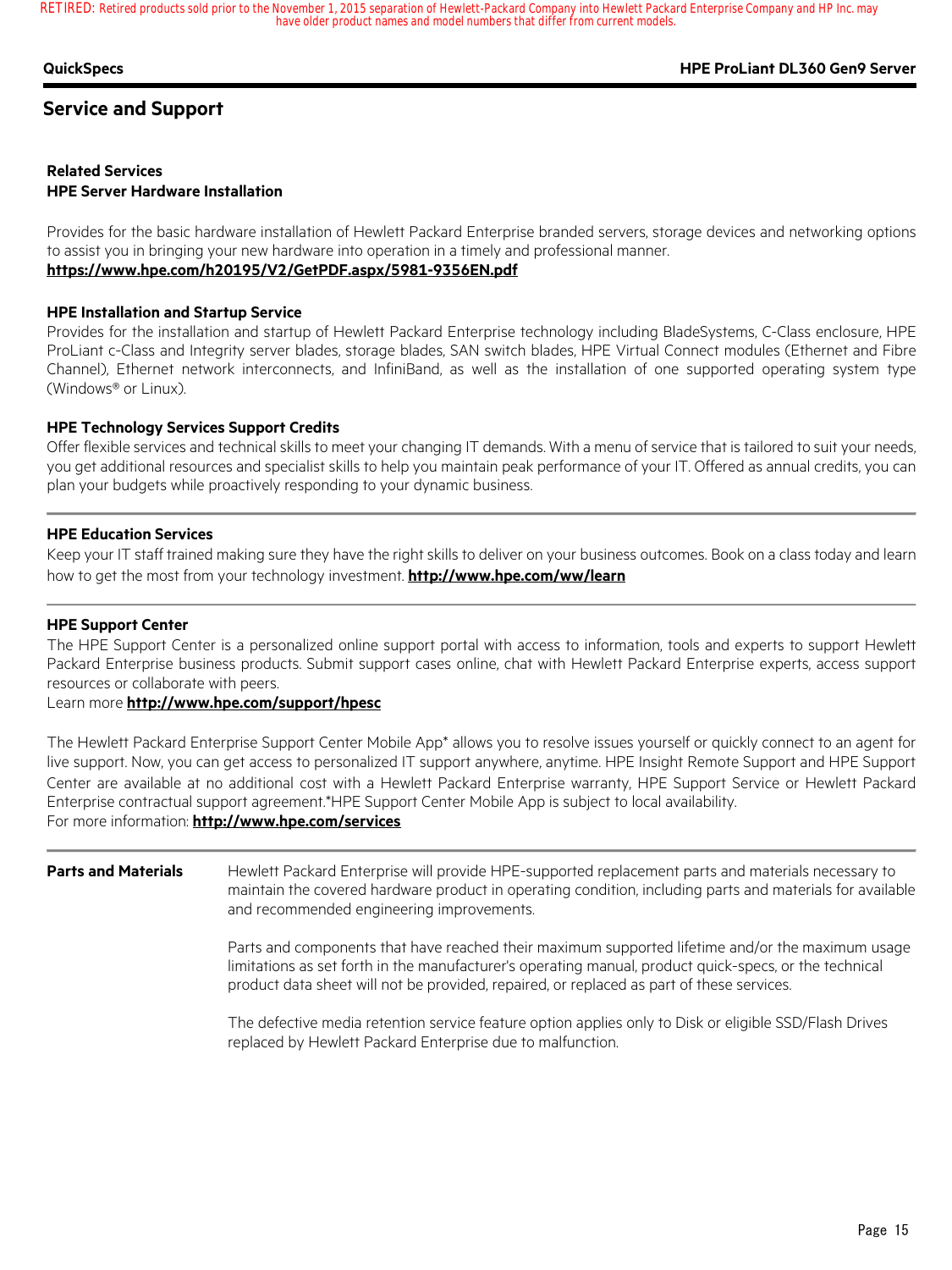## Service and Support

**Related Services**
**HPE Server Hardware Installation**

Provides for the basic hardware installation of Hewlett Packard Enterprise branded servers, storage devices and networking options to assist you in bringing your new hardware into operation in a timely and professional manner.
**https://www.hpe.com/h20195/V2/GetPDF.aspx/5981-9356EN.pdf**

**HPE Installation and Startup Service**
Provides for the installation and startup of Hewlett Packard Enterprise technology including BladeSystems, C-Class enclosure, HPE ProLiant c-Class and Integrity server blades, storage blades, SAN switch blades, HPE Virtual Connect modules (Ethernet and Fibre Channel), Ethernet network interconnects, and InfiniBand, as well as the installation of one supported operating system type (Windows® or Linux).

**HPE Technology Services Support Credits**
Offer flexible services and technical skills to meet your changing IT demands. With a menu of service that is tailored to suit your needs, you get additional resources and specialist skills to help you maintain peak performance of your IT. Offered as annual credits, you can plan your budgets while proactively responding to your dynamic business.

---

**HPE Education Services**
Keep your IT staff trained making sure they have the right skills to deliver on your business outcomes. Book on a class today and learn how to get the most from your technology investment. **http://www.hpe.com/ww/learn**

---

**HPE Support Center**
The HPE Support Center is a personalized online support portal with access to information, tools and experts to support Hewlett Packard Enterprise business products. Submit support cases online, chat with Hewlett Packard Enterprise experts, access support resources or collaborate with peers.
Learn more **http://www.hpe.com/support/hpesc**

The Hewlett Packard Enterprise Support Center Mobile App* allows you to resolve issues yourself or quickly connect to an agent for live support. Now, you can get access to personalized IT support anywhere, anytime. HPE Insight Remote Support and HPE Support Center are available at no additional cost with a Hewlett Packard Enterprise warranty, HPE Support Service or Hewlett Packard Enterprise contractual support agreement.*HPE Support Center Mobile App is subject to local availability.
For more information: **http://www.hpe.com/services**

---

**Parts and Materials**

Hewlett Packard Enterprise will provide HPE-supported replacement parts and materials necessary to maintain the covered hardware product in operating condition, including parts and materials for available and recommended engineering improvements.

Parts and components that have reached their maximum supported lifetime and/or the maximum usage limitations as set forth in the manufacturer's operating manual, product quick-specs, or the technical product data sheet will not be provided, repaired, or replaced as part of these services.

The defective media retention service feature option applies only to Disk or eligible SSD/Flash Drives replaced by Hewlett Packard Enterprise due to malfunction.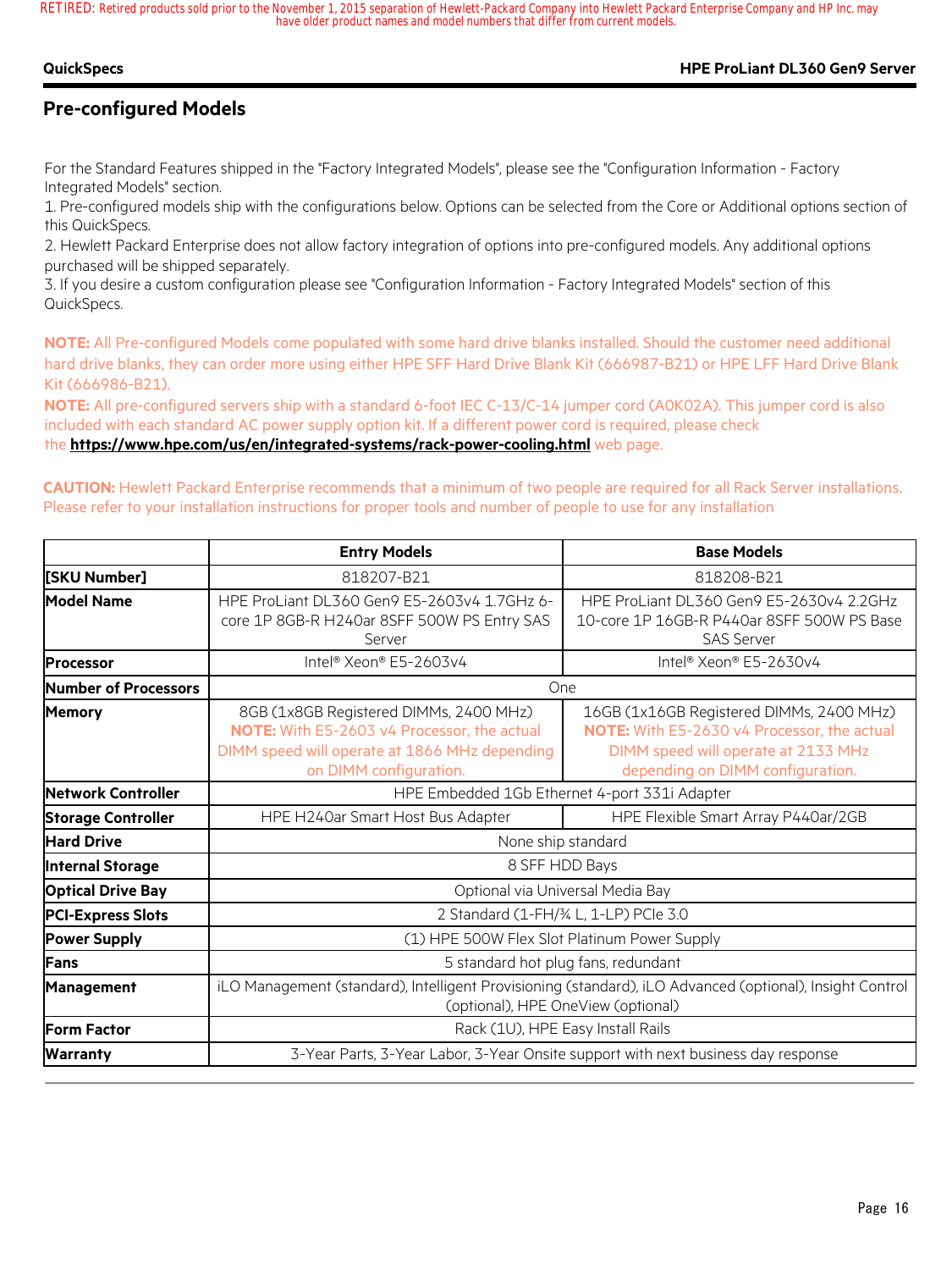## Pre-configured Models

For the Standard Features shipped in the "Factory Integrated Models", please see the "Configuration Information - Factory Integrated Models" section.

1. Pre-configured models ship with the configurations below. Options can be selected from the Core or Additional options section of this QuickSpecs.
2. Hewlett Packard Enterprise does not allow factory integration of options into pre-configured models. Any additional options purchased will be shipped separately.
3. If you desire a custom configuration please see "Configuration Information - Factory Integrated Models" section of this QuickSpecs.

**NOTE:** All Pre-configured Models come populated with some hard drive blanks installed. Should the customer need additional hard drive blanks, they can order more using either HPE SFF Hard Drive Blank Kit (666987-B21) or HPE LFF Hard Drive Blank Kit (666986-B21).

**NOTE:** All pre-configured servers ship with a standard 6-foot IEC C-13/C-14 jumper cord (A0K02A). This jumper cord is also included with each standard AC power supply option kit. If a different power cord is required, please check the **https://www.hpe.com/us/en/integrated-systems/rack-power-cooling.html** web page.

**CAUTION:** Hewlett Packard Enterprise recommends that a minimum of two people are required for all Rack Server installations. Please refer to your installation instructions for proper tools and number of people to use for any installation

| | Entry Models | Base Models |
|---|---|---|
| **[SKU Number]** | 818207-B21 | 818208-B21 |
| **Model Name** | HPE ProLiant DL360 Gen9 E5-2603v4 1.7GHz 6-core 1P 8GB-R H240ar 8SFF 500W PS Entry SAS Server | HPE ProLiant DL360 Gen9 E5-2630v4 2.2GHz 10-core 1P 16GB-R P440ar 8SFF 500W PS Base SAS Server |
| **Processor** | Intel® Xeon® E5-2603v4 | Intel® Xeon® E5-2630v4 |
| **Number of Processors** | One | |
| **Memory** | 8GB (1x8GB Registered DIMMs, 2400 MHz) **NOTE:** With E5-2603 v4 Processor, the actual DIMM speed will operate at 1866 MHz depending on DIMM configuration. | 16GB (1x16GB Registered DIMMs, 2400 MHz) **NOTE:** With E5-2630 v4 Processor, the actual DIMM speed will operate at 2133 MHz depending on DIMM configuration. |
| **Network Controller** | HPE Embedded 1Gb Ethernet 4-port 331i Adapter | |
| **Storage Controller** | HPE H240ar Smart Host Bus Adapter | HPE Flexible Smart Array P440ar/2GB |
| **Hard Drive** | None ship standard | |
| **Internal Storage** | 8 SFF HDD Bays | |
| **Optical Drive Bay** | Optional via Universal Media Bay | |
| **PCI-Express Slots** | 2 Standard (1-FH/¾ L, 1-LP) PCIe 3.0 | |
| **Power Supply** | (1) HPE 500W Flex Slot Platinum Power Supply | |
| **Fans** | 5 standard hot plug fans, redundant | |
| **Management** | iLO Management (standard), Intelligent Provisioning (standard), iLO Advanced (optional), Insight Control (optional), HPE OneView (optional) | |
| **Form Factor** | Rack (1U), HPE Easy Install Rails | |
| **Warranty** | 3-Year Parts, 3-Year Labor, 3-Year Onsite support with next business day response | |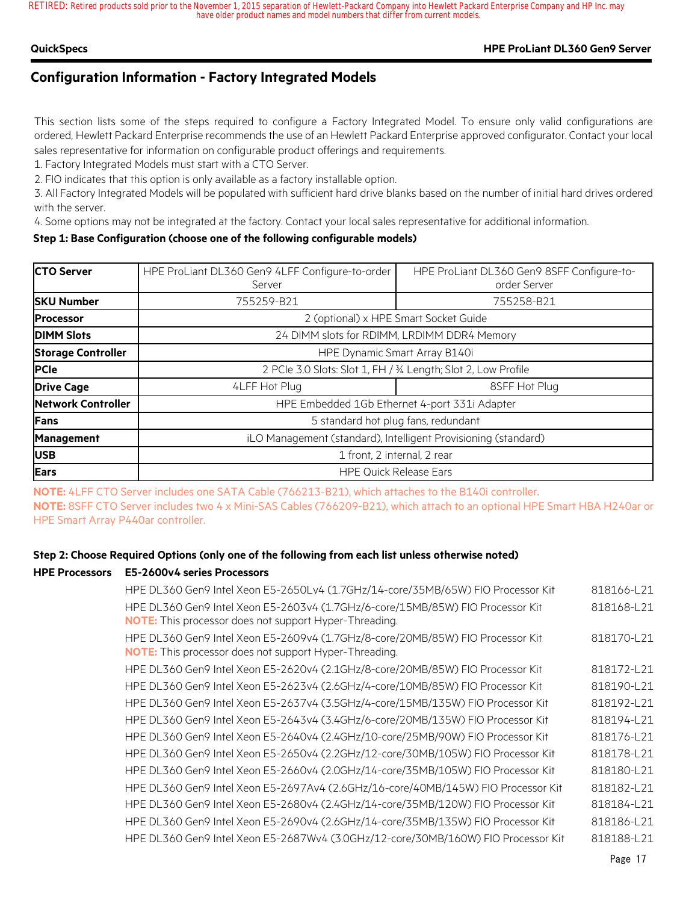RETIRED: Retired products sold prior to the November 1, 2015 separation of Hewlett-Packard Company into Hewlett Packard Enterprise Company and HP Inc. may have older product names and model numbers that differ from current models.

## Configuration Information - Factory Integrated Models

This section lists some of the steps required to configure a Factory Integrated Model. To ensure only valid configurations are ordered, Hewlett Packard Enterprise recommends the use of an Hewlett Packard Enterprise approved configurator. Contact your local sales representative for information on configurable product offerings and requirements.

1. Factory Integrated Models must start with a CTO Server.
2. FIO indicates that this option is only available as a factory installable option.
3. All Factory Integrated Models will be populated with sufficient hard drive blanks based on the number of initial hard drives ordered with the server.
4. Some options may not be integrated at the factory. Contact your local sales representative for additional information.

**Step 1: Base Configuration (choose one of the following configurable models)**

| CTO Server | HPE ProLiant DL360 Gen9 4LFF Configure-to-order Server | HPE ProLiant DL360 Gen9 8SFF Configure-to-order Server |
|---|---|---|
| SKU Number | 755259-B21 | 755258-B21 |
| Processor | 2 (optional) x HPE Smart Socket Guide | |
| DIMM Slots | 24 DIMM slots for RDIMM, LRDIMM DDR4 Memory | |
| Storage Controller | HPE Dynamic Smart Array B140i | |
| PCIe | 2 PCIe 3.0 Slots: Slot 1, FH / ¾ Length; Slot 2, Low Profile | |
| Drive Cage | 4LFF Hot Plug | 8SFF Hot Plug |
| Network Controller | HPE Embedded 1Gb Ethernet 4-port 331i Adapter | |
| Fans | 5 standard hot plug fans, redundant | |
| Management | iLO Management (standard), Intelligent Provisioning (standard) | |
| USB | 1 front, 2 internal, 2 rear | |
| Ears | HPE Quick Release Ears | |

**NOTE:** 4LFF CTO Server includes one SATA Cable (766213-B21), which attaches to the B140i controller.

**NOTE:** 8SFF CTO Server includes two 4 x Mini-SAS Cables (766209-B21), which attach to an optional HPE Smart HBA H240ar or HPE Smart Array P440ar controller.

**Step 2: Choose Required Options (only one of the following from each list unless otherwise noted)**

**HPE Processors** **E5-2600v4 series Processors**

| Description | Part Number |
|---|---|
| HPE DL360 Gen9 Intel Xeon E5-2650Lv4 (1.7GHz/14-core/35MB/65W) FIO Processor Kit | 818166-L21 |
| HPE DL360 Gen9 Intel Xeon E5-2603v4 (1.7GHz/6-core/15MB/85W) FIO Processor Kit<br>**NOTE:** This processor does not support Hyper-Threading. | 818168-L21 |
| HPE DL360 Gen9 Intel Xeon E5-2609v4 (1.7GHz/8-core/20MB/85W) FIO Processor Kit<br>**NOTE:** This processor does not support Hyper-Threading. | 818170-L21 |
| HPE DL360 Gen9 Intel Xeon E5-2620v4 (2.1GHz/8-core/20MB/85W) FIO Processor Kit | 818172-L21 |
| HPE DL360 Gen9 Intel Xeon E5-2623v4 (2.6GHz/4-core/10MB/85W) FIO Processor Kit | 818190-L21 |
| HPE DL360 Gen9 Intel Xeon E5-2637v4 (3.5GHz/4-core/15MB/135W) FIO Processor Kit | 818192-L21 |
| HPE DL360 Gen9 Intel Xeon E5-2643v4 (3.4GHz/6-core/20MB/135W) FIO Processor Kit | 818194-L21 |
| HPE DL360 Gen9 Intel Xeon E5-2640v4 (2.4GHz/10-core/25MB/90W) FIO Processor Kit | 818176-L21 |
| HPE DL360 Gen9 Intel Xeon E5-2650v4 (2.2GHz/12-core/30MB/105W) FIO Processor Kit | 818178-L21 |
| HPE DL360 Gen9 Intel Xeon E5-2660v4 (2.0GHz/14-core/35MB/105W) FIO Processor Kit | 818180-L21 |
| HPE DL360 Gen9 Intel Xeon E5-2697Av4 (2.6GHz/16-core/40MB/145W) FIO Processor Kit | 818182-L21 |
| HPE DL360 Gen9 Intel Xeon E5-2680v4 (2.4GHz/14-core/35MB/120W) FIO Processor Kit | 818184-L21 |
| HPE DL360 Gen9 Intel Xeon E5-2690v4 (2.6GHz/14-core/35MB/135W) FIO Processor Kit | 818186-L21 |
| HPE DL360 Gen9 Intel Xeon E5-2687Wv4 (3.0GHz/12-core/30MB/160W) FIO Processor Kit | 818188-L21 |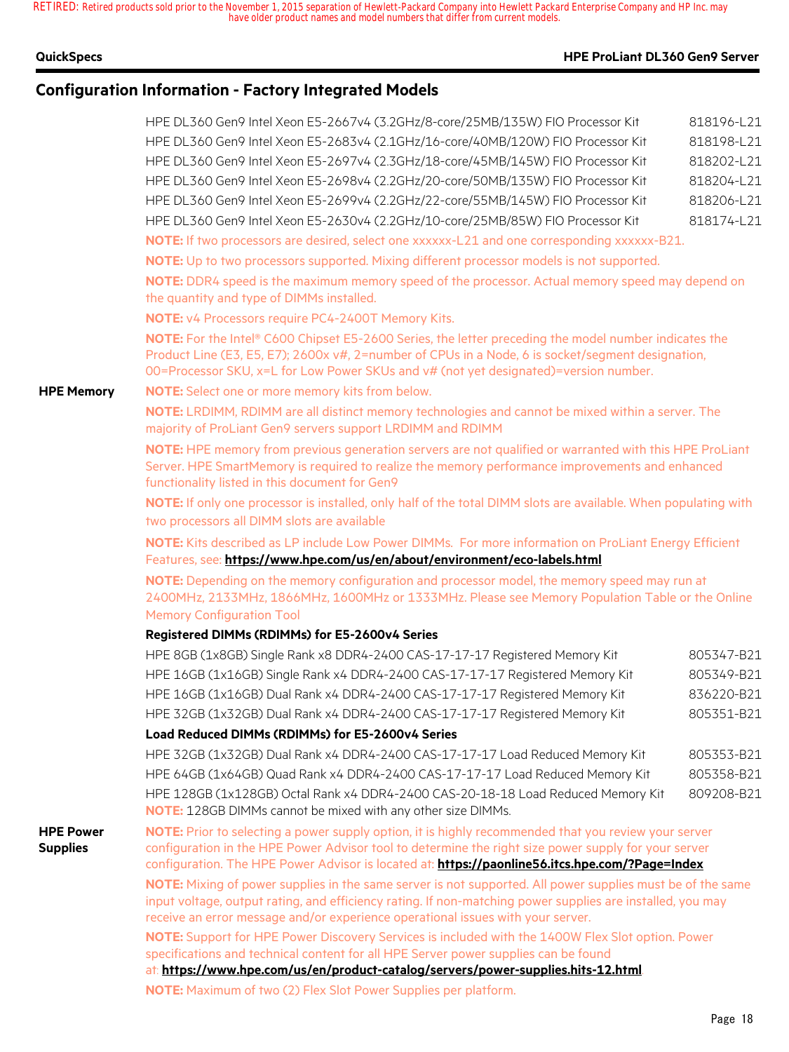## Configuration Information - Factory Integrated Models

| | |
|---|---|
| HPE DL360 Gen9 Intel Xeon E5-2667v4 (3.2GHz/8-core/25MB/135W) FIO Processor Kit | 818196-L21 |
| HPE DL360 Gen9 Intel Xeon E5-2683v4 (2.1GHz/16-core/40MB/120W) FIO Processor Kit | 818198-L21 |
| HPE DL360 Gen9 Intel Xeon E5-2697v4 (2.3GHz/18-core/45MB/145W) FIO Processor Kit | 818202-L21 |
| HPE DL360 Gen9 Intel Xeon E5-2698v4 (2.2GHz/20-core/50MB/135W) FIO Processor Kit | 818204-L21 |
| HPE DL360 Gen9 Intel Xeon E5-2699v4 (2.2GHz/22-core/55MB/145W) FIO Processor Kit | 818206-L21 |
| HPE DL360 Gen9 Intel Xeon E5-2630v4 (2.2GHz/10-core/25MB/85W) FIO Processor Kit | 818174-L21 |

**NOTE:** If two processors are desired, select one xxxxxx-L21 and one corresponding xxxxxx-B21.

**NOTE:** Up to two processors supported. Mixing different processor models is not supported.

**NOTE:** DDR4 speed is the maximum memory speed of the processor. Actual memory speed may depend on the quantity and type of DIMMs installed.

**NOTE:** v4 Processors require PC4-2400T Memory Kits.

**NOTE:** For the Intel® C600 Chipset E5-2600 Series, the letter preceding the model number indicates the Product Line (E3, E5, E7); 2600x v#, 2=number of CPUs in a Node, 6 is socket/segment designation, 00=Processor SKU, x=L for Low Power SKUs and v# (not yet designated)=version number.

### HPE Memory

**NOTE:** Select one or more memory kits from below.

**NOTE:** LRDIMM, RDIMM are all distinct memory technologies and cannot be mixed within a server. The majority of ProLiant Gen9 servers support LRDIMM and RDIMM

**NOTE:** HPE memory from previous generation servers are not qualified or warranted with this HPE ProLiant Server. HPE SmartMemory is required to realize the memory performance improvements and enhanced functionality listed in this document for Gen9

**NOTE:** If only one processor is installed, only half of the total DIMM slots are available. When populating with two processors all DIMM slots are available

**NOTE:** Kits described as LP include Low Power DIMMs. For more information on ProLiant Energy Efficient Features, see: **https://www.hpe.com/us/en/about/environment/eco-labels.html**

**NOTE:** Depending on the memory configuration and processor model, the memory speed may run at 2400MHz, 2133MHz, 1866MHz, 1600MHz or 1333MHz. Please see Memory Population Table or the Online Memory Configuration Tool

**Registered DIMMs (RDIMMs) for E5-2600v4 Series**

| | |
|---|---|
| HPE 8GB (1x8GB) Single Rank x8 DDR4-2400 CAS-17-17-17 Registered Memory Kit | 805347-B21 |
| HPE 16GB (1x16GB) Single Rank x4 DDR4-2400 CAS-17-17-17 Registered Memory Kit | 805349-B21 |
| HPE 16GB (1x16GB) Dual Rank x4 DDR4-2400 CAS-17-17-17 Registered Memory Kit | 836220-B21 |
| HPE 32GB (1x32GB) Dual Rank x4 DDR4-2400 CAS-17-17-17 Registered Memory Kit | 805351-B21 |

**Load Reduced DIMMs (RDIMMs) for E5-2600v4 Series**

| | |
|---|---|
| HPE 32GB (1x32GB) Dual Rank x4 DDR4-2400 CAS-17-17-17 Load Reduced Memory Kit | 805353-B21 |
| HPE 64GB (1x64GB) Quad Rank x4 DDR4-2400 CAS-17-17-17 Load Reduced Memory Kit | 805358-B21 |
| HPE 128GB (1x128GB) Octal Rank x4 DDR4-2400 CAS-20-18-18 Load Reduced Memory Kit | 809208-B21 |

**NOTE:** 128GB DIMMs cannot be mixed with any other size DIMMs.

### HPE Power Supplies

**NOTE:** Prior to selecting a power supply option, it is highly recommended that you review your server configuration in the HPE Power Advisor tool to determine the right size power supply for your server configuration. The HPE Power Advisor is located at: **https://paonline56.itcs.hpe.com/?Page=Index**

**NOTE:** Mixing of power supplies in the same server is not supported. All power supplies must be of the same input voltage, output rating, and efficiency rating. If non-matching power supplies are installed, you may receive an error message and/or experience operational issues with your server.

**NOTE:** Support for HPE Power Discovery Services is included with the 1400W Flex Slot option. Power specifications and technical content for all HPE Server power supplies can be found at: **https://www.hpe.com/us/en/product-catalog/servers/power-supplies.hits-12.html**

**NOTE:** Maximum of two (2) Flex Slot Power Supplies per platform.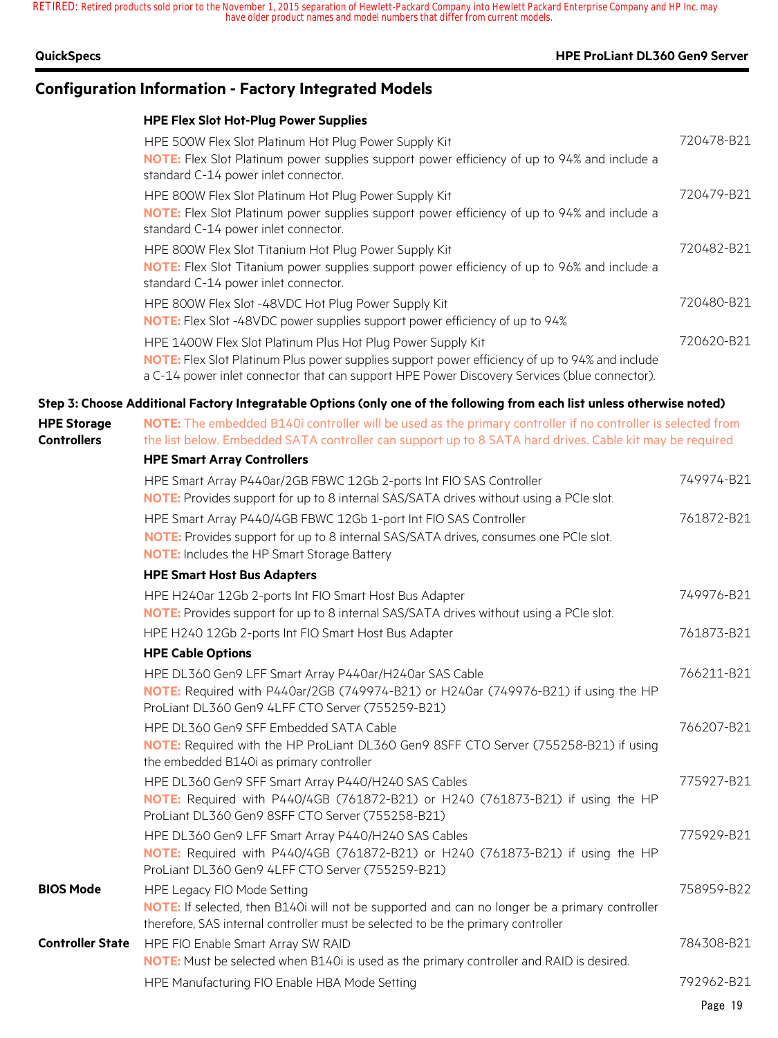RETIRED: Retired products sold prior to the November 1, 2015 separation of Hewlett-Packard Company into Hewlett Packard Enterprise Company and HP Inc. may have older product names and model numbers that differ from current models.

## Configuration Information - Factory Integrated Models

### HPE Flex Slot Hot-Plug Power Supplies

| | |
|---|---|
| HPE 500W Flex Slot Platinum Hot Plug Power Supply Kit<br>**NOTE:** Flex Slot Platinum power supplies support power efficiency of up to 94% and include a standard C-14 power inlet connector. | 720478-B21 |
| HPE 800W Flex Slot Platinum Hot Plug Power Supply Kit<br>**NOTE:** Flex Slot Platinum power supplies support power efficiency of up to 94% and include a standard C-14 power inlet connector. | 720479-B21 |
| HPE 800W Flex Slot Titanium Hot Plug Power Supply Kit<br>**NOTE:** Flex Slot Titanium power supplies support power efficiency of up to 96% and include a standard C-14 power inlet connector. | 720482-B21 |
| HPE 800W Flex Slot -48VDC Hot Plug Power Supply Kit<br>**NOTE:** Flex Slot -48VDC power supplies support power efficiency of up to 94% | 720480-B21 |
| HPE 1400W Flex Slot Platinum Plus Hot Plug Power Supply Kit<br>**NOTE:** Flex Slot Platinum Plus power supplies support power efficiency of up to 94% and include a C-14 power inlet connector that can support HPE Power Discovery Services (blue connector). | 720620-B21 |

### Step 3: Choose Additional Factory Integratable Options (only one of the following from each list unless otherwise noted)

**HPE Storage Controllers**

**NOTE:** The embedded B140i controller will be used as the primary controller if no controller is selected from the list below. Embedded SATA controller can support up to 8 SATA hard drives. Cable kit may be required

**HPE Smart Array Controllers**

| | |
|---|---|
| HPE Smart Array P440ar/2GB FBWC 12Gb 2-ports Int FIO SAS Controller<br>**NOTE:** Provides support for up to 8 internal SAS/SATA drives without using a PCIe slot. | 749974-B21 |
| HPE Smart Array P440/4GB FBWC 12Gb 1-port Int FIO SAS Controller<br>**NOTE:** Provides support for up to 8 internal SAS/SATA drives, consumes one PCIe slot.<br>**NOTE:** Includes the HP Smart Storage Battery | 761872-B21 |

**HPE Smart Host Bus Adapters**

| | |
|---|---|
| HPE H240ar 12Gb 2-ports Int FIO Smart Host Bus Adapter<br>**NOTE:** Provides support for up to 8 internal SAS/SATA drives without using a PCIe slot. | 749976-B21 |
| HPE H240 12Gb 2-ports Int FIO Smart Host Bus Adapter | 761873-B21 |

**HPE Cable Options**

| | |
|---|---|
| HPE DL360 Gen9 LFF Smart Array P440ar/H240ar SAS Cable<br>**NOTE:** Required with P440ar/2GB (749974-B21) or H240ar (749976-B21) if using the HP ProLiant DL360 Gen9 4LFF CTO Server (755259-B21) | 766211-B21 |
| HPE DL360 Gen9 SFF Embedded SATA Cable<br>**NOTE:** Required with the HP ProLiant DL360 Gen9 8SFF CTO Server (755258-B21) if using the embedded B140i as primary controller | 766207-B21 |
| HPE DL360 Gen9 SFF Smart Array P440/H240 SAS Cables<br>**NOTE:** Required with P440/4GB (761872-B21) or H240 (761873-B21) if using the HP ProLiant DL360 Gen9 8SFF CTO Server (755258-B21) | 775927-B21 |
| HPE DL360 Gen9 LFF Smart Array P440/H240 SAS Cables<br>**NOTE:** Required with P440/4GB (761872-B21) or H240 (761873-B21) if using the HP ProLiant DL360 Gen9 4LFF CTO Server (755259-B21) | 775929-B21 |

**BIOS Mode**

| | |
|---|---|
| HPE Legacy FIO Mode Setting<br>**NOTE:** If selected, then B140i will not be supported and can no longer be a primary controller therefore, SAS internal controller must be selected to be the primary controller | 758959-B22 |

**Controller State**

| | |
|---|---|
| HPE FIO Enable Smart Array SW RAID<br>**NOTE:** Must be selected when B140i is used as the primary controller and RAID is desired. | 784308-B21 |
| HPE Manufacturing FIO Enable HBA Mode Setting | 792962-B21 |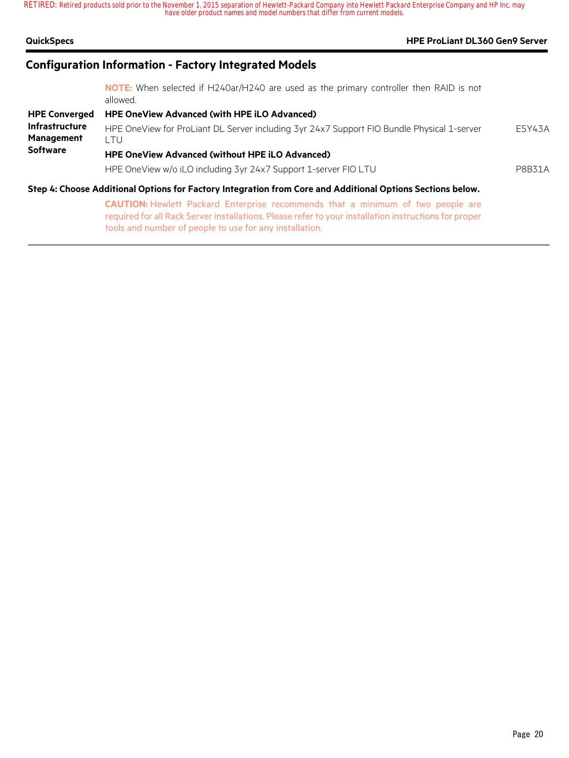## Configuration Information - Factory Integrated Models

**NOTE:** When selected if H240ar/H240 are used as the primary controller then RAID is not allowed.

| | | |
|---|---|---|
| **HPE Converged Infrastructure Management Software** | **HPE OneView Advanced (with HPE iLO Advanced)** | |
| | HPE OneView for ProLiant DL Server including 3yr 24x7 Support FIO Bundle Physical 1-server LTU | E5Y43A |
| | **HPE OneView Advanced (without HPE iLO Advanced)** | |
| | HPE OneView w/o iLO including 3yr 24x7 Support 1-server FIO LTU | P8B31A |

**Step 4: Choose Additional Options for Factory Integration from Core and Additional Options Sections below.**

**CAUTION:** Hewlett Packard Enterprise recommends that a minimum of two people are required for all Rack Server installations. Please refer to your installation instructions for proper tools and number of people to use for any installation.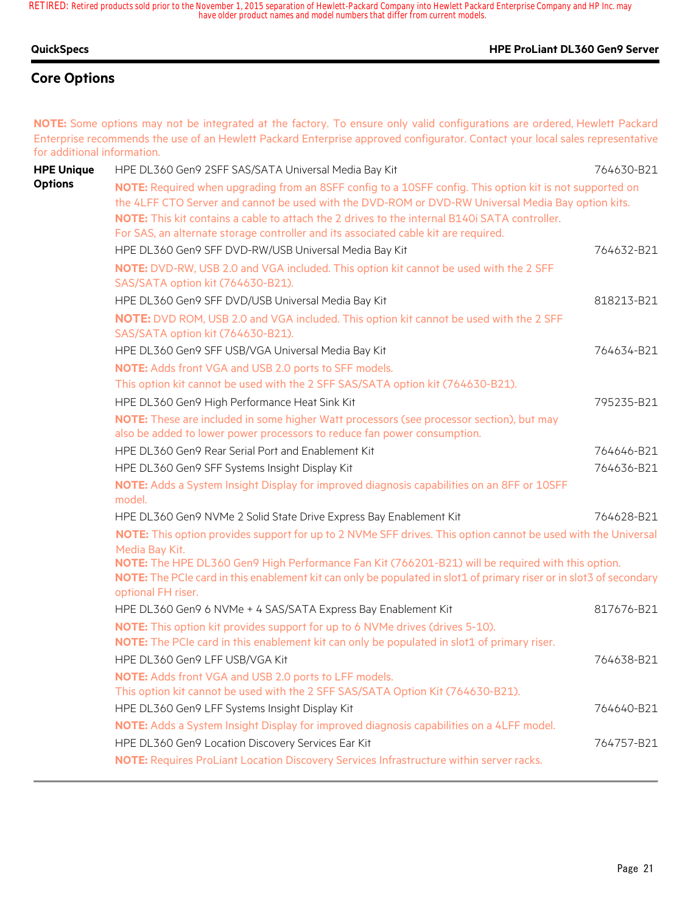## Core Options

**NOTE:** Some options may not be integrated at the factory. To ensure only valid configurations are ordered, Hewlett Packard Enterprise recommends the use of an Hewlett Packard Enterprise approved configurator. Contact your local sales representative for additional information.

**HPE Unique Options**

| | |
|---|---|
| HPE DL360 Gen9 2SFF SAS/SATA Universal Media Bay Kit | 764630-B21 |
| **NOTE:** Required when upgrading from an 8SFF config to a 10SFF config. This option kit is not supported on the 4LFF CTO Server and cannot be used with the DVD-ROM or DVD-RW Universal Media Bay option kits.<br>**NOTE:** This kit contains a cable to attach the 2 drives to the internal B140i SATA controller.<br>For SAS, an alternate storage controller and its associated cable kit are required. | |
| HPE DL360 Gen9 SFF DVD-RW/USB Universal Media Bay Kit | 764632-B21 |
| **NOTE:** DVD-RW, USB 2.0 and VGA included. This option kit cannot be used with the 2 SFF SAS/SATA option kit (764630-B21). | |
| HPE DL360 Gen9 SFF DVD/USB Universal Media Bay Kit | 818213-B21 |
| **NOTE:** DVD ROM, USB 2.0 and VGA included. This option kit cannot be used with the 2 SFF SAS/SATA option kit (764630-B21). | |
| HPE DL360 Gen9 SFF USB/VGA Universal Media Bay Kit | 764634-B21 |
| **NOTE:** Adds front VGA and USB 2.0 ports to SFF models.<br>This option kit cannot be used with the 2 SFF SAS/SATA option kit (764630-B21). | |
| HPE DL360 Gen9 High Performance Heat Sink Kit | 795235-B21 |
| **NOTE:** These are included in some higher Watt processors (see processor section), but may also be added to lower power processors to reduce fan power consumption. | |
| HPE DL360 Gen9 Rear Serial Port and Enablement Kit | 764646-B21 |
| HPE DL360 Gen9 SFF Systems Insight Display Kit | 764636-B21 |
| **NOTE:** Adds a System Insight Display for improved diagnosis capabilities on an 8FF or 10SFF model. | |
| HPE DL360 Gen9 NVMe 2 Solid State Drive Express Bay Enablement Kit | 764628-B21 |
| **NOTE:** This option provides support for up to 2 NVMe SFF drives. This option cannot be used with the Universal Media Bay Kit.<br>**NOTE:** The HPE DL360 Gen9 High Performance Fan Kit (766201-B21) will be required with this option.<br>**NOTE:** The PCIe card in this enablement kit can only be populated in slot1 of primary riser or in slot3 of secondary optional FH riser. | |
| HPE DL360 Gen9 6 NVMe + 4 SAS/SATA Express Bay Enablement Kit | 817676-B21 |
| **NOTE:** This option kit provides support for up to 6 NVMe drives (drives 5-10).<br>**NOTE:** The PCIe card in this enablement kit can only be populated in slot1 of primary riser. | |
| HPE DL360 Gen9 LFF USB/VGA Kit | 764638-B21 |
| **NOTE:** Adds front VGA and USB 2.0 ports to LFF models.<br>This option kit cannot be used with the 2 SFF SAS/SATA Option Kit (764630-B21). | |
| HPE DL360 Gen9 LFF Systems Insight Display Kit | 764640-B21 |
| **NOTE:** Adds a System Insight Display for improved diagnosis capabilities on a 4LFF model. | |
| HPE DL360 Gen9 Location Discovery Services Ear Kit | 764757-B21 |
| **NOTE:** Requires ProLiant Location Discovery Services Infrastructure within server racks. | |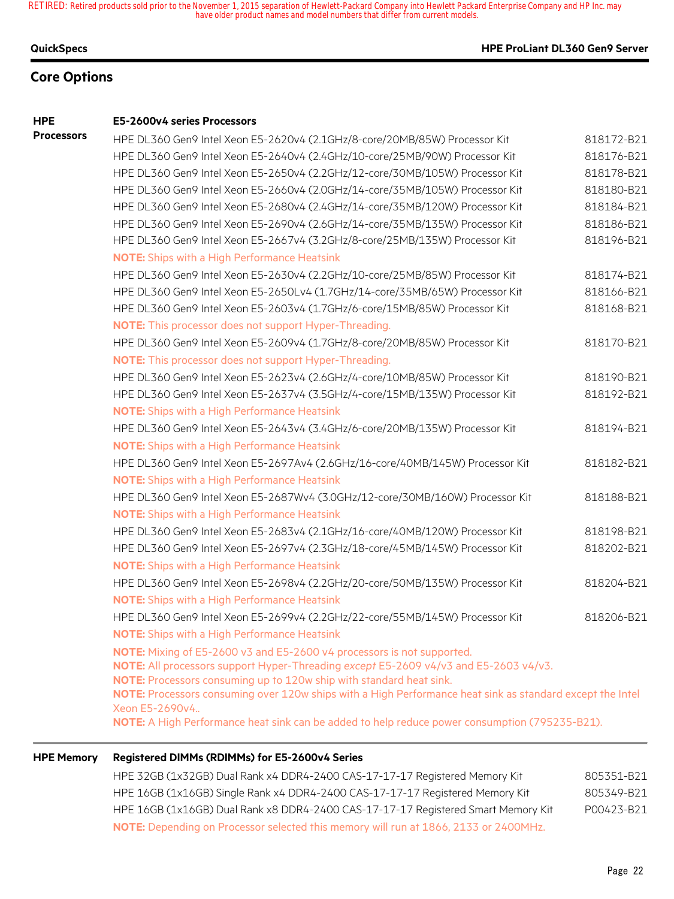## Core Options

| | | |
|---|---|---|
| **HPE Processors** | **E5-2600v4 series Processors** | |
| | HPE DL360 Gen9 Intel Xeon E5-2620v4 (2.1GHz/8-core/20MB/85W) Processor Kit | 818172-B21 |
| | HPE DL360 Gen9 Intel Xeon E5-2640v4 (2.4GHz/10-core/25MB/90W) Processor Kit | 818176-B21 |
| | HPE DL360 Gen9 Intel Xeon E5-2650v4 (2.2GHz/12-core/30MB/105W) Processor Kit | 818178-B21 |
| | HPE DL360 Gen9 Intel Xeon E5-2660v4 (2.0GHz/14-core/35MB/105W) Processor Kit | 818180-B21 |
| | HPE DL360 Gen9 Intel Xeon E5-2680v4 (2.4GHz/14-core/35MB/120W) Processor Kit | 818184-B21 |
| | HPE DL360 Gen9 Intel Xeon E5-2690v4 (2.6GHz/14-core/35MB/135W) Processor Kit | 818186-B21 |
| | HPE DL360 Gen9 Intel Xeon E5-2667v4 (3.2GHz/8-core/25MB/135W) Processor Kit | 818196-B21 |
| | **NOTE:** Ships with a High Performance Heatsink | |
| | HPE DL360 Gen9 Intel Xeon E5-2630v4 (2.2GHz/10-core/25MB/85W) Processor Kit | 818174-B21 |
| | HPE DL360 Gen9 Intel Xeon E5-2650Lv4 (1.7GHz/14-core/35MB/65W) Processor Kit | 818166-B21 |
| | HPE DL360 Gen9 Intel Xeon E5-2603v4 (1.7GHz/6-core/15MB/85W) Processor Kit | 818168-B21 |
| | **NOTE:** This processor does not support Hyper-Threading. | |
| | HPE DL360 Gen9 Intel Xeon E5-2609v4 (1.7GHz/8-core/20MB/85W) Processor Kit | 818170-B21 |
| | **NOTE:** This processor does not support Hyper-Threading. | |
| | HPE DL360 Gen9 Intel Xeon E5-2623v4 (2.6GHz/4-core/10MB/85W) Processor Kit | 818190-B21 |
| | HPE DL360 Gen9 Intel Xeon E5-2637v4 (3.5GHz/4-core/15MB/135W) Processor Kit | 818192-B21 |
| | **NOTE:** Ships with a High Performance Heatsink | |
| | HPE DL360 Gen9 Intel Xeon E5-2643v4 (3.4GHz/6-core/20MB/135W) Processor Kit | 818194-B21 |
| | **NOTE:** Ships with a High Performance Heatsink | |
| | HPE DL360 Gen9 Intel Xeon E5-2697Av4 (2.6GHz/16-core/40MB/145W) Processor Kit | 818182-B21 |
| | **NOTE:** Ships with a High Performance Heatsink | |
| | HPE DL360 Gen9 Intel Xeon E5-2687Wv4 (3.0GHz/12-core/30MB/160W) Processor Kit | 818188-B21 |
| | **NOTE:** Ships with a High Performance Heatsink | |
| | HPE DL360 Gen9 Intel Xeon E5-2683v4 (2.1GHz/16-core/40MB/120W) Processor Kit | 818198-B21 |
| | HPE DL360 Gen9 Intel Xeon E5-2697v4 (2.3GHz/18-core/45MB/145W) Processor Kit | 818202-B21 |
| | **NOTE:** Ships with a High Performance Heatsink | |
| | HPE DL360 Gen9 Intel Xeon E5-2698v4 (2.2GHz/20-core/50MB/135W) Processor Kit | 818204-B21 |
| | **NOTE:** Ships with a High Performance Heatsink | |
| | HPE DL360 Gen9 Intel Xeon E5-2699v4 (2.2GHz/22-core/55MB/145W) Processor Kit | 818206-B21 |
| | **NOTE:** Ships with a High Performance Heatsink | |

**NOTE:** Mixing of E5-2600 v3 and E5-2600 v4 processors is not supported.
**NOTE:** All processors support Hyper-Threading *except* E5-2609 v4/v3 and E5-2603 v4/v3.
**NOTE:** Processors consuming up to 120w ship with standard heat sink.
**NOTE:** Processors consuming over 120w ships with a High Performance heat sink as standard except the Intel Xeon E5-2690v4..
**NOTE:** A High Performance heat sink can be added to help reduce power consumption (795235-B21).

| | | |
|---|---|---|
| **HPE Memory** | **Registered DIMMs (RDIMMs) for E5-2600v4 Series** | |
| | HPE 32GB (1x32GB) Dual Rank x4 DDR4-2400 CAS-17-17-17 Registered Memory Kit | 805351-B21 |
| | HPE 16GB (1x16GB) Single Rank x4 DDR4-2400 CAS-17-17-17 Registered Memory Kit | 805349-B21 |
| | HPE 16GB (1x16GB) Dual Rank x8 DDR4-2400 CAS-17-17-17 Registered Smart Memory Kit | P00423-B21 |
| | **NOTE:** Depending on Processor selected this memory will run at 1866, 2133 or 2400MHz. | |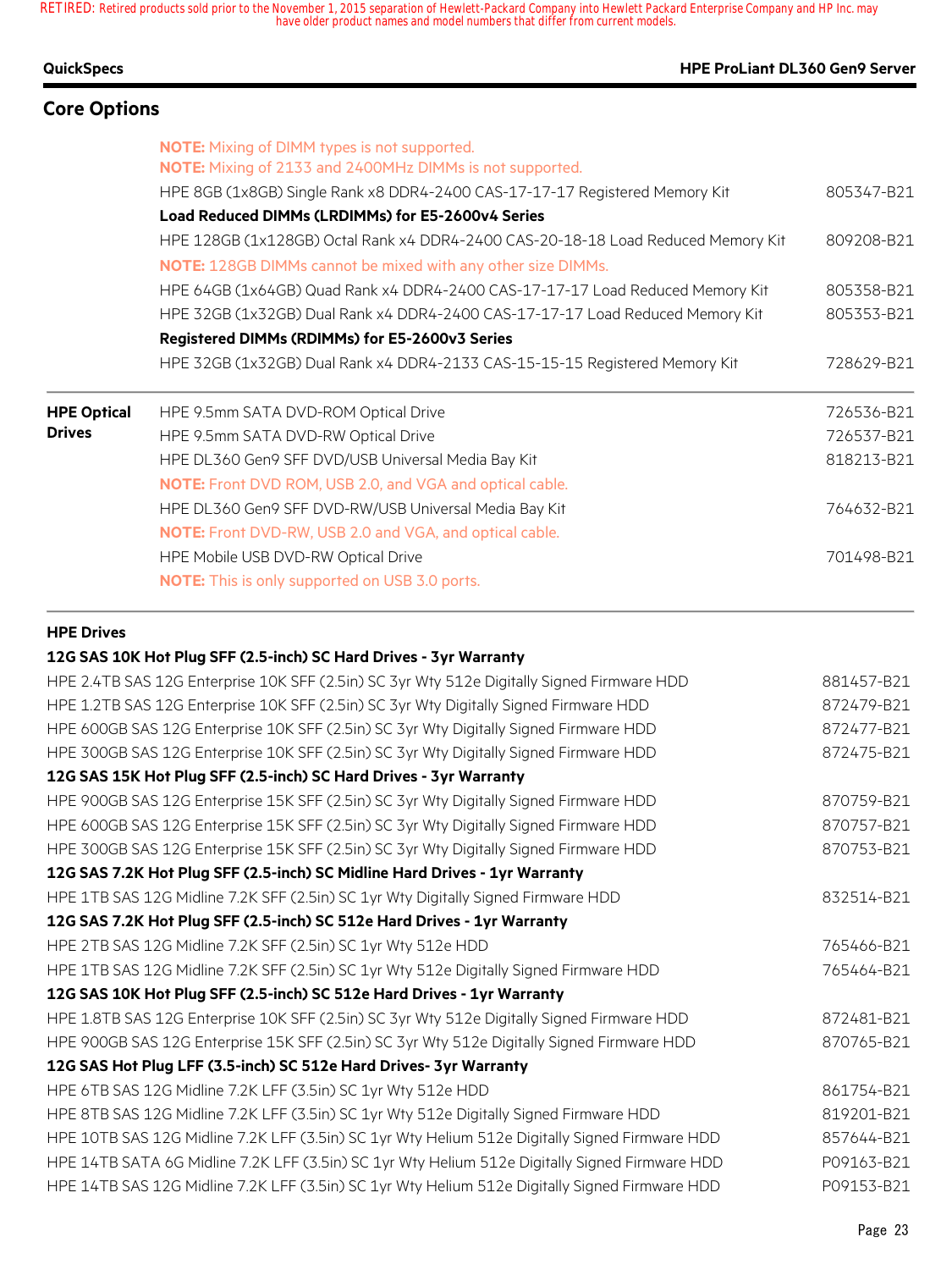## Core Options

**NOTE:** Mixing of DIMM types is not supported.
**NOTE:** Mixing of 2133 and 2400MHz DIMMs is not supported.

| | | |
|---|---|---|
| | HPE 8GB (1x8GB) Single Rank x8 DDR4-2400 CAS-17-17-17 Registered Memory Kit | 805347-B21 |
| | **Load Reduced DIMMs (LRDIMMs) for E5-2600v4 Series** | |
| | HPE 128GB (1x128GB) Octal Rank x4 DDR4-2400 CAS-20-18-18 Load Reduced Memory Kit | 809208-B21 |
| | **NOTE:** 128GB DIMMs cannot be mixed with any other size DIMMs. | |
| | HPE 64GB (1x64GB) Quad Rank x4 DDR4-2400 CAS-17-17-17 Load Reduced Memory Kit | 805358-B21 |
| | HPE 32GB (1x32GB) Dual Rank x4 DDR4-2400 CAS-17-17-17 Load Reduced Memory Kit | 805353-B21 |
| | **Registered DIMMs (RDIMMs) for E5-2600v3 Series** | |
| | HPE 32GB (1x32GB) Dual Rank x4 DDR4-2133 CAS-15-15-15 Registered Memory Kit | 728629-B21 |
| **HPE Optical Drives** | HPE 9.5mm SATA DVD-ROM Optical Drive | 726536-B21 |
| | HPE 9.5mm SATA DVD-RW Optical Drive | 726537-B21 |
| | HPE DL360 Gen9 SFF DVD/USB Universal Media Bay Kit | 818213-B21 |
| | **NOTE:** Front DVD ROM, USB 2.0, and VGA and optical cable. | |
| | HPE DL360 Gen9 SFF DVD-RW/USB Universal Media Bay Kit | 764632-B21 |
| | **NOTE:** Front DVD-RW, USB 2.0 and VGA, and optical cable. | |
| | HPE Mobile USB DVD-RW Optical Drive | 701498-B21 |
| | **NOTE:** This is only supported on USB 3.0 ports. | |

### HPE Drives

| | |
|---|---|
| **12G SAS 10K Hot Plug SFF (2.5-inch) SC Hard Drives - 3yr Warranty** | |
| HPE 2.4TB SAS 12G Enterprise 10K SFF (2.5in) SC 3yr Wty 512e Digitally Signed Firmware HDD | 881457-B21 |
| HPE 1.2TB SAS 12G Enterprise 10K SFF (2.5in) SC 3yr Wty Digitally Signed Firmware HDD | 872479-B21 |
| HPE 600GB SAS 12G Enterprise 10K SFF (2.5in) SC 3yr Wty Digitally Signed Firmware HDD | 872477-B21 |
| HPE 300GB SAS 12G Enterprise 10K SFF (2.5in) SC 3yr Wty Digitally Signed Firmware HDD | 872475-B21 |
| **12G SAS 15K Hot Plug SFF (2.5-inch) SC Hard Drives - 3yr Warranty** | |
| HPE 900GB SAS 12G Enterprise 15K SFF (2.5in) SC 3yr Wty Digitally Signed Firmware HDD | 870759-B21 |
| HPE 600GB SAS 12G Enterprise 15K SFF (2.5in) SC 3yr Wty Digitally Signed Firmware HDD | 870757-B21 |
| HPE 300GB SAS 12G Enterprise 15K SFF (2.5in) SC 3yr Wty Digitally Signed Firmware HDD | 870753-B21 |
| **12G SAS 7.2K Hot Plug SFF (2.5-inch) SC Midline Hard Drives - 1yr Warranty** | |
| HPE 1TB SAS 12G Midline 7.2K SFF (2.5in) SC 1yr Wty Digitally Signed Firmware HDD | 832514-B21 |
| **12G SAS 7.2K Hot Plug SFF (2.5-inch) SC 512e Hard Drives - 1yr Warranty** | |
| HPE 2TB SAS 12G Midline 7.2K SFF (2.5in) SC 1yr Wty 512e HDD | 765466-B21 |
| HPE 1TB SAS 12G Midline 7.2K SFF (2.5in) SC 1yr Wty 512e Digitally Signed Firmware HDD | 765464-B21 |
| **12G SAS 10K Hot Plug SFF (2.5-inch) SC 512e Hard Drives - 1yr Warranty** | |
| HPE 1.8TB SAS 12G Enterprise 10K SFF (2.5in) SC 3yr Wty 512e Digitally Signed Firmware HDD | 872481-B21 |
| HPE 900GB SAS 12G Enterprise 15K SFF (2.5in) SC 3yr Wty 512e Digitally Signed Firmware HDD | 870765-B21 |
| **12G SAS Hot Plug LFF (3.5-inch) SC 512e Hard Drives- 3yr Warranty** | |
| HPE 6TB SAS 12G Midline 7.2K LFF (3.5in) SC 1yr Wty 512e HDD | 861754-B21 |
| HPE 8TB SAS 12G Midline 7.2K LFF (3.5in) SC 1yr Wty 512e Digitally Signed Firmware HDD | 819201-B21 |
| HPE 10TB SAS 12G Midline 7.2K LFF (3.5in) SC 1yr Wty Helium 512e Digitally Signed Firmware HDD | 857644-B21 |
| HPE 14TB SATA 6G Midline 7.2K LFF (3.5in) SC 1yr Wty Helium 512e Digitally Signed Firmware HDD | P09163-B21 |
| HPE 14TB SAS 12G Midline 7.2K LFF (3.5in) SC 1yr Wty Helium 512e Digitally Signed Firmware HDD | P09153-B21 |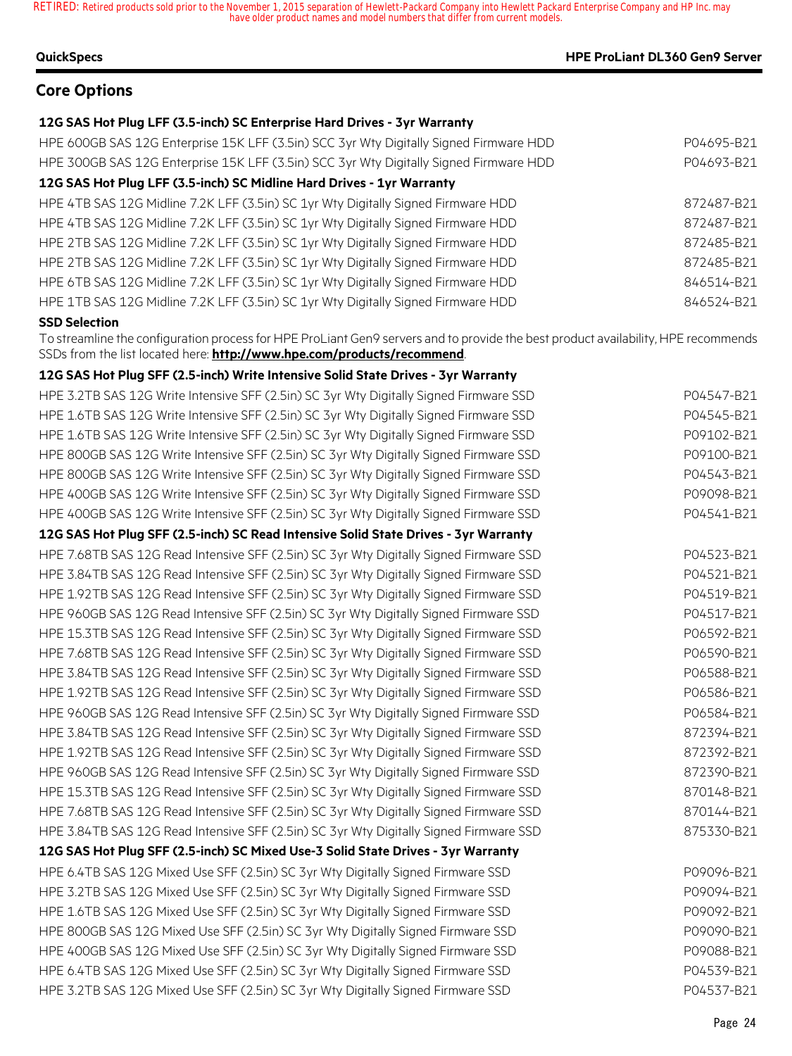## Core Options

| | |
|---|---|
| **12G SAS Hot Plug LFF (3.5-inch) SC Enterprise Hard Drives - 3yr Warranty** | |
| HPE 600GB SAS 12G Enterprise 15K LFF (3.5in) SCC 3yr Wty Digitally Signed Firmware HDD | P04695-B21 |
| HPE 300GB SAS 12G Enterprise 15K LFF (3.5in) SCC 3yr Wty Digitally Signed Firmware HDD | P04693-B21 |
| **12G SAS Hot Plug LFF (3.5-inch) SC Midline Hard Drives - 1yr Warranty** | |
| HPE 4TB SAS 12G Midline 7.2K LFF (3.5in) SC 1yr Wty Digitally Signed Firmware HDD | 872487-B21 |
| HPE 4TB SAS 12G Midline 7.2K LFF (3.5in) SC 1yr Wty Digitally Signed Firmware HDD | 872487-B21 |
| HPE 2TB SAS 12G Midline 7.2K LFF (3.5in) SC 1yr Wty Digitally Signed Firmware HDD | 872485-B21 |
| HPE 2TB SAS 12G Midline 7.2K LFF (3.5in) SC 1yr Wty Digitally Signed Firmware HDD | 872485-B21 |
| HPE 6TB SAS 12G Midline 7.2K LFF (3.5in) SC 1yr Wty Digitally Signed Firmware HDD | 846514-B21 |
| HPE 1TB SAS 12G Midline 7.2K LFF (3.5in) SC 1yr Wty Digitally Signed Firmware HDD | 846524-B21 |

**SSD Selection**

To streamline the configuration process for HPE ProLiant Gen9 servers and to provide the best product availability, HPE recommends SSDs from the list located here: **http://www.hpe.com/products/recommend**.

| | |
|---|---|
| **12G SAS Hot Plug SFF (2.5-inch) Write Intensive Solid State Drives - 3yr Warranty** | |
| HPE 3.2TB SAS 12G Write Intensive SFF (2.5in) SC 3yr Wty Digitally Signed Firmware SSD | P04547-B21 |
| HPE 1.6TB SAS 12G Write Intensive SFF (2.5in) SC 3yr Wty Digitally Signed Firmware SSD | P04545-B21 |
| HPE 1.6TB SAS 12G Write Intensive SFF (2.5in) SC 3yr Wty Digitally Signed Firmware SSD | P09102-B21 |
| HPE 800GB SAS 12G Write Intensive SFF (2.5in) SC 3yr Wty Digitally Signed Firmware SSD | P09100-B21 |
| HPE 800GB SAS 12G Write Intensive SFF (2.5in) SC 3yr Wty Digitally Signed Firmware SSD | P04543-B21 |
| HPE 400GB SAS 12G Write Intensive SFF (2.5in) SC 3yr Wty Digitally Signed Firmware SSD | P09098-B21 |
| HPE 400GB SAS 12G Write Intensive SFF (2.5in) SC 3yr Wty Digitally Signed Firmware SSD | P04541-B21 |
| **12G SAS Hot Plug SFF (2.5-inch) SC Read Intensive Solid State Drives - 3yr Warranty** | |
| HPE 7.68TB SAS 12G Read Intensive SFF (2.5in) SC 3yr Wty Digitally Signed Firmware SSD | P04523-B21 |
| HPE 3.84TB SAS 12G Read Intensive SFF (2.5in) SC 3yr Wty Digitally Signed Firmware SSD | P04521-B21 |
| HPE 1.92TB SAS 12G Read Intensive SFF (2.5in) SC 3yr Wty Digitally Signed Firmware SSD | P04519-B21 |
| HPE 960GB SAS 12G Read Intensive SFF (2.5in) SC 3yr Wty Digitally Signed Firmware SSD | P04517-B21 |
| HPE 15.3TB SAS 12G Read Intensive SFF (2.5in) SC 3yr Wty Digitally Signed Firmware SSD | P06592-B21 |
| HPE 7.68TB SAS 12G Read Intensive SFF (2.5in) SC 3yr Wty Digitally Signed Firmware SSD | P06590-B21 |
| HPE 3.84TB SAS 12G Read Intensive SFF (2.5in) SC 3yr Wty Digitally Signed Firmware SSD | P06588-B21 |
| HPE 1.92TB SAS 12G Read Intensive SFF (2.5in) SC 3yr Wty Digitally Signed Firmware SSD | P06586-B21 |
| HPE 960GB SAS 12G Read Intensive SFF (2.5in) SC 3yr Wty Digitally Signed Firmware SSD | P06584-B21 |
| HPE 3.84TB SAS 12G Read Intensive SFF (2.5in) SC 3yr Wty Digitally Signed Firmware SSD | 872394-B21 |
| HPE 1.92TB SAS 12G Read Intensive SFF (2.5in) SC 3yr Wty Digitally Signed Firmware SSD | 872392-B21 |
| HPE 960GB SAS 12G Read Intensive SFF (2.5in) SC 3yr Wty Digitally Signed Firmware SSD | 872390-B21 |
| HPE 15.3TB SAS 12G Read Intensive SFF (2.5in) SC 3yr Wty Digitally Signed Firmware SSD | 870148-B21 |
| HPE 7.68TB SAS 12G Read Intensive SFF (2.5in) SC 3yr Wty Digitally Signed Firmware SSD | 870144-B21 |
| HPE 3.84TB SAS 12G Read Intensive SFF (2.5in) SC 3yr Wty Digitally Signed Firmware SSD | 875330-B21 |
| **12G SAS Hot Plug SFF (2.5-inch) SC Mixed Use-3 Solid State Drives - 3yr Warranty** | |
| HPE 6.4TB SAS 12G Mixed Use SFF (2.5in) SC 3yr Wty Digitally Signed Firmware SSD | P09096-B21 |
| HPE 3.2TB SAS 12G Mixed Use SFF (2.5in) SC 3yr Wty Digitally Signed Firmware SSD | P09094-B21 |
| HPE 1.6TB SAS 12G Mixed Use SFF (2.5in) SC 3yr Wty Digitally Signed Firmware SSD | P09092-B21 |
| HPE 800GB SAS 12G Mixed Use SFF (2.5in) SC 3yr Wty Digitally Signed Firmware SSD | P09090-B21 |
| HPE 400GB SAS 12G Mixed Use SFF (2.5in) SC 3yr Wty Digitally Signed Firmware SSD | P09088-B21 |
| HPE 6.4TB SAS 12G Mixed Use SFF (2.5in) SC 3yr Wty Digitally Signed Firmware SSD | P04539-B21 |
| HPE 3.2TB SAS 12G Mixed Use SFF (2.5in) SC 3yr Wty Digitally Signed Firmware SSD | P04537-B21 |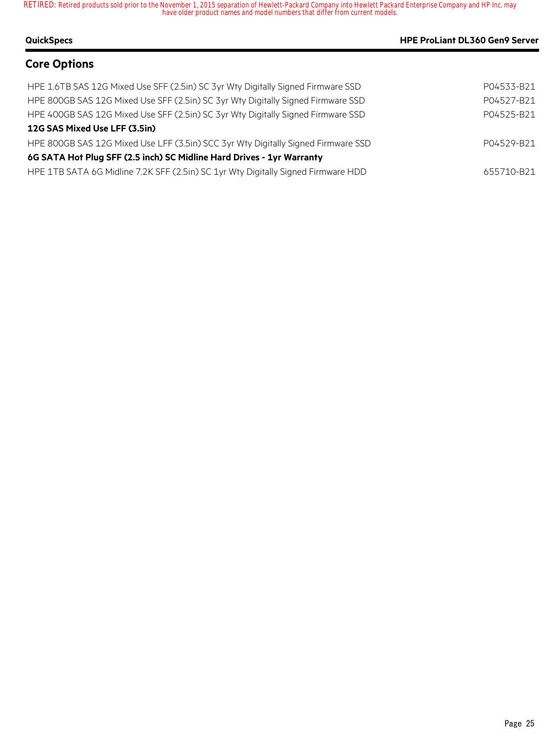## Core Options

| | |
|---|---|
| HPE 1.6TB SAS 12G Mixed Use SFF (2.5in) SC 3yr Wty Digitally Signed Firmware SSD | P04533-B21 |
| HPE 800GB SAS 12G Mixed Use SFF (2.5in) SC 3yr Wty Digitally Signed Firmware SSD | P04527-B21 |
| HPE 400GB SAS 12G Mixed Use SFF (2.5in) SC 3yr Wty Digitally Signed Firmware SSD | P04525-B21 |
| **12G SAS Mixed Use LFF (3.5in)** | |
| HPE 800GB SAS 12G Mixed Use LFF (3.5in) SCC 3yr Wty Digitally Signed Firmware SSD | P04529-B21 |
| **6G SATA Hot Plug SFF (2.5 inch) SC Midline Hard Drives - 1yr Warranty** | |
| HPE 1TB SATA 6G Midline 7.2K SFF (2.5in) SC 1yr Wty Digitally Signed Firmware HDD | 655710-B21 |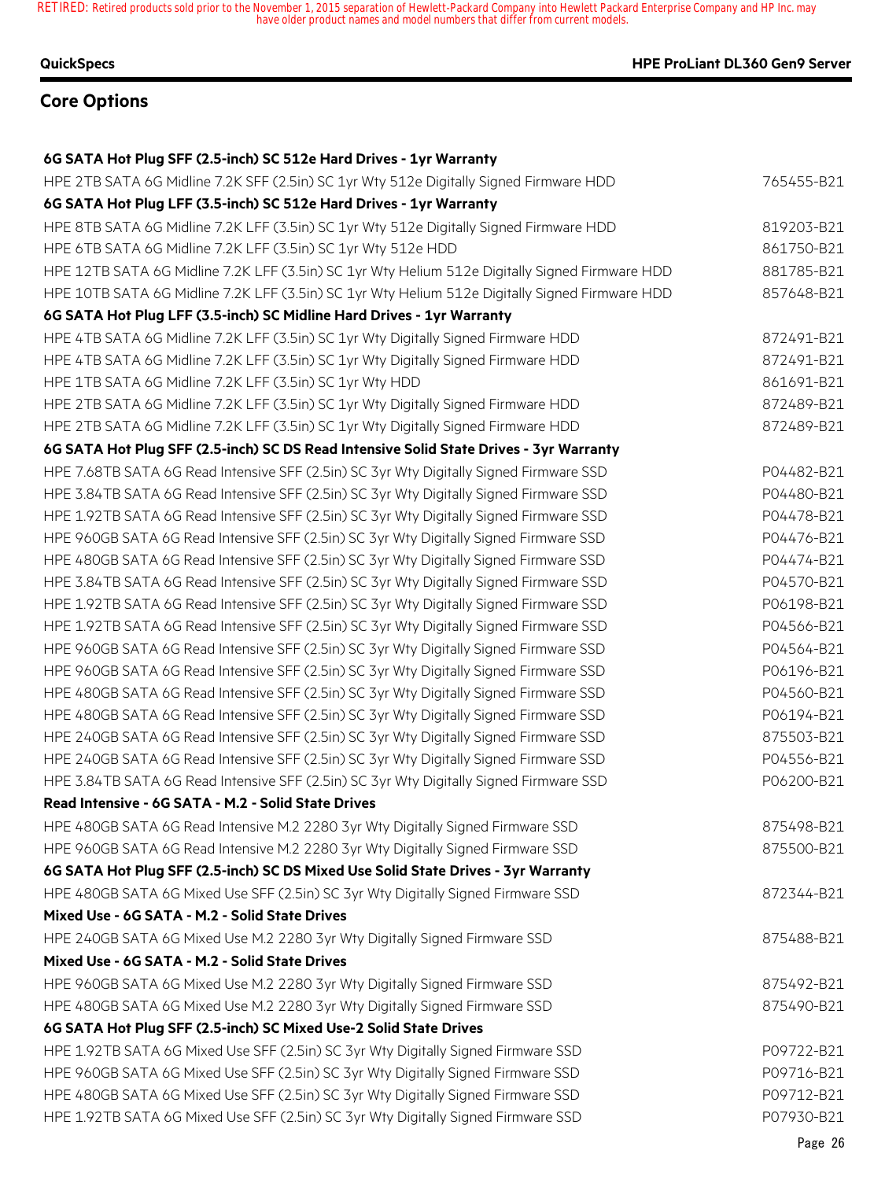## Core Options

| | |
|---|---|
| **6G SATA Hot Plug SFF (2.5-inch) SC 512e Hard Drives - 1yr Warranty** | |
| HPE 2TB SATA 6G Midline 7.2K SFF (2.5in) SC 1yr Wty 512e Digitally Signed Firmware HDD | 765455-B21 |
| **6G SATA Hot Plug LFF (3.5-inch) SC 512e Hard Drives - 1yr Warranty** | |
| HPE 8TB SATA 6G Midline 7.2K LFF (3.5in) SC 1yr Wty 512e Digitally Signed Firmware HDD | 819203-B21 |
| HPE 6TB SATA 6G Midline 7.2K LFF (3.5in) SC 1yr Wty 512e HDD | 861750-B21 |
| HPE 12TB SATA 6G Midline 7.2K LFF (3.5in) SC 1yr Wty Helium 512e Digitally Signed Firmware HDD | 881785-B21 |
| HPE 10TB SATA 6G Midline 7.2K LFF (3.5in) SC 1yr Wty Helium 512e Digitally Signed Firmware HDD | 857648-B21 |
| **6G SATA Hot Plug LFF (3.5-inch) SC Midline Hard Drives - 1yr Warranty** | |
| HPE 4TB SATA 6G Midline 7.2K LFF (3.5in) SC 1yr Wty Digitally Signed Firmware HDD | 872491-B21 |
| HPE 4TB SATA 6G Midline 7.2K LFF (3.5in) SC 1yr Wty Digitally Signed Firmware HDD | 872491-B21 |
| HPE 1TB SATA 6G Midline 7.2K LFF (3.5in) SC 1yr Wty HDD | 861691-B21 |
| HPE 2TB SATA 6G Midline 7.2K LFF (3.5in) SC 1yr Wty Digitally Signed Firmware HDD | 872489-B21 |
| HPE 2TB SATA 6G Midline 7.2K LFF (3.5in) SC 1yr Wty Digitally Signed Firmware HDD | 872489-B21 |
| **6G SATA Hot Plug SFF (2.5-inch) SC DS Read Intensive Solid State Drives - 3yr Warranty** | |
| HPE 7.68TB SATA 6G Read Intensive SFF (2.5in) SC 3yr Wty Digitally Signed Firmware SSD | P04482-B21 |
| HPE 3.84TB SATA 6G Read Intensive SFF (2.5in) SC 3yr Wty Digitally Signed Firmware SSD | P04480-B21 |
| HPE 1.92TB SATA 6G Read Intensive SFF (2.5in) SC 3yr Wty Digitally Signed Firmware SSD | P04478-B21 |
| HPE 960GB SATA 6G Read Intensive SFF (2.5in) SC 3yr Wty Digitally Signed Firmware SSD | P04476-B21 |
| HPE 480GB SATA 6G Read Intensive SFF (2.5in) SC 3yr Wty Digitally Signed Firmware SSD | P04474-B21 |
| HPE 3.84TB SATA 6G Read Intensive SFF (2.5in) SC 3yr Wty Digitally Signed Firmware SSD | P04570-B21 |
| HPE 1.92TB SATA 6G Read Intensive SFF (2.5in) SC 3yr Wty Digitally Signed Firmware SSD | P06198-B21 |
| HPE 1.92TB SATA 6G Read Intensive SFF (2.5in) SC 3yr Wty Digitally Signed Firmware SSD | P04566-B21 |
| HPE 960GB SATA 6G Read Intensive SFF (2.5in) SC 3yr Wty Digitally Signed Firmware SSD | P04564-B21 |
| HPE 960GB SATA 6G Read Intensive SFF (2.5in) SC 3yr Wty Digitally Signed Firmware SSD | P06196-B21 |
| HPE 480GB SATA 6G Read Intensive SFF (2.5in) SC 3yr Wty Digitally Signed Firmware SSD | P04560-B21 |
| HPE 480GB SATA 6G Read Intensive SFF (2.5in) SC 3yr Wty Digitally Signed Firmware SSD | P06194-B21 |
| HPE 240GB SATA 6G Read Intensive SFF (2.5in) SC 3yr Wty Digitally Signed Firmware SSD | 875503-B21 |
| HPE 240GB SATA 6G Read Intensive SFF (2.5in) SC 3yr Wty Digitally Signed Firmware SSD | P04556-B21 |
| HPE 3.84TB SATA 6G Read Intensive SFF (2.5in) SC 3yr Wty Digitally Signed Firmware SSD | P06200-B21 |
| **Read Intensive - 6G SATA - M.2 - Solid State Drives** | |
| HPE 480GB SATA 6G Read Intensive M.2 2280 3yr Wty Digitally Signed Firmware SSD | 875498-B21 |
| HPE 960GB SATA 6G Read Intensive M.2 2280 3yr Wty Digitally Signed Firmware SSD | 875500-B21 |
| **6G SATA Hot Plug SFF (2.5-inch) SC DS Mixed Use Solid State Drives - 3yr Warranty** | |
| HPE 480GB SATA 6G Mixed Use SFF (2.5in) SC 3yr Wty Digitally Signed Firmware SSD | 872344-B21 |
| **Mixed Use - 6G SATA - M.2 - Solid State Drives** | |
| HPE 240GB SATA 6G Mixed Use M.2 2280 3yr Wty Digitally Signed Firmware SSD | 875488-B21 |
| **Mixed Use - 6G SATA - M.2 - Solid State Drives** | |
| HPE 960GB SATA 6G Mixed Use M.2 2280 3yr Wty Digitally Signed Firmware SSD | 875492-B21 |
| HPE 480GB SATA 6G Mixed Use M.2 2280 3yr Wty Digitally Signed Firmware SSD | 875490-B21 |
| **6G SATA Hot Plug SFF (2.5-inch) SC Mixed Use-2 Solid State Drives** | |
| HPE 1.92TB SATA 6G Mixed Use SFF (2.5in) SC 3yr Wty Digitally Signed Firmware SSD | P09722-B21 |
| HPE 960GB SATA 6G Mixed Use SFF (2.5in) SC 3yr Wty Digitally Signed Firmware SSD | P09716-B21 |
| HPE 480GB SATA 6G Mixed Use SFF (2.5in) SC 3yr Wty Digitally Signed Firmware SSD | P09712-B21 |
| HPE 1.92TB SATA 6G Mixed Use SFF (2.5in) SC 3yr Wty Digitally Signed Firmware SSD | P07930-B21 |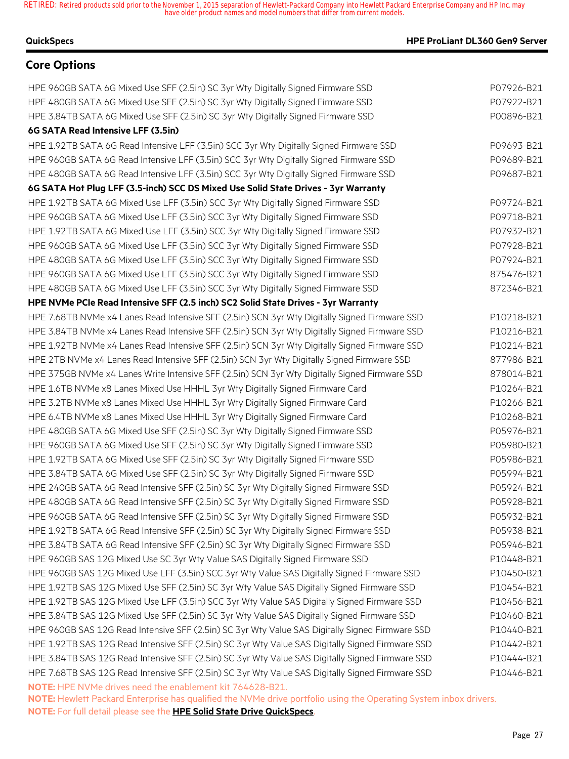## Core Options

| | |
|---|---|
| HPE 960GB SATA 6G Mixed Use SFF (2.5in) SC 3yr Wty Digitally Signed Firmware SSD | P07926-B21 |
| HPE 480GB SATA 6G Mixed Use SFF (2.5in) SC 3yr Wty Digitally Signed Firmware SSD | P07922-B21 |
| HPE 3.84TB SATA 6G Mixed Use SFF (2.5in) SC 3yr Wty Digitally Signed Firmware SSD | P00896-B21 |
| **6G SATA Read Intensive LFF (3.5in)** | |
| HPE 1.92TB SATA 6G Read Intensive LFF (3.5in) SCC 3yr Wty Digitally Signed Firmware SSD | P09693-B21 |
| HPE 960GB SATA 6G Read Intensive LFF (3.5in) SCC 3yr Wty Digitally Signed Firmware SSD | P09689-B21 |
| HPE 480GB SATA 6G Read Intensive LFF (3.5in) SCC 3yr Wty Digitally Signed Firmware SSD | P09687-B21 |
| **6G SATA Hot Plug LFF (3.5-inch) SCC DS Mixed Use Solid State Drives - 3yr Warranty** | |
| HPE 1.92TB SATA 6G Mixed Use LFF (3.5in) SCC 3yr Wty Digitally Signed Firmware SSD | P09724-B21 |
| HPE 960GB SATA 6G Mixed Use LFF (3.5in) SCC 3yr Wty Digitally Signed Firmware SSD | P09718-B21 |
| HPE 1.92TB SATA 6G Mixed Use LFF (3.5in) SCC 3yr Wty Digitally Signed Firmware SSD | P07932-B21 |
| HPE 960GB SATA 6G Mixed Use LFF (3.5in) SCC 3yr Wty Digitally Signed Firmware SSD | P07928-B21 |
| HPE 480GB SATA 6G Mixed Use LFF (3.5in) SCC 3yr Wty Digitally Signed Firmware SSD | P07924-B21 |
| HPE 960GB SATA 6G Mixed Use LFF (3.5in) SCC 3yr Wty Digitally Signed Firmware SSD | 875476-B21 |
| HPE 480GB SATA 6G Mixed Use LFF (3.5in) SCC 3yr Wty Digitally Signed Firmware SSD | 872346-B21 |
| **HPE NVMe PCIe Read Intensive SFF (2.5 inch) SC2 Solid State Drives - 3yr Warranty** | |
| HPE 7.68TB NVMe x4 Lanes Read Intensive SFF (2.5in) SCN 3yr Wty Digitally Signed Firmware SSD | P10218-B21 |
| HPE 3.84TB NVMe x4 Lanes Read Intensive SFF (2.5in) SCN 3yr Wty Digitally Signed Firmware SSD | P10216-B21 |
| HPE 1.92TB NVMe x4 Lanes Read Intensive SFF (2.5in) SCN 3yr Wty Digitally Signed Firmware SSD | P10214-B21 |
| HPE 2TB NVMe x4 Lanes Read Intensive SFF (2.5in) SCN 3yr Wty Digitally Signed Firmware SSD | 877986-B21 |
| HPE 375GB NVMe x4 Lanes Write Intensive SFF (2.5in) SCN 3yr Wty Digitally Signed Firmware SSD | 878014-B21 |
| HPE 1.6TB NVMe x8 Lanes Mixed Use HHHL 3yr Wty Digitally Signed Firmware Card | P10264-B21 |
| HPE 3.2TB NVMe x8 Lanes Mixed Use HHHL 3yr Wty Digitally Signed Firmware Card | P10266-B21 |
| HPE 6.4TB NVMe x8 Lanes Mixed Use HHHL 3yr Wty Digitally Signed Firmware Card | P10268-B21 |
| HPE 480GB SATA 6G Mixed Use SFF (2.5in) SC 3yr Wty Digitally Signed Firmware SSD | P05976-B21 |
| HPE 960GB SATA 6G Mixed Use SFF (2.5in) SC 3yr Wty Digitally Signed Firmware SSD | P05980-B21 |
| HPE 1.92TB SATA 6G Mixed Use SFF (2.5in) SC 3yr Wty Digitally Signed Firmware SSD | P05986-B21 |
| HPE 3.84TB SATA 6G Mixed Use SFF (2.5in) SC 3yr Wty Digitally Signed Firmware SSD | P05994-B21 |
| HPE 240GB SATA 6G Read Intensive SFF (2.5in) SC 3yr Wty Digitally Signed Firmware SSD | P05924-B21 |
| HPE 480GB SATA 6G Read Intensive SFF (2.5in) SC 3yr Wty Digitally Signed Firmware SSD | P05928-B21 |
| HPE 960GB SATA 6G Read Intensive SFF (2.5in) SC 3yr Wty Digitally Signed Firmware SSD | P05932-B21 |
| HPE 1.92TB SATA 6G Read Intensive SFF (2.5in) SC 3yr Wty Digitally Signed Firmware SSD | P05938-B21 |
| HPE 3.84TB SATA 6G Read Intensive SFF (2.5in) SC 3yr Wty Digitally Signed Firmware SSD | P05946-B21 |
| HPE 960GB SAS 12G Mixed Use SC 3yr Wty Value SAS Digitally Signed Firmware SSD | P10448-B21 |
| HPE 960GB SAS 12G Mixed Use LFF (3.5in) SCC 3yr Wty Value SAS Digitally Signed Firmware SSD | P10450-B21 |
| HPE 1.92TB SAS 12G Mixed Use SFF (2.5in) SC 3yr Wty Value SAS Digitally Signed Firmware SSD | P10454-B21 |
| HPE 1.92TB SAS 12G Mixed Use LFF (3.5in) SCC 3yr Wty Value SAS Digitally Signed Firmware SSD | P10456-B21 |
| HPE 3.84TB SAS 12G Mixed Use SFF (2.5in) SC 3yr Wty Value SAS Digitally Signed Firmware SSD | P10460-B21 |
| HPE 960GB SAS 12G Read Intensive SFF (2.5in) SC 3yr Wty Value SAS Digitally Signed Firmware SSD | P10440-B21 |
| HPE 1.92TB SAS 12G Read Intensive SFF (2.5in) SC 3yr Wty Value SAS Digitally Signed Firmware SSD | P10442-B21 |
| HPE 3.84TB SAS 12G Read Intensive SFF (2.5in) SC 3yr Wty Value SAS Digitally Signed Firmware SSD | P10444-B21 |
| HPE 7.68TB SAS 12G Read Intensive SFF (2.5in) SC 3yr Wty Value SAS Digitally Signed Firmware SSD | P10446-B21 |

**NOTE:** HPE NVMe drives need the enablement kit 764628-B21.

**NOTE:** Hewlett Packard Enterprise has qualified the NVMe drive portfolio using the Operating System inbox drivers.

**NOTE:** For full detail please see the **HPE Solid State Drive QuickSpecs**.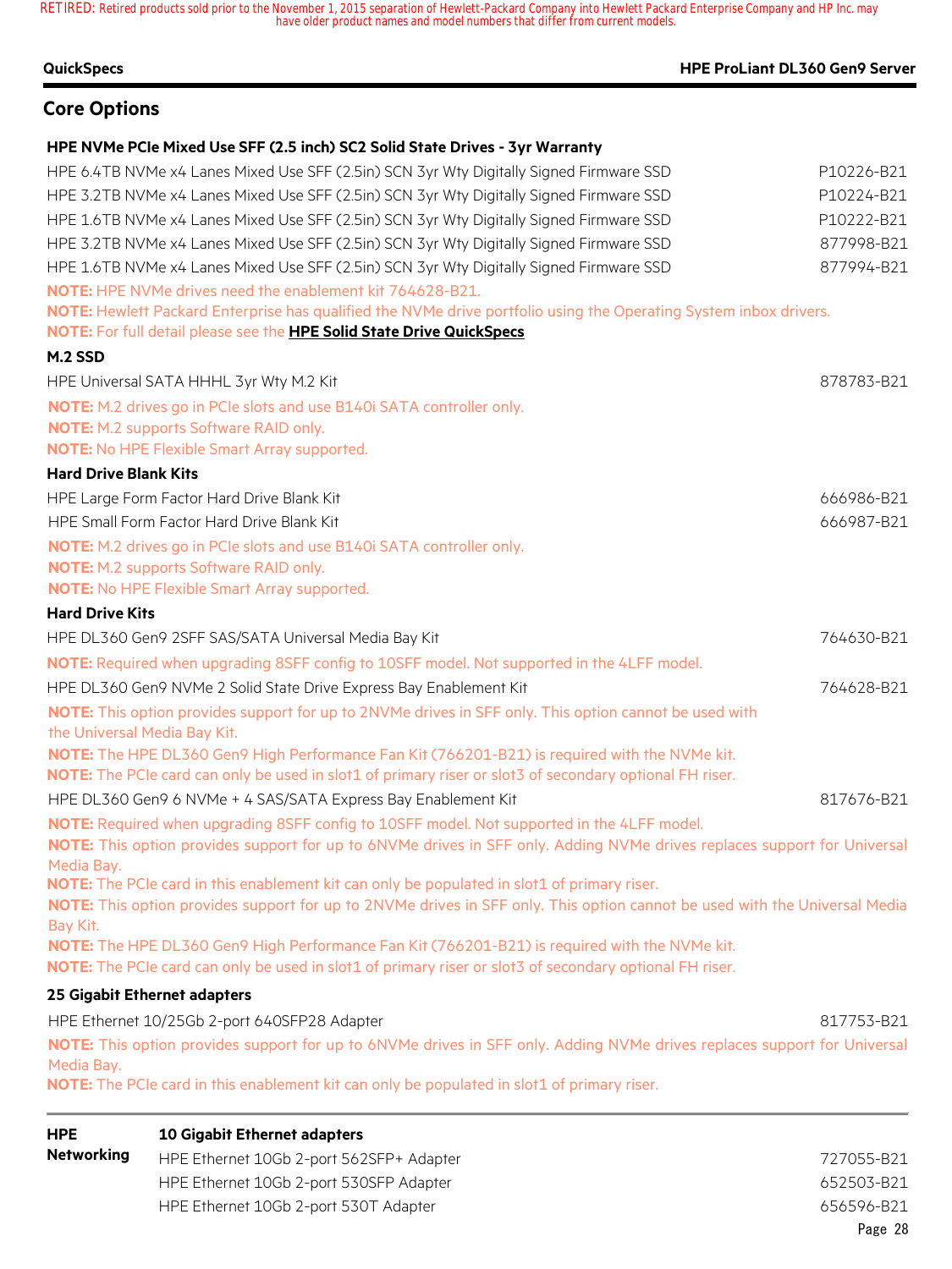## Core Options

**HPE NVMe PCIe Mixed Use SFF (2.5 inch) SC2 Solid State Drives - 3yr Warranty**

| | |
|---|---|
| HPE 6.4TB NVMe x4 Lanes Mixed Use SFF (2.5in) SCN 3yr Wty Digitally Signed Firmware SSD | P10226-B21 |
| HPE 3.2TB NVMe x4 Lanes Mixed Use SFF (2.5in) SCN 3yr Wty Digitally Signed Firmware SSD | P10224-B21 |
| HPE 1.6TB NVMe x4 Lanes Mixed Use SFF (2.5in) SCN 3yr Wty Digitally Signed Firmware SSD | P10222-B21 |
| HPE 3.2TB NVMe x4 Lanes Mixed Use SFF (2.5in) SCN 3yr Wty Digitally Signed Firmware SSD | 877998-B21 |
| HPE 1.6TB NVMe x4 Lanes Mixed Use SFF (2.5in) SCN 3yr Wty Digitally Signed Firmware SSD | 877994-B21 |

**NOTE:** HPE NVMe drives need the enablement kit 764628-B21.
**NOTE:** Hewlett Packard Enterprise has qualified the NVMe drive portfolio using the Operating System inbox drivers.
**NOTE:** For full detail please see the **HPE Solid State Drive QuickSpecs**

**M.2 SSD**

| | |
|---|---|
| HPE Universal SATA HHHL 3yr Wty M.2 Kit | 878783-B21 |

**NOTE:** M.2 drives go in PCIe slots and use B140i SATA controller only.
**NOTE:** M.2 supports Software RAID only.
**NOTE:** No HPE Flexible Smart Array supported.

**Hard Drive Blank Kits**

| | |
|---|---|
| HPE Large Form Factor Hard Drive Blank Kit | 666986-B21 |
| HPE Small Form Factor Hard Drive Blank Kit | 666987-B21 |

**NOTE:** M.2 drives go in PCIe slots and use B140i SATA controller only.
**NOTE:** M.2 supports Software RAID only.
**NOTE:** No HPE Flexible Smart Array supported.

**Hard Drive Kits**

HPE DL360 Gen9 2SFF SAS/SATA Universal Media Bay Kit — 764630-B21

**NOTE:** Required when upgrading 8SFF config to 10SFF model. Not supported in the 4LFF model.

HPE DL360 Gen9 NVMe 2 Solid State Drive Express Bay Enablement Kit — 764628-B21

**NOTE:** This option provides support for up to 2NVMe drives in SFF only. This option cannot be used with the Universal Media Bay Kit.
**NOTE:** The HPE DL360 Gen9 High Performance Fan Kit (766201-B21) is required with the NVMe kit.
**NOTE:** The PCIe card can only be used in slot1 of primary riser or slot3 of secondary optional FH riser.

HPE DL360 Gen9 6 NVMe + 4 SAS/SATA Express Bay Enablement Kit — 817676-B21

**NOTE:** Required when upgrading 8SFF config to 10SFF model. Not supported in the 4LFF model.
**NOTE:** This option provides support for up to 6NVMe drives in SFF only. Adding NVMe drives replaces support for Universal Media Bay.
**NOTE:** The PCIe card in this enablement kit can only be populated in slot1 of primary riser.
**NOTE:** This option provides support for up to 2NVMe drives in SFF only. This option cannot be used with the Universal Media Bay Kit.
**NOTE:** The HPE DL360 Gen9 High Performance Fan Kit (766201-B21) is required with the NVMe kit.
**NOTE:** The PCIe card can only be used in slot1 of primary riser or slot3 of secondary optional FH riser.

**25 Gigabit Ethernet adapters**

| | |
|---|---|
| HPE Ethernet 10/25Gb 2-port 640SFP28 Adapter | 817753-B21 |

**NOTE:** This option provides support for up to 6NVMe drives in SFF only. Adding NVMe drives replaces support for Universal Media Bay.
**NOTE:** The PCIe card in this enablement kit can only be populated in slot1 of primary riser.

---

**HPE Networking**

**10 Gigabit Ethernet adapters**

| | |
|---|---|
| HPE Ethernet 10Gb 2-port 562SFP+ Adapter | 727055-B21 |
| HPE Ethernet 10Gb 2-port 530SFP Adapter | 652503-B21 |
| HPE Ethernet 10Gb 2-port 530T Adapter | 656596-B21 |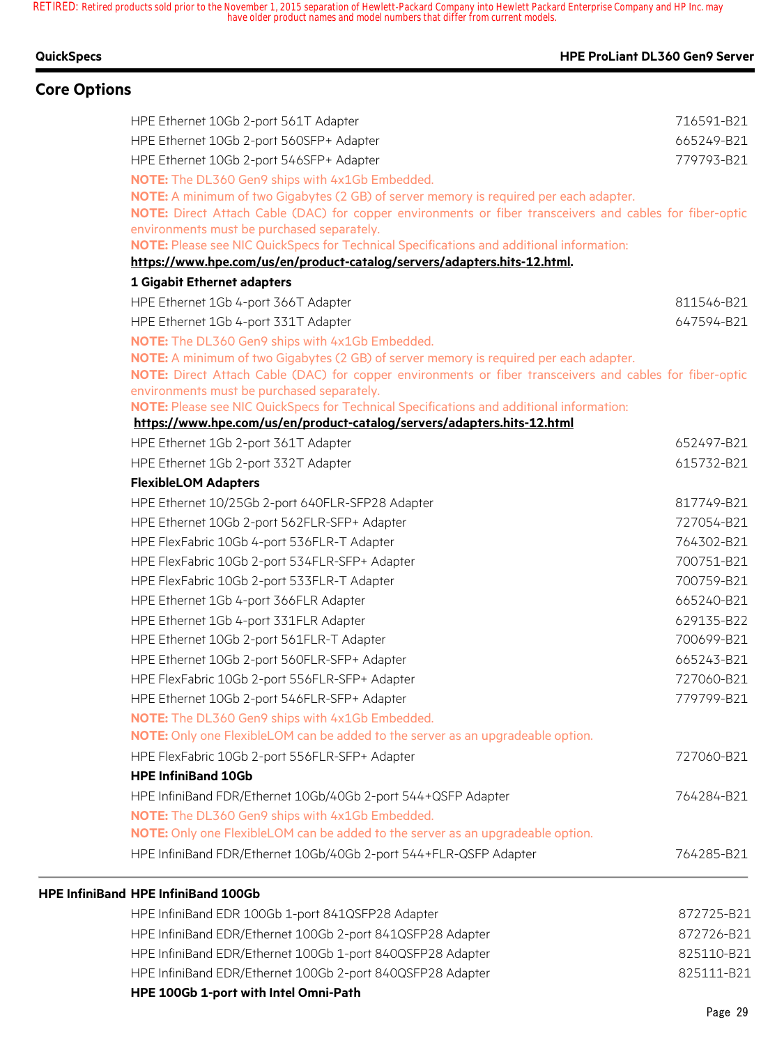RETIRED: Retired products sold prior to the November 1, 2015 separation of Hewlett-Packard Company into Hewlett Packard Enterprise Company and HP Inc. may have older product names and model numbers that differ from current models.

## Core Options

| | |
|---|---|
| HPE Ethernet 10Gb 2-port 561T Adapter | 716591-B21 |
| HPE Ethernet 10Gb 2-port 560SFP+ Adapter | 665249-B21 |
| HPE Ethernet 10Gb 2-port 546SFP+ Adapter | 779793-B21 |

**NOTE:** The DL360 Gen9 ships with 4x1Gb Embedded.
**NOTE:** A minimum of two Gigabytes (2 GB) of server memory is required per each adapter.
**NOTE:** Direct Attach Cable (DAC) for copper environments or fiber transceivers and cables for fiber-optic environments must be purchased separately.
**NOTE:** Please see NIC QuickSpecs for Technical Specifications and additional information:
**https://www.hpe.com/us/en/product-catalog/servers/adapters.hits-12.html**.

**1 Gigabit Ethernet adapters**

| | |
|---|---|
| HPE Ethernet 1Gb 4-port 366T Adapter | 811546-B21 |
| HPE Ethernet 1Gb 4-port 331T Adapter | 647594-B21 |

**NOTE:** The DL360 Gen9 ships with 4x1Gb Embedded.
**NOTE:** A minimum of two Gigabytes (2 GB) of server memory is required per each adapter.
**NOTE:** Direct Attach Cable (DAC) for copper environments or fiber transceivers and cables for fiber-optic environments must be purchased separately.
**NOTE:** Please see NIC QuickSpecs for Technical Specifications and additional information:
**https://www.hpe.com/us/en/product-catalog/servers/adapters.hits-12.html**

| | |
|---|---|
| HPE Ethernet 1Gb 2-port 361T Adapter | 652497-B21 |
| HPE Ethernet 1Gb 2-port 332T Adapter | 615732-B21 |

**FlexibleLOM Adapters**

| | |
|---|---|
| HPE Ethernet 10/25Gb 2-port 640FLR-SFP28 Adapter | 817749-B21 |
| HPE Ethernet 10Gb 2-port 562FLR-SFP+ Adapter | 727054-B21 |
| HPE FlexFabric 10Gb 4-port 536FLR-T Adapter | 764302-B21 |
| HPE FlexFabric 10Gb 2-port 534FLR-SFP+ Adapter | 700751-B21 |
| HPE FlexFabric 10Gb 2-port 533FLR-T Adapter | 700759-B21 |
| HPE Ethernet 1Gb 4-port 366FLR Adapter | 665240-B21 |
| HPE Ethernet 1Gb 4-port 331FLR Adapter | 629135-B22 |
| HPE Ethernet 10Gb 2-port 561FLR-T Adapter | 700699-B21 |
| HPE Ethernet 10Gb 2-port 560FLR-SFP+ Adapter | 665243-B21 |
| HPE FlexFabric 10Gb 2-port 556FLR-SFP+ Adapter | 727060-B21 |
| HPE Ethernet 10Gb 2-port 546FLR-SFP+ Adapter | 779799-B21 |

**NOTE:** The DL360 Gen9 ships with 4x1Gb Embedded.
**NOTE:** Only one FlexibleLOM can be added to the server as an upgradeable option.

| | |
|---|---|
| HPE FlexFabric 10Gb 2-port 556FLR-SFP+ Adapter | 727060-B21 |

**HPE InfiniBand 10Gb**

| | |
|---|---|
| HPE InfiniBand FDR/Ethernet 10Gb/40Gb 2-port 544+QSFP Adapter | 764284-B21 |

**NOTE:** The DL360 Gen9 ships with 4x1Gb Embedded.
**NOTE:** Only one FlexibleLOM can be added to the server as an upgradeable option.

| | |
|---|---|
| HPE InfiniBand FDR/Ethernet 10Gb/40Gb 2-port 544+FLR-QSFP Adapter | 764285-B21 |

**HPE InfiniBand** **HPE InfiniBand 100Gb**

| | |
|---|---|
| HPE InfiniBand EDR 100Gb 1-port 841QSFP28 Adapter | 872725-B21 |
| HPE InfiniBand EDR/Ethernet 100Gb 2-port 841QSFP28 Adapter | 872726-B21 |
| HPE InfiniBand EDR/Ethernet 100Gb 1-port 840QSFP28 Adapter | 825110-B21 |
| HPE InfiniBand EDR/Ethernet 100Gb 2-port 840QSFP28 Adapter | 825111-B21 |

**HPE 100Gb 1-port with Intel Omni-Path**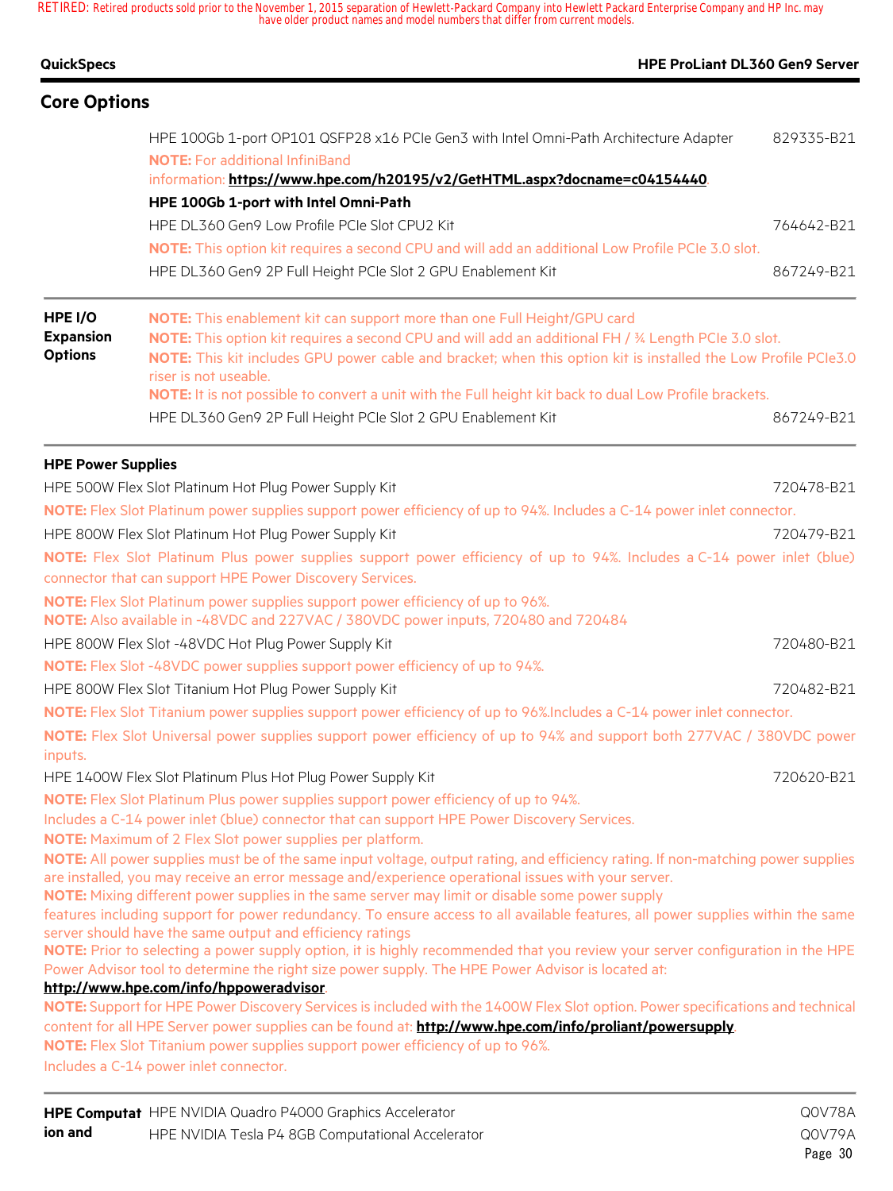RETIRED: Retired products sold prior to the November 1, 2015 separation of Hewlett-Packard Company into Hewlett Packard Enterprise Company and HP Inc. may have older product names and model numbers that differ from current models.

## Core Options

HPE 100Gb 1-port OP101 QSFP28 x16 PCIe Gen3 with Intel Omni-Path Architecture Adapter — 829335-B21

**NOTE:** For additional InfiniBand information: **https://www.hpe.com/h20195/v2/GetHTML.aspx?docname=c04154440**.

**HPE 100Gb 1-port with Intel Omni-Path**

HPE DL360 Gen9 Low Profile PCIe Slot CPU2 Kit — 764642-B21

**NOTE:** This option kit requires a second CPU and will add an additional Low Profile PCIe 3.0 slot.

HPE DL360 Gen9 2P Full Height PCIe Slot 2 GPU Enablement Kit — 867249-B21

### HPE I/O Expansion Options

**NOTE:** This enablement kit can support more than one Full Height/GPU card
**NOTE:** This option kit requires a second CPU and will add an additional FH / ¾ Length PCIe 3.0 slot.
**NOTE:** This kit includes GPU power cable and bracket; when this option kit is installed the Low Profile PCIe3.0 riser is not useable.
**NOTE:** It is not possible to convert a unit with the Full height kit back to dual Low Profile brackets.

HPE DL360 Gen9 2P Full Height PCIe Slot 2 GPU Enablement Kit — 867249-B21

### HPE Power Supplies

HPE 500W Flex Slot Platinum Hot Plug Power Supply Kit — 720478-B21

**NOTE:** Flex Slot Platinum power supplies support power efficiency of up to 94%. Includes a C-14 power inlet connector.

HPE 800W Flex Slot Platinum Hot Plug Power Supply Kit — 720479-B21

**NOTE:** Flex Slot Platinum Plus power supplies support power efficiency of up to 94%. Includes a C-14 power inlet (blue) connector that can support HPE Power Discovery Services.

**NOTE:** Flex Slot Platinum power supplies support power efficiency of up to 96%.
**NOTE:** Also available in -48VDC and 227VAC / 380VDC power inputs, 720480 and 720484

HPE 800W Flex Slot -48VDC Hot Plug Power Supply Kit — 720480-B21

**NOTE:** Flex Slot -48VDC power supplies support power efficiency of up to 94%.

HPE 800W Flex Slot Titanium Hot Plug Power Supply Kit — 720482-B21

**NOTE:** Flex Slot Titanium power supplies support power efficiency of up to 96%.Includes a C-14 power inlet connector.

**NOTE:** Flex Slot Universal power supplies support power efficiency of up to 94% and support both 277VAC / 380VDC power inputs.

HPE 1400W Flex Slot Platinum Plus Hot Plug Power Supply Kit — 720620-B21

**NOTE:** Flex Slot Platinum Plus power supplies support power efficiency of up to 94%.
Includes a C-14 power inlet (blue) connector that can support HPE Power Discovery Services.
**NOTE:** Maximum of 2 Flex Slot power supplies per platform.
**NOTE:** All power supplies must be of the same input voltage, output rating, and efficiency rating. If non-matching power supplies are installed, you may receive an error message and/experience operational issues with your server.
**NOTE:** Mixing different power supplies in the same server may limit or disable some power supply features including support for power redundancy. To ensure access to all available features, all power supplies within the same server should have the same output and efficiency ratings
**NOTE:** Prior to selecting a power supply option, it is highly recommended that you review your server configuration in the HPE Power Advisor tool to determine the right size power supply. The HPE Power Advisor is located at: **http://www.hpe.com/info/hppoweradvisor**.
**NOTE:** Support for HPE Power Discovery Services is included with the 1400W Flex Slot option. Power specifications and technical content for all HPE Server power supplies can be found at: **http://www.hpe.com/info/proliant/powersupply**.
**NOTE:** Flex Slot Titanium power supplies support power efficiency of up to 96%.
Includes a C-14 power inlet connector.

### HPE Computation and

HPE NVIDIA Quadro P4000 Graphics Accelerator — Q0V78A

HPE NVIDIA Tesla P4 8GB Computational Accelerator — Q0V79A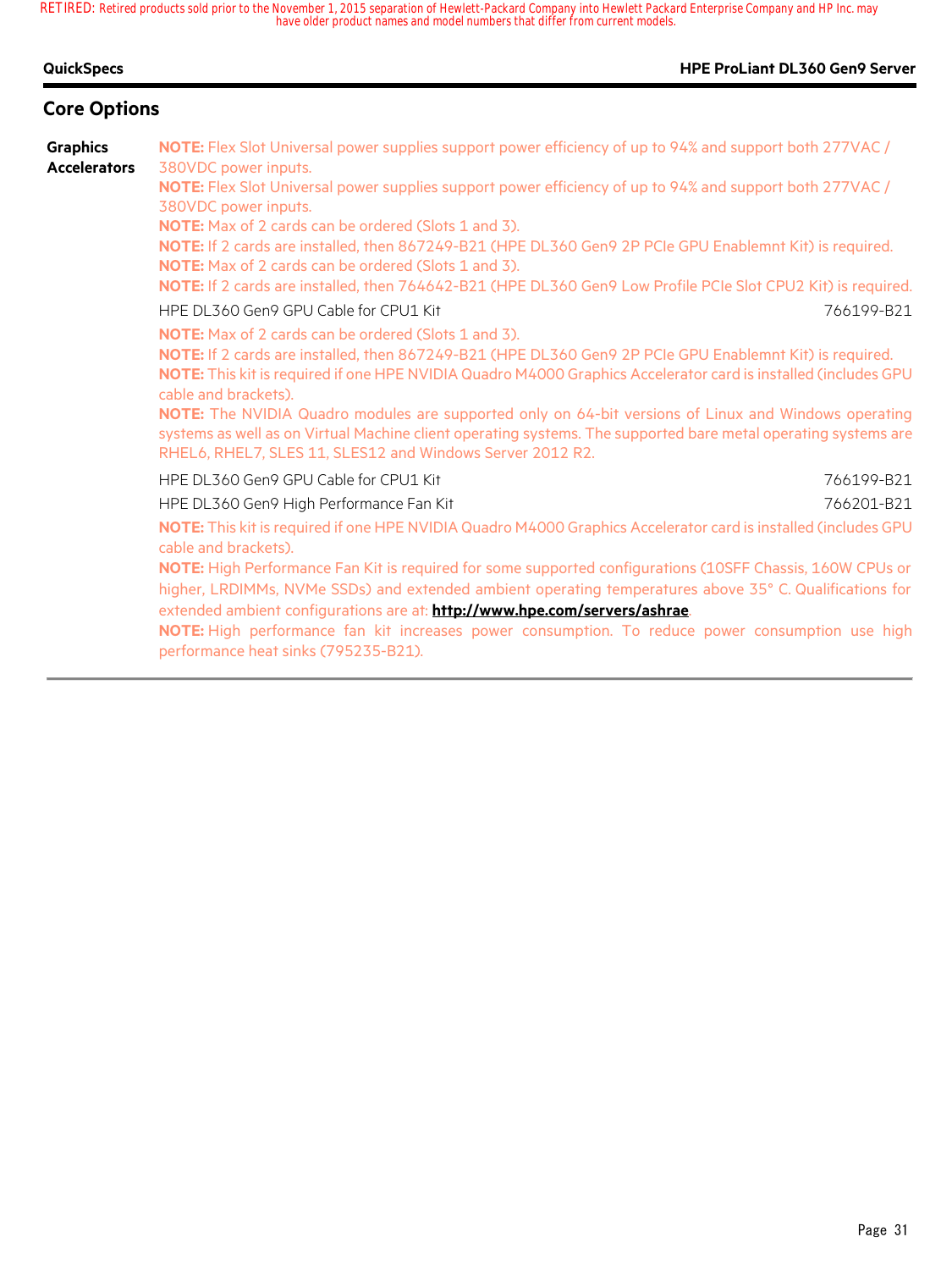## Core Options

**Graphics Accelerators**

**NOTE:** Flex Slot Universal power supplies support power efficiency of up to 94% and support both 277VAC / 380VDC power inputs.
**NOTE:** Flex Slot Universal power supplies support power efficiency of up to 94% and support both 277VAC / 380VDC power inputs.
**NOTE:** Max of 2 cards can be ordered (Slots 1 and 3).
**NOTE:** If 2 cards are installed, then 867249-B21 (HPE DL360 Gen9 2P PCIe GPU Enablemnt Kit) is required.
**NOTE:** Max of 2 cards can be ordered (Slots 1 and 3).
**NOTE:** If 2 cards are installed, then 764642-B21 (HPE DL360 Gen9 Low Profile PCIe Slot CPU2 Kit) is required.

| | |
|---|---|
| HPE DL360 Gen9 GPU Cable for CPU1 Kit | 766199-B21 |

**NOTE:** Max of 2 cards can be ordered (Slots 1 and 3).
**NOTE:** If 2 cards are installed, then 867249-B21 (HPE DL360 Gen9 2P PCIe GPU Enablemnt Kit) is required.
**NOTE:** This kit is required if one HPE NVIDIA Quadro M4000 Graphics Accelerator card is installed (includes GPU cable and brackets).
**NOTE:** The NVIDIA Quadro modules are supported only on 64-bit versions of Linux and Windows operating systems as well as on Virtual Machine client operating systems. The supported bare metal operating systems are RHEL6, RHEL7, SLES 11, SLES12 and Windows Server 2012 R2.

| | |
|---|---|
| HPE DL360 Gen9 GPU Cable for CPU1 Kit | 766199-B21 |
| HPE DL360 Gen9 High Performance Fan Kit | 766201-B21 |

**NOTE:** This kit is required if one HPE NVIDIA Quadro M4000 Graphics Accelerator card is installed (includes GPU cable and brackets).
**NOTE:** High Performance Fan Kit is required for some supported configurations (10SFF Chassis, 160W CPUs or higher, LRDIMMs, NVMe SSDs) and extended ambient operating temperatures above 35° C. Qualifications for extended ambient configurations are at: **http://www.hpe.com/servers/ashrae**.
**NOTE:** High performance fan kit increases power consumption. To reduce power consumption use high performance heat sinks (795235-B21).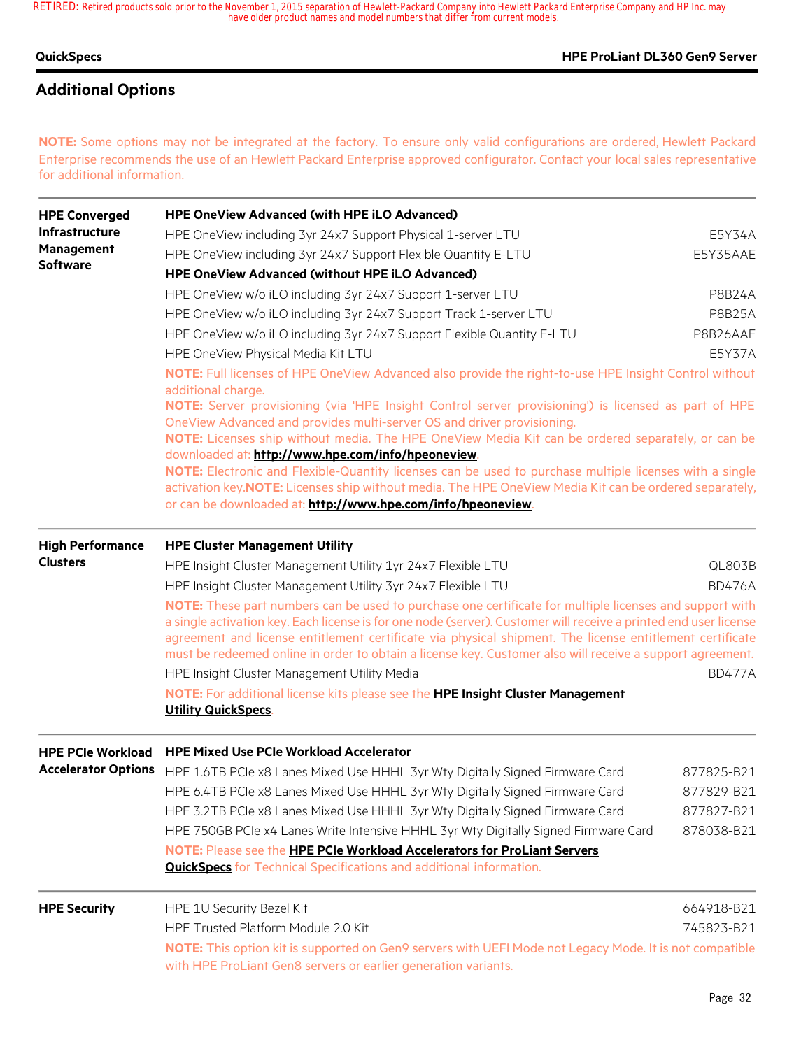RETIRED: Retired products sold prior to the November 1, 2015 separation of Hewlett-Packard Company into Hewlett Packard Enterprise Company and HP Inc. may have older product names and model numbers that differ from current models.

## Additional Options

**NOTE:** Some options may not be integrated at the factory. To ensure only valid configurations are ordered, Hewlett Packard Enterprise recommends the use of an Hewlett Packard Enterprise approved configurator. Contact your local sales representative for additional information.

### HPE Converged Infrastructure Management Software

**HPE OneView Advanced (with HPE iLO Advanced)**

| | |
|---|---|
| HPE OneView including 3yr 24x7 Support Physical 1-server LTU | E5Y34A |
| HPE OneView including 3yr 24x7 Support Flexible Quantity E-LTU | E5Y35AAE |

**HPE OneView Advanced (without HPE iLO Advanced)**

| | |
|---|---|
| HPE OneView w/o iLO including 3yr 24x7 Support 1-server LTU | P8B24A |
| HPE OneView w/o iLO including 3yr 24x7 Support Track 1-server LTU | P8B25A |
| HPE OneView w/o iLO including 3yr 24x7 Support Flexible Quantity E-LTU | P8B26AAE |
| HPE OneView Physical Media Kit LTU | E5Y37A |

**NOTE:** Full licenses of HPE OneView Advanced also provide the right-to-use HPE Insight Control without additional charge.
**NOTE:** Server provisioning (via 'HPE Insight Control server provisioning') is licensed as part of HPE OneView Advanced and provides multi-server OS and driver provisioning.
**NOTE:** Licenses ship without media. The HPE OneView Media Kit can be ordered separately, or can be downloaded at: **http://www.hpe.com/info/hpeoneview**.
**NOTE:** Electronic and Flexible-Quantity licenses can be used to purchase multiple licenses with a single activation key.**NOTE:** Licenses ship without media. The HPE OneView Media Kit can be ordered separately, or can be downloaded at: **http://www.hpe.com/info/hpeoneview**.

### High Performance Clusters

**HPE Cluster Management Utility**

| | |
|---|---|
| HPE Insight Cluster Management Utility 1yr 24x7 Flexible LTU | QL803B |
| HPE Insight Cluster Management Utility 3yr 24x7 Flexible LTU | BD476A |

**NOTE:** These part numbers can be used to purchase one certificate for multiple licenses and support with a single activation key. Each license is for one node (server). Customer will receive a printed end user license agreement and license entitlement certificate via physical shipment. The license entitlement certificate must be redeemed online in order to obtain a license key. Customer also will receive a support agreement.

| | |
|---|---|
| HPE Insight Cluster Management Utility Media | BD477A |

**NOTE:** For additional license kits please see the **HPE Insight Cluster Management Utility QuickSpecs**.

### HPE PCIe Workload Accelerator Options

**HPE Mixed Use PCIe Workload Accelerator**

| | |
|---|---|
| HPE 1.6TB PCIe x8 Lanes Mixed Use HHHL 3yr Wty Digitally Signed Firmware Card | 877825-B21 |
| HPE 6.4TB PCIe x8 Lanes Mixed Use HHHL 3yr Wty Digitally Signed Firmware Card | 877829-B21 |
| HPE 3.2TB PCIe x8 Lanes Mixed Use HHHL 3yr Wty Digitally Signed Firmware Card | 877827-B21 |
| HPE 750GB PCIe x4 Lanes Write Intensive HHHL 3yr Wty Digitally Signed Firmware Card | 878038-B21 |

**NOTE:** Please see the **HPE PCIe Workload Accelerators for ProLiant Servers QuickSpecs** for Technical Specifications and additional information.

### HPE Security

| | |
|---|---|
| HPE 1U Security Bezel Kit | 664918-B21 |
| HPE Trusted Platform Module 2.0 Kit | 745823-B21 |

**NOTE:** This option kit is supported on Gen9 servers with UEFI Mode not Legacy Mode. It is not compatible with HPE ProLiant Gen8 servers or earlier generation variants.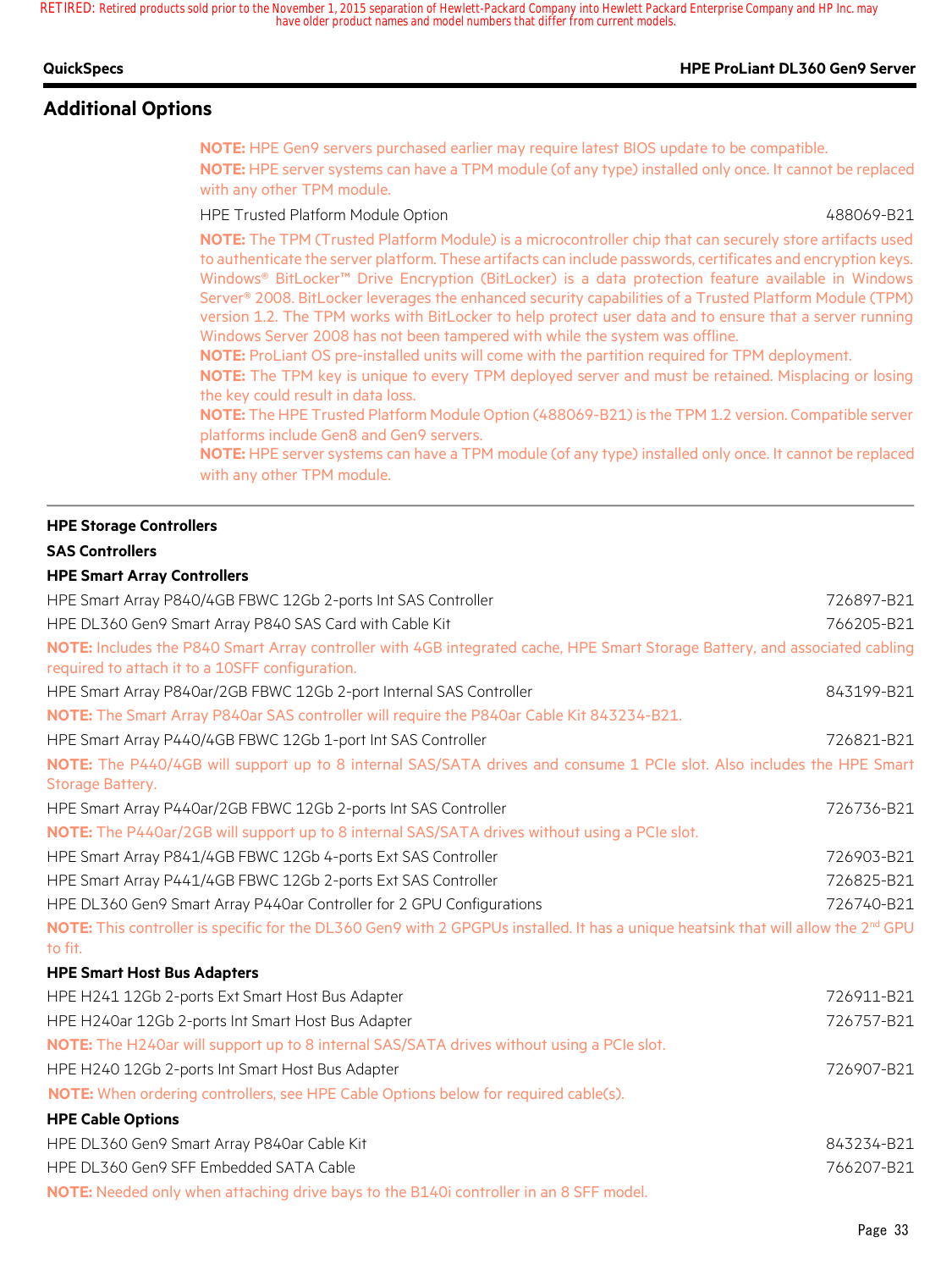## Additional Options

**NOTE:** HPE Gen9 servers purchased earlier may require latest BIOS update to be compatible.

**NOTE:** HPE server systems can have a TPM module (of any type) installed only once. It cannot be replaced with any other TPM module.

| | |
|---|---|
| HPE Trusted Platform Module Option | 488069-B21 |

**NOTE:** The TPM (Trusted Platform Module) is a microcontroller chip that can securely store artifacts used to authenticate the server platform. These artifacts can include passwords, certificates and encryption keys. Windows® BitLocker™ Drive Encryption (BitLocker) is a data protection feature available in Windows Server® 2008. BitLocker leverages the enhanced security capabilities of a Trusted Platform Module (TPM) version 1.2. The TPM works with BitLocker to help protect user data and to ensure that a server running Windows Server 2008 has not been tampered with while the system was offline.

**NOTE:** ProLiant OS pre-installed units will come with the partition required for TPM deployment.

**NOTE:** The TPM key is unique to every TPM deployed server and must be retained. Misplacing or losing the key could result in data loss.

**NOTE:** The HPE Trusted Platform Module Option (488069-B21) is the TPM 1.2 version. Compatible server platforms include Gen8 and Gen9 servers.

**NOTE:** HPE server systems can have a TPM module (of any type) installed only once. It cannot be replaced with any other TPM module.

---

**HPE Storage Controllers**

**SAS Controllers**

**HPE Smart Array Controllers**

| | |
|---|---|
| HPE Smart Array P840/4GB FBWC 12Gb 2-ports Int SAS Controller | 726897-B21 |
| HPE DL360 Gen9 Smart Array P840 SAS Card with Cable Kit | 766205-B21 |

**NOTE:** Includes the P840 Smart Array controller with 4GB integrated cache, HPE Smart Storage Battery, and associated cabling required to attach it to a 10SFF configuration.

| | |
|---|---|
| HPE Smart Array P840ar/2GB FBWC 12Gb 2-port Internal SAS Controller | 843199-B21 |

**NOTE:** The Smart Array P840ar SAS controller will require the P840ar Cable Kit 843234-B21.

| | |
|---|---|
| HPE Smart Array P440/4GB FBWC 12Gb 1-port Int SAS Controller | 726821-B21 |

**NOTE:** The P440/4GB will support up to 8 internal SAS/SATA drives and consume 1 PCIe slot. Also includes the HPE Smart Storage Battery.

| | |
|---|---|
| HPE Smart Array P440ar/2GB FBWC 12Gb 2-ports Int SAS Controller | 726736-B21 |

**NOTE:** The P440ar/2GB will support up to 8 internal SAS/SATA drives without using a PCIe slot.

| | |
|---|---|
| HPE Smart Array P841/4GB FBWC 12Gb 4-ports Ext SAS Controller | 726903-B21 |
| HPE Smart Array P441/4GB FBWC 12Gb 2-ports Ext SAS Controller | 726825-B21 |
| HPE DL360 Gen9 Smart Array P440ar Controller for 2 GPU Configurations | 726740-B21 |

**NOTE:** This controller is specific for the DL360 Gen9 with 2 GPGPUs installed. It has a unique heatsink that will allow the 2nd GPU to fit.

**HPE Smart Host Bus Adapters**

| | |
|---|---|
| HPE H241 12Gb 2-ports Ext Smart Host Bus Adapter | 726911-B21 |
| HPE H240ar 12Gb 2-ports Int Smart Host Bus Adapter | 726757-B21 |

**NOTE:** The H240ar will support up to 8 internal SAS/SATA drives without using a PCIe slot.

| | |
|---|---|
| HPE H240 12Gb 2-ports Int Smart Host Bus Adapter | 726907-B21 |

**NOTE:** When ordering controllers, see HPE Cable Options below for required cable(s).

**HPE Cable Options**

| | |
|---|---|
| HPE DL360 Gen9 Smart Array P840ar Cable Kit | 843234-B21 |
| HPE DL360 Gen9 SFF Embedded SATA Cable | 766207-B21 |

**NOTE:** Needed only when attaching drive bays to the B140i controller in an 8 SFF model.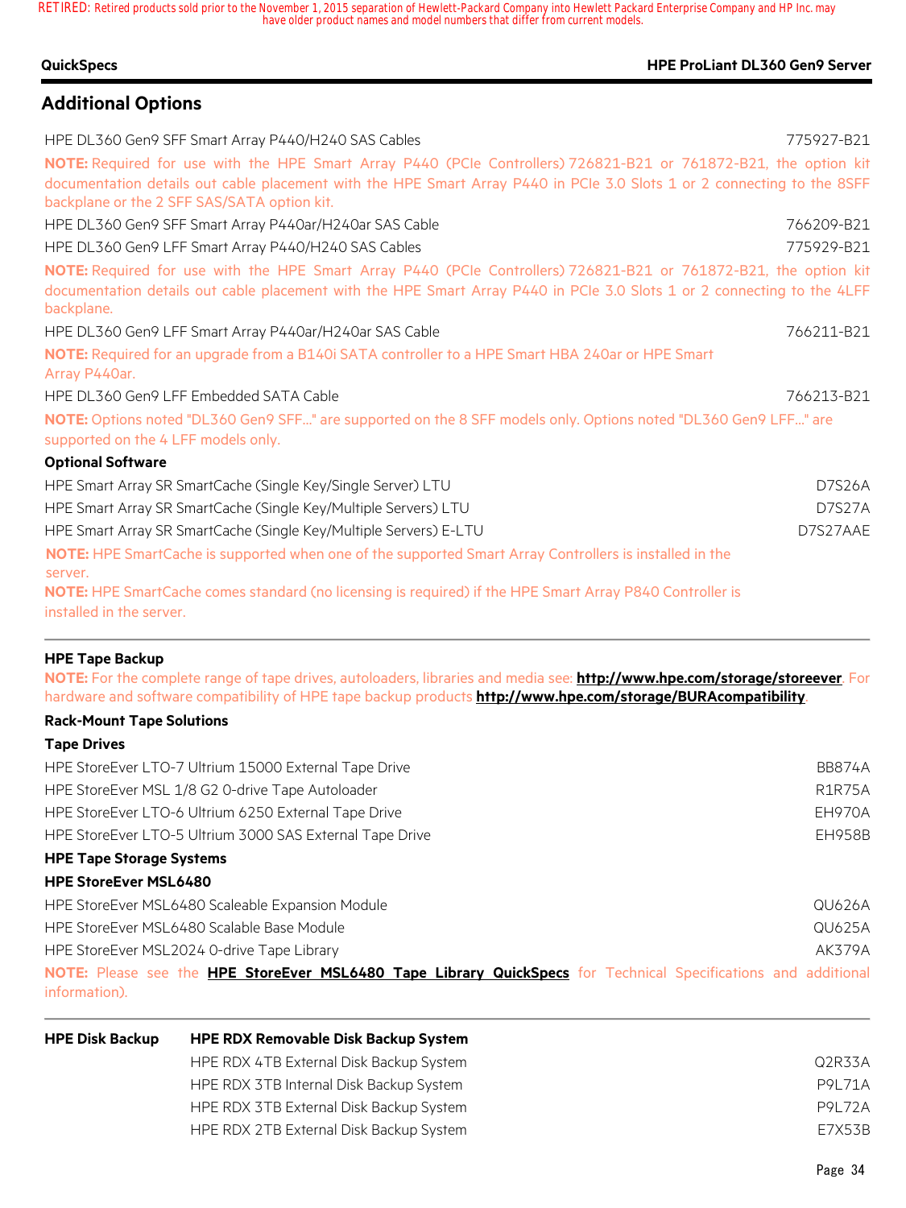## Additional Options

| | |
|---|---|
| HPE DL360 Gen9 SFF Smart Array P440/H240 SAS Cables | 775927-B21 |

**NOTE:** Required for use with the HPE Smart Array P440 (PCIe Controllers) 726821-B21 or 761872-B21, the option kit documentation details out cable placement with the HPE Smart Array P440 in PCIe 3.0 Slots 1 or 2 connecting to the 8SFF backplane or the 2 SFF SAS/SATA option kit.

| | |
|---|---|
| HPE DL360 Gen9 SFF Smart Array P440ar/H240ar SAS Cable | 766209-B21 |
| HPE DL360 Gen9 LFF Smart Array P440/H240 SAS Cables | 775929-B21 |

**NOTE:** Required for use with the HPE Smart Array P440 (PCIe Controllers) 726821-B21 or 761872-B21, the option kit documentation details out cable placement with the HPE Smart Array P440 in PCIe 3.0 Slots 1 or 2 connecting to the 4LFF backplane.

| | |
|---|---|
| HPE DL360 Gen9 LFF Smart Array P440ar/H240ar SAS Cable | 766211-B21 |

**NOTE:** Required for an upgrade from a B140i SATA controller to a HPE Smart HBA 240ar or HPE Smart Array P440ar.

| | |
|---|---|
| HPE DL360 Gen9 LFF Embedded SATA Cable | 766213-B21 |

**NOTE:** Options noted "DL360 Gen9 SFF..." are supported on the 8 SFF models only. Options noted "DL360 Gen9 LFF..." are supported on the 4 LFF models only.

**Optional Software**

| | |
|---|---|
| HPE Smart Array SR SmartCache (Single Key/Single Server) LTU | D7S26A |
| HPE Smart Array SR SmartCache (Single Key/Multiple Servers) LTU | D7S27A |
| HPE Smart Array SR SmartCache (Single Key/Multiple Servers) E-LTU | D7S27AAE |

**NOTE:** HPE SmartCache is supported when one of the supported Smart Array Controllers is installed in the server.

**NOTE:** HPE SmartCache comes standard (no licensing is required) if the HPE Smart Array P840 Controller is installed in the server.

### HPE Tape Backup

**NOTE:** For the complete range of tape drives, autoloaders, libraries and media see: **http://www.hpe.com/storage/storeever**. For hardware and software compatibility of HPE tape backup products **http://www.hpe.com/storage/BURAcompatibility**.

**Rack-Mount Tape Solutions**

**Tape Drives**

| | |
|---|---|
| HPE StoreEver LTO-7 Ultrium 15000 External Tape Drive | BB874A |
| HPE StoreEver MSL 1/8 G2 0-drive Tape Autoloader | R1R75A |
| HPE StoreEver LTO-6 Ultrium 6250 External Tape Drive | EH970A |
| HPE StoreEver LTO-5 Ultrium 3000 SAS External Tape Drive | EH958B |

**HPE Tape Storage Systems**

**HPE StoreEver MSL6480**

| | |
|---|---|
| HPE StoreEver MSL6480 Scaleable Expansion Module | QU626A |
| HPE StoreEver MSL6480 Scalable Base Module | QU625A |
| HPE StoreEver MSL2024 0-drive Tape Library | AK379A |

**NOTE:** Please see the **HPE StoreEver MSL6480 Tape Library QuickSpecs** for Technical Specifications and additional information).

### HPE Disk Backup

**HPE RDX Removable Disk Backup System**

| | |
|---|---|
| HPE RDX 4TB External Disk Backup System | Q2R33A |
| HPE RDX 3TB Internal Disk Backup System | P9L71A |
| HPE RDX 3TB External Disk Backup System | P9L72A |
| HPE RDX 2TB External Disk Backup System | E7X53B |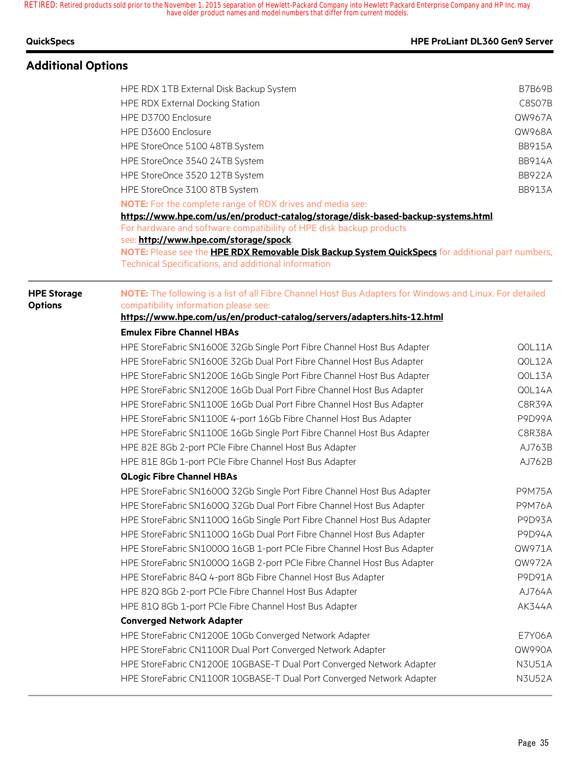## Additional Options

| | |
|---|---|
| HPE RDX 1TB External Disk Backup System | B7B69B |
| HPE RDX External Docking Station | C8S07B |
| HPE D3700 Enclosure | QW967A |
| HPE D3600 Enclosure | QW968A |
| HPE StoreOnce 5100 48TB System | BB915A |
| HPE StoreOnce 3540 24TB System | BB914A |
| HPE StoreOnce 3520 12TB System | BB922A |
| HPE StoreOnce 3100 8TB System | BB913A |

**NOTE:** For the complete range of RDX drives and media see: **https://www.hpe.com/us/en/product-catalog/storage/disk-based-backup-systems.html**.
For hardware and software compatibility of HPE disk backup products see: **http://www.hpe.com/storage/spock**.
**NOTE:** Please see the **HPE RDX Removable Disk Backup System QuickSpecs** for additional part numbers, Technical Specifications, and additional information

**HPE Storage Options**

**NOTE:** The following is a list of all Fibre Channel Host Bus Adapters for Windows and Linux. For detailed compatibility information please see:
**https://www.hpe.com/us/en/product-catalog/servers/adapters.hits-12.html**

**Emulex Fibre Channel HBAs**

| | |
|---|---|
| HPE StoreFabric SN1600E 32Gb Single Port Fibre Channel Host Bus Adapter | Q0L11A |
| HPE StoreFabric SN1600E 32Gb Dual Port Fibre Channel Host Bus Adapter | Q0L12A |
| HPE StoreFabric SN1200E 16Gb Single Port Fibre Channel Host Bus Adapter | Q0L13A |
| HPE StoreFabric SN1200E 16Gb Dual Port Fibre Channel Host Bus Adapter | Q0L14A |
| HPE StoreFabric SN1100E 16Gb Dual Port Fibre Channel Host Bus Adapter | C8R39A |
| HPE StoreFabric SN1100E 4-port 16Gb Fibre Channel Host Bus Adapter | P9D99A |
| HPE StoreFabric SN1100E 16Gb Single Port Fibre Channel Host Bus Adapter | C8R38A |
| HPE 82E 8Gb 2-port PCIe Fibre Channel Host Bus Adapter | AJ763B |
| HPE 81E 8Gb 1-port PCIe Fibre Channel Host Bus Adapter | AJ762B |

**QLogic Fibre Channel HBAs**

| | |
|---|---|
| HPE StoreFabric SN1600Q 32Gb Single Port Fibre Channel Host Bus Adapter | P9M75A |
| HPE StoreFabric SN1600Q 32Gb Dual Port Fibre Channel Host Bus Adapter | P9M76A |
| HPE StoreFabric SN1100Q 16Gb Single Port Fibre Channel Host Bus Adapter | P9D93A |
| HPE StoreFabric SN1100Q 16Gb Dual Port Fibre Channel Host Bus Adapter | P9D94A |
| HPE StoreFabric SN1000Q 16GB 1-port PCIe Fibre Channel Host Bus Adapter | QW971A |
| HPE StoreFabric SN1000Q 16GB 2-port PCIe Fibre Channel Host Bus Adapter | QW972A |
| HPE StoreFabric 84Q 4-port 8Gb Fibre Channel Host Bus Adapter | P9D91A |
| HPE 82Q 8Gb 2-port PCIe Fibre Channel Host Bus Adapter | AJ764A |
| HPE 81Q 8Gb 1-port PCIe Fibre Channel Host Bus Adapter | AK344A |

**Converged Network Adapter**

| | |
|---|---|
| HPE StoreFabric CN1200E 10Gb Converged Network Adapter | E7Y06A |
| HPE StoreFabric CN1100R Dual Port Converged Network Adapter | QW990A |
| HPE StoreFabric CN1200E 10GBASE-T Dual Port Converged Network Adapter | N3U51A |
| HPE StoreFabric CN1100R 10GBASE-T Dual Port Converged Network Adapter | N3U52A |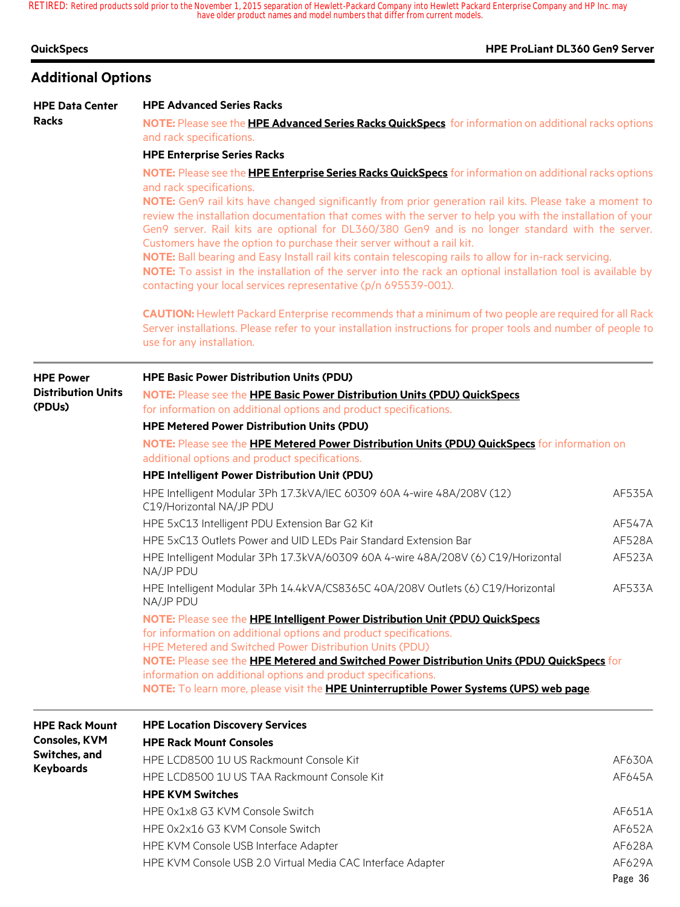## Additional Options

### HPE Data Center Racks

**HPE Advanced Series Racks**

**NOTE:** Please see the **HPE Advanced Series Racks QuickSpecs** for information on additional racks options and rack specifications.

**HPE Enterprise Series Racks**

**NOTE:** Please see the **HPE Enterprise Series Racks QuickSpecs** for information on additional racks options and rack specifications.

**NOTE:** Gen9 rail kits have changed significantly from prior generation rail kits. Please take a moment to review the installation documentation that comes with the server to help you with the installation of your Gen9 server. Rail kits are optional for DL360/380 Gen9 and is no longer standard with the server. Customers have the option to purchase their server without a rail kit.

**NOTE:** Ball bearing and Easy Install rail kits contain telescoping rails to allow for in-rack servicing.

**NOTE:** To assist in the installation of the server into the rack an optional installation tool is available by contacting your local services representative (p/n 695539-001).

**CAUTION:** Hewlett Packard Enterprise recommends that a minimum of two people are required for all Rack Server installations. Please refer to your installation instructions for proper tools and number of people to use for any installation.

### HPE Power Distribution Units (PDUs)

**HPE Basic Power Distribution Units (PDU)**

**NOTE:** Please see the **HPE Basic Power Distribution Units (PDU) QuickSpecs** for information on additional options and product specifications.

**HPE Metered Power Distribution Units (PDU)**

**NOTE:** Please see the **HPE Metered Power Distribution Units (PDU) QuickSpecs** for information on additional options and product specifications.

**HPE Intelligent Power Distribution Unit (PDU)**

| | |
|---|---|
| HPE Intelligent Modular 3Ph 17.3kVA/IEC 60309 60A 4-wire 48A/208V (12) C19/Horizontal NA/JP PDU | AF535A |
| HPE 5xC13 Intelligent PDU Extension Bar G2 Kit | AF547A |
| HPE 5xC13 Outlets Power and UID LEDs Pair Standard Extension Bar | AF528A |
| HPE Intelligent Modular 3Ph 17.3kVA/60309 60A 4-wire 48A/208V (6) C19/Horizontal NA/JP PDU | AF523A |
| HPE Intelligent Modular 3Ph 14.4kVA/CS8365C 40A/208V Outlets (6) C19/Horizontal NA/JP PDU | AF533A |

**NOTE:** Please see the **HPE Intelligent Power Distribution Unit (PDU) QuickSpecs** for information on additional options and product specifications.

HPE Metered and Switched Power Distribution Units (PDU)

**NOTE:** Please see the **HPE Metered and Switched Power Distribution Units (PDU) QuickSpecs** for information on additional options and product specifications.

**NOTE:** To learn more, please visit the **HPE Uninterruptible Power Systems (UPS) web page**.

### HPE Rack Mount Consoles, KVM Switches, and Keyboards

**HPE Location Discovery Services**

**HPE Rack Mount Consoles**

| | |
|---|---|
| HPE LCD8500 1U US Rackmount Console Kit | AF630A |
| HPE LCD8500 1U US TAA Rackmount Console Kit | AF645A |

**HPE KVM Switches**

| | |
|---|---|
| HPE 0x1x8 G3 KVM Console Switch | AF651A |
| HPE 0x2x16 G3 KVM Console Switch | AF652A |
| HPE KVM Console USB Interface Adapter | AF628A |
| HPE KVM Console USB 2.0 Virtual Media CAC Interface Adapter | AF629A |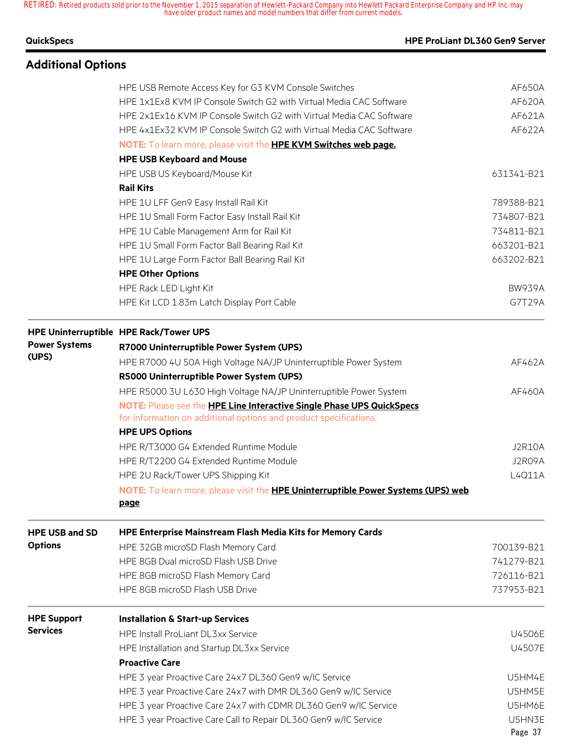## Additional Options

| | | |
|---|---|---|
| | HPE USB Remote Access Key for G3 KVM Console Switches | AF650A |
| | HPE 1x1Ex8 KVM IP Console Switch G2 with Virtual Media CAC Software | AF620A |
| | HPE 2x1Ex16 KVM IP Console Switch G2 with Virtual Media CAC Software | AF621A |
| | HPE 4x1Ex32 KVM IP Console Switch G2 with Virtual Media CAC Software | AF622A |
| | **NOTE:** To learn more, please visit the **HPE KVM Switches web page.** | |
| | **HPE USB Keyboard and Mouse** | |
| | HPE USB US Keyboard/Mouse Kit | 631341-B21 |
| | **Rail Kits** | |
| | HPE 1U LFF Gen9 Easy Install Rail Kit | 789388-B21 |
| | HPE 1U Small Form Factor Easy Install Rail Kit | 734807-B21 |
| | HPE 1U Cable Management Arm for Rail Kit | 734811-B21 |
| | HPE 1U Small Form Factor Ball Bearing Rail Kit | 663201-B21 |
| | HPE 1U Large Form Factor Ball Bearing Rail Kit | 663202-B21 |
| | **HPE Other Options** | |
| | HPE Rack LED Light Kit | BW939A |
| | HPE Kit LCD 1.83m Latch Display Port Cable | G7T29A |
| **HPE Uninterruptible Power Systems (UPS)** | **HPE Rack/Tower UPS** | |
| | **R7000 Uninterruptible Power System (UPS)** | |
| | HPE R7000 4U 50A High Voltage NA/JP Uninterruptible Power System | AF462A |
| | **R5000 Uninterruptible Power System (UPS)** | |
| | HPE R5000 3U L630 High Voltage NA/JP Uninterruptible Power System | AF460A |
| | **NOTE:** Please see the **HPE Line Interactive Single Phase UPS QuickSpecs** for information on additional options and product specifications. | |
| | **HPE UPS Options** | |
| | HPE R/T3000 G4 Extended Runtime Module | J2R10A |
| | HPE R/T2200 G4 Extended Runtime Module | J2R09A |
| | HPE 2U Rack/Tower UPS Shipping Kit | L4Q11A |
| | **NOTE:** To learn more, please visit the **HPE Uninterruptible Power Systems (UPS) web page**. | |
| **HPE USB and SD Options** | **HPE Enterprise Mainstream Flash Media Kits for Memory Cards** | |
| | HPE 32GB microSD Flash Memory Card | 700139-B21 |
| | HPE 8GB Dual microSD Flash USB Drive | 741279-B21 |
| | HPE 8GB microSD Flash Memory Card | 726116-B21 |
| | HPE 8GB microSD Flash USB Drive | 737953-B21 |
| **HPE Support Services** | **Installation & Start-up Services** | |
| | HPE Install ProLiant DL3xx Service | U4506E |
| | HPE Installation and Startup DL3xx Service | U4507E |
| | **Proactive Care** | |
| | HPE 3 year Proactive Care 24x7 DL360 Gen9 w/IC Service | U5HM4E |
| | HPE 3 year Proactive Care 24x7 with DMR DL360 Gen9 w/IC Service | U5HM5E |
| | HPE 3 year Proactive Care 24x7 with CDMR DL360 Gen9 w/IC Service | U5HM6E |
| | HPE 3 year Proactive Care Call to Repair DL360 Gen9 w/IC Service | U5HN3E |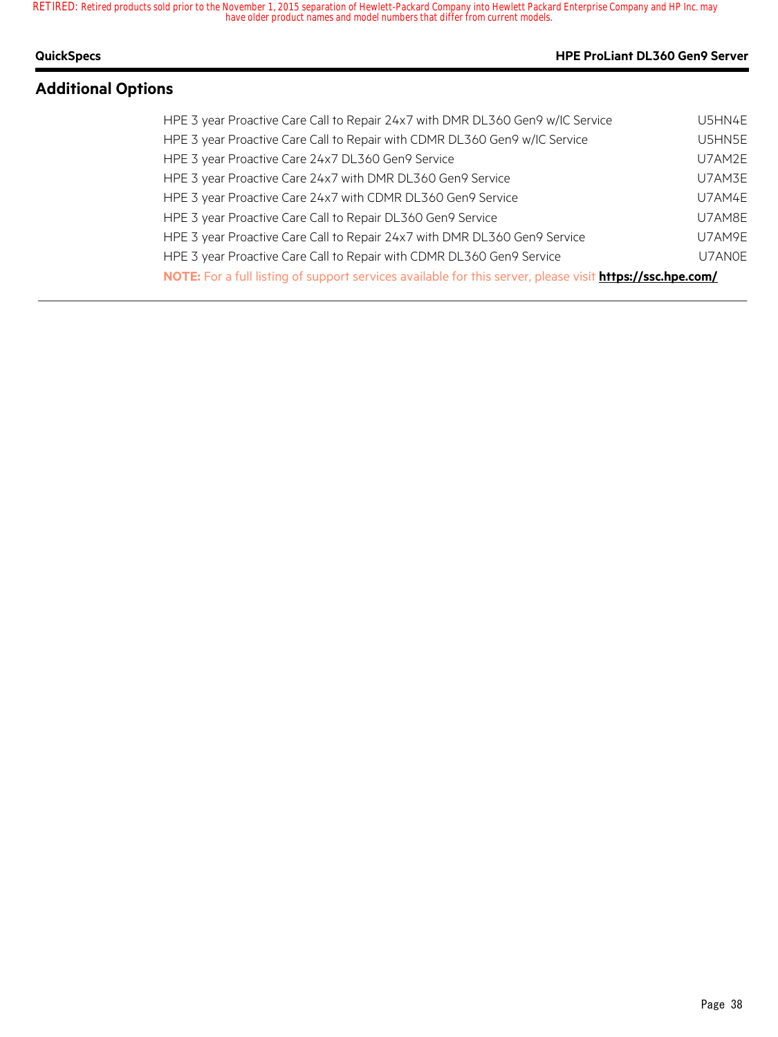## Additional Options

| | |
|---|---|
| HPE 3 year Proactive Care Call to Repair 24x7 with DMR DL360 Gen9 w/IC Service | U5HN4E |
| HPE 3 year Proactive Care Call to Repair with CDMR DL360 Gen9 w/IC Service | U5HN5E |
| HPE 3 year Proactive Care 24x7 DL360 Gen9 Service | U7AM2E |
| HPE 3 year Proactive Care 24x7 with DMR DL360 Gen9 Service | U7AM3E |
| HPE 3 year Proactive Care 24x7 with CDMR DL360 Gen9 Service | U7AM4E |
| HPE 3 year Proactive Care Call to Repair DL360 Gen9 Service | U7AM8E |
| HPE 3 year Proactive Care Call to Repair 24x7 with DMR DL360 Gen9 Service | U7AM9E |
| HPE 3 year Proactive Care Call to Repair with CDMR DL360 Gen9 Service | U7AN0E |

**NOTE:** For a full listing of support services available for this server, please visit **https://ssc.hpe.com/**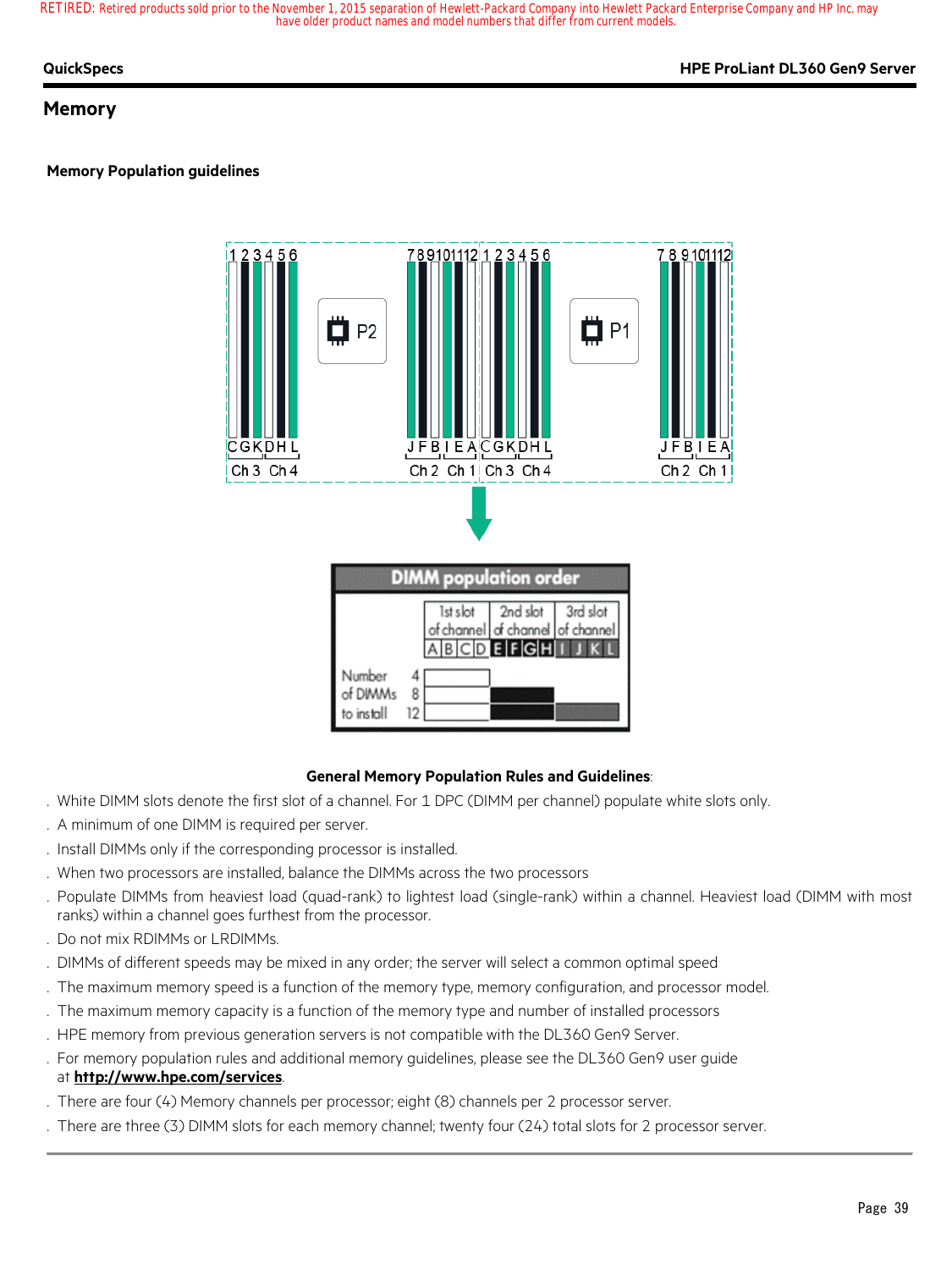RETIRED: Retired products sold prior to the November 1, 2015 separation of Hewlett-Packard Company into Hewlett Packard Enterprise Company and HP Inc. may have older product names and model numbers that differ from current models.

## Memory

### Memory Population guidelines

**General Memory Population Rules and Guidelines**:

- White DIMM slots denote the first slot of a channel. For 1 DPC (DIMM per channel) populate white slots only.
- A minimum of one DIMM is required per server.
- Install DIMMs only if the corresponding processor is installed.
- When two processors are installed, balance the DIMMs across the two processors
- Populate DIMMs from heaviest load (quad-rank) to lightest load (single-rank) within a channel. Heaviest load (DIMM with most ranks) within a channel goes furthest from the processor.
- Do not mix RDIMMs or LRDIMMs.
- DIMMs of different speeds may be mixed in any order; the server will select a common optimal speed
- The maximum memory speed is a function of the memory type, memory configuration, and processor model.
- The maximum memory capacity is a function of the memory type and number of installed processors
- HPE memory from previous generation servers is not compatible with the DL360 Gen9 Server.
- For memory population rules and additional memory guidelines, please see the DL360 Gen9 user guide at **http://www.hpe.com/services**.
- There are four (4) Memory channels per processor; eight (8) channels per 2 processor server.
- There are three (3) DIMM slots for each memory channel; twenty four (24) total slots for 2 processor server.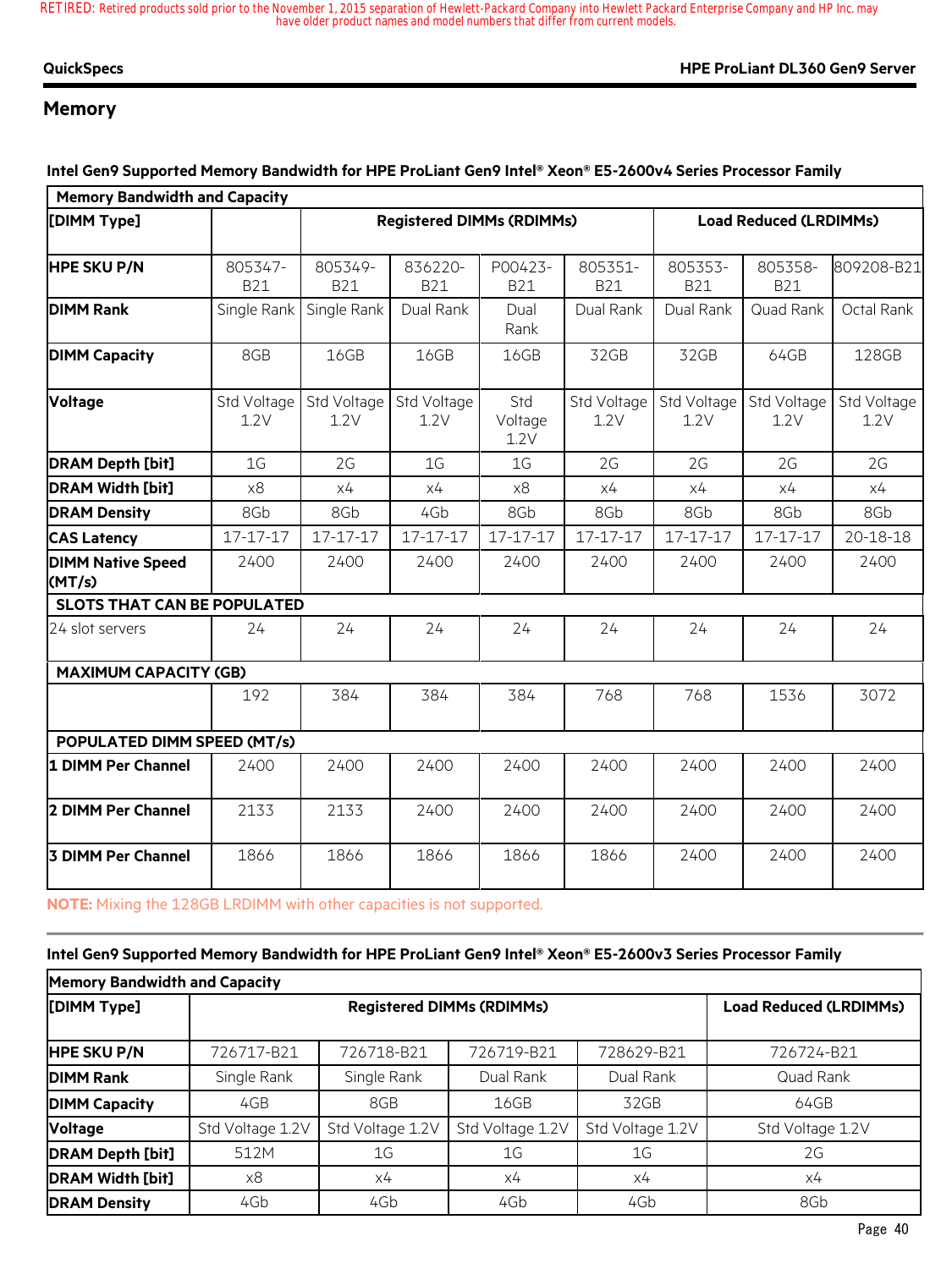## Memory

**Intel Gen9 Supported Memory Bandwidth for HPE ProLiant Gen9 Intel® Xeon® E5-2600v4 Series Processor Family**

| Memory Bandwidth and Capacity | | | | | | | | |
|---|---|---|---|---|---|---|---|---|
| **[DIMM Type]** | | **Registered DIMMs (RDIMMs)** | | | | | **Load Reduced (LRDIMMs)** | |
| **HPE SKU P/N** | 805347-B21 | 805349-B21 | 836220-B21 | P00423-B21 | 805351-B21 | 805353-B21 | 805358-B21 | 809208-B21 |
| **DIMM Rank** | Single Rank | Single Rank | Dual Rank | Dual Rank | Dual Rank | Dual Rank | Quad Rank | Octal Rank |
| **DIMM Capacity** | 8GB | 16GB | 16GB | 16GB | 32GB | 32GB | 64GB | 128GB |
| **Voltage** | Std Voltage 1.2V | Std Voltage 1.2V | Std Voltage 1.2V | Std Voltage 1.2V | Std Voltage 1.2V | Std Voltage 1.2V | Std Voltage 1.2V | Std Voltage 1.2V |
| **DRAM Depth [bit]** | 1G | 2G | 1G | 1G | 2G | 2G | 2G | 2G |
| **DRAM Width [bit]** | x8 | x4 | x4 | x8 | x4 | x4 | x4 | x4 |
| **DRAM Density** | 8Gb | 8Gb | 4Gb | 8Gb | 8Gb | 8Gb | 8Gb | 8Gb |
| **CAS Latency** | 17-17-17 | 17-17-17 | 17-17-17 | 17-17-17 | 17-17-17 | 17-17-17 | 17-17-17 | 20-18-18 |
| **DIMM Native Speed (MT/s)** | 2400 | 2400 | 2400 | 2400 | 2400 | 2400 | 2400 | 2400 |
| **SLOTS THAT CAN BE POPULATED** | | | | | | | | |
| 24 slot servers | 24 | 24 | 24 | 24 | 24 | 24 | 24 | 24 |
| **MAXIMUM CAPACITY (GB)** | | | | | | | | |
| | 192 | 384 | 384 | 384 | 768 | 768 | 1536 | 3072 |
| **POPULATED DIMM SPEED (MT/s)** | | | | | | | | |
| **1 DIMM Per Channel** | 2400 | 2400 | 2400 | 2400 | 2400 | 2400 | 2400 | 2400 |
| **2 DIMM Per Channel** | 2133 | 2133 | 2400 | 2400 | 2400 | 2400 | 2400 | 2400 |
| **3 DIMM Per Channel** | 1866 | 1866 | 1866 | 1866 | 1866 | 2400 | 2400 | 2400 |

**NOTE:** Mixing the 128GB LRDIMM with other capacities is not supported.

**Intel Gen9 Supported Memory Bandwidth for HPE ProLiant Gen9 Intel® Xeon® E5-2600v3 Series Processor Family**

| Memory Bandwidth and Capacity | | | | | |
|---|---|---|---|---|---|
| **[DIMM Type]** | **Registered DIMMs (RDIMMs)** | | | | **Load Reduced (LRDIMMs)** |
| **HPE SKU P/N** | 726717-B21 | 726718-B21 | 726719-B21 | 728629-B21 | 726724-B21 |
| **DIMM Rank** | Single Rank | Single Rank | Dual Rank | Dual Rank | Quad Rank |
| **DIMM Capacity** | 4GB | 8GB | 16GB | 32GB | 64GB |
| **Voltage** | Std Voltage 1.2V | Std Voltage 1.2V | Std Voltage 1.2V | Std Voltage 1.2V | Std Voltage 1.2V |
| **DRAM Depth [bit]** | 512M | 1G | 1G | 1G | 2G |
| **DRAM Width [bit]** | x8 | x4 | x4 | x4 | x4 |
| **DRAM Density** | 4Gb | 4Gb | 4Gb | 4Gb | 8Gb |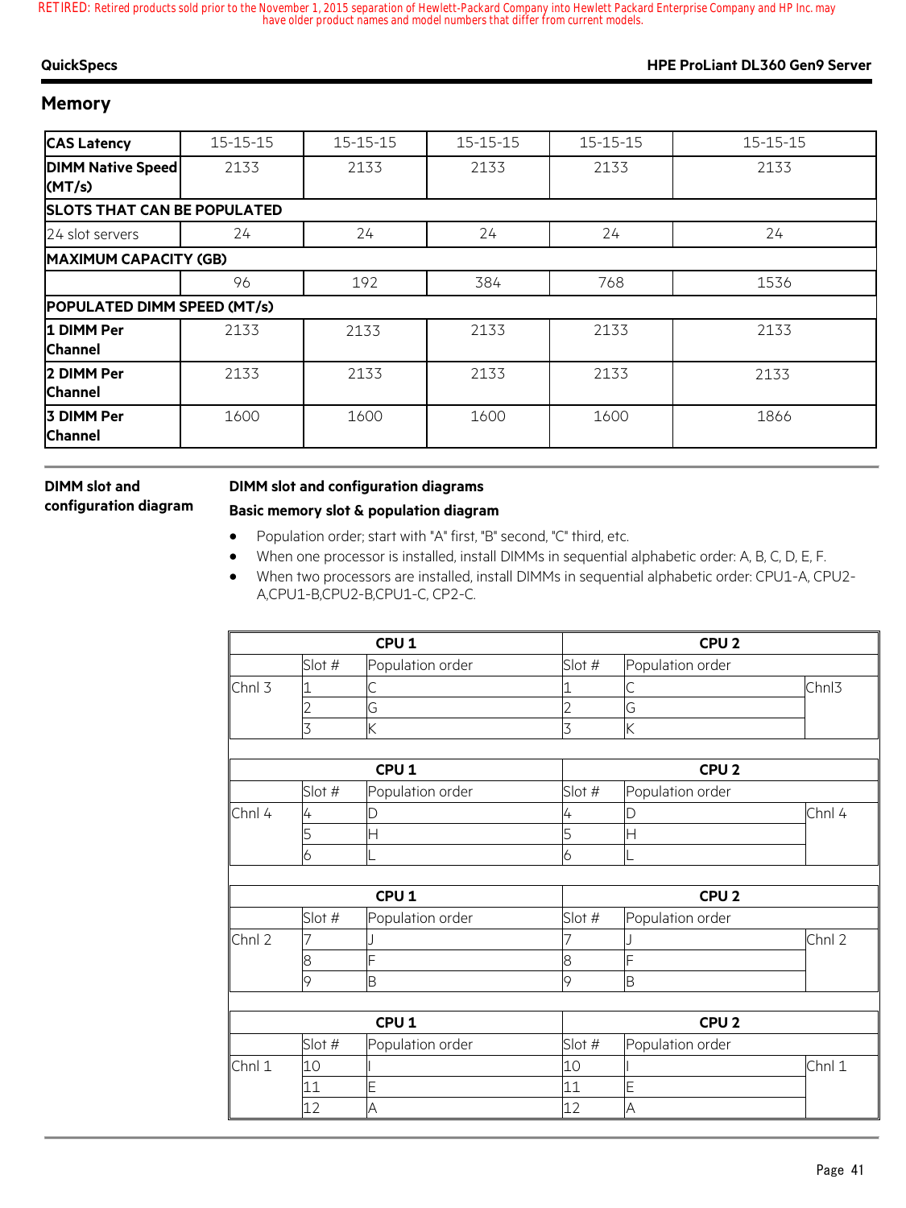## Memory

| | | | | | |
|---|---|---|---|---|---|
| **CAS Latency** | 15-15-15 | 15-15-15 | 15-15-15 | 15-15-15 | 15-15-15 |
| **DIMM Native Speed (MT/s)** | 2133 | 2133 | 2133 | 2133 | 2133 |
| **SLOTS THAT CAN BE POPULATED** | | | | | |
| 24 slot servers | 24 | 24 | 24 | 24 | 24 |
| **MAXIMUM CAPACITY (GB)** | | | | | |
| | 96 | 192 | 384 | 768 | 1536 |
| **POPULATED DIMM SPEED (MT/s)** | | | | | |
| **1 DIMM Per Channel** | 2133 | 2133 | 2133 | 2133 | 2133 |
| **2 DIMM Per Channel** | 2133 | 2133 | 2133 | 2133 | 2133 |
| **3 DIMM Per Channel** | 1600 | 1600 | 1600 | 1600 | 1866 |

**DIMM slot and configuration diagram**

**DIMM slot and configuration diagrams**

**Basic memory slot & population diagram**

- Population order; start with "A" first, "B" second, "C" third, etc.
- When one processor is installed, install DIMMs in sequential alphabetic order: A, B, C, D, E, F.
- When two processors are installed, install DIMMs in sequential alphabetic order: CPU1-A, CPU2-A,CPU1-B,CPU2-B,CPU1-C, CP2-C.

| | CPU 1 | | CPU 2 | | |
|---|---|---|---|---|---|
| | Slot # | Population order | Slot # | Population order | |
| Chnl 3 | 1 | C | 1 | C | Chnl3 |
| | 2 | G | 2 | G | |
| | 3 | K | 3 | K | |

| | CPU 1 | | CPU 2 | | |
|---|---|---|---|---|---|
| | Slot # | Population order | Slot # | Population order | |
| Chnl 4 | 4 | D | 4 | D | Chnl 4 |
| | 5 | H | 5 | H | |
| | 6 | L | 6 | L | |

| | CPU 1 | | CPU 2 | | |
|---|---|---|---|---|---|
| | Slot # | Population order | Slot # | Population order | |
| Chnl 2 | 7 | J | 7 | J | Chnl 2 |
| | 8 | F | 8 | F | |
| | 9 | B | 9 | B | |

| | CPU 1 | | CPU 2 | | |
|---|---|---|---|---|---|
| | Slot # | Population order | Slot # | Population order | |
| Chnl 1 | 10 | I | 10 | I | Chnl 1 |
| | 11 | E | 11 | E | |
| | 12 | A | 12 | A | |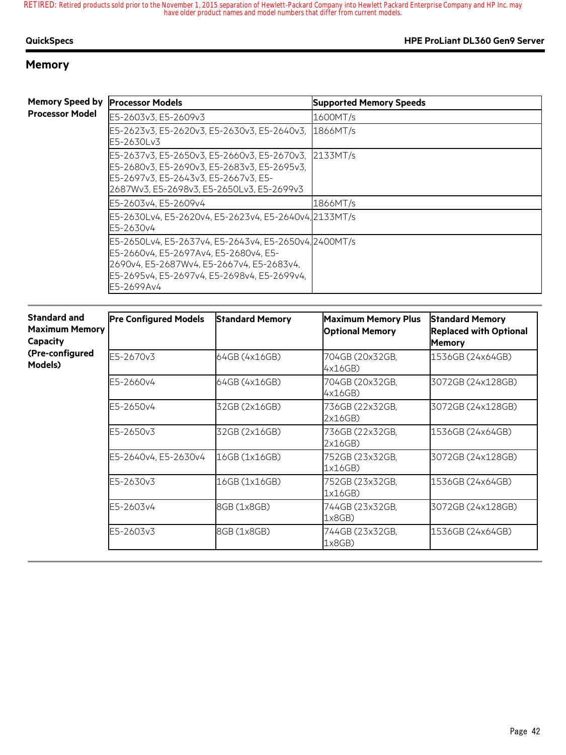RETIRED: Retired products sold prior to the November 1, 2015 separation of Hewlett-Packard Company into Hewlett Packard Enterprise Company and HP Inc. may have older product names and model numbers that differ from current models.

## Memory

**Memory Speed by Processor Model**

| Processor Models | Supported Memory Speeds |
|---|---|
| E5-2603v3, E5-2609v3 | 1600MT/s |
| E5-2623v3, E5-2620v3, E5-2630v3, E5-2640v3, E5-2630Lv3 | 1866MT/s |
| E5-2637v3, E5-2650v3, E5-2660v3, E5-2670v3, E5-2680v3, E5-2690v3, E5-2683v3, E5-2695v3, E5-2697v3, E5-2643v3, E5-2667v3, E5-2687Wv3, E5-2698v3, E5-2650Lv3, E5-2699v3 | 2133MT/s |
| E5-2603v4, E5-2609v4 | 1866MT/s |
| E5-2630Lv4, E5-2620v4, E5-2623v4, E5-2640v4, E5-2630v4 | 2133MT/s |
| E5-2650Lv4, E5-2637v4, E5-2643v4, E5-2650v4, E5-2660v4, E5-2697Av4, E5-2680v4, E5-2690v4, E5-2687Wv4, E5-2667v4, E5-2683v4, E5-2695v4, E5-2697v4, E5-2698v4, E5-2699v4, E5-2699Av4 | 2400MT/s |

**Standard and Maximum Memory Capacity (Pre-configured Models)**

| Pre Configured Models | Standard Memory | Maximum Memory Plus Optional Memory | Standard Memory Replaced with Optional Memory |
|---|---|---|---|
| E5-2670v3 | 64GB (4x16GB) | 704GB (20x32GB, 4x16GB) | 1536GB (24x64GB) |
| E5-2660v4 | 64GB (4x16GB) | 704GB (20x32GB, 4x16GB) | 3072GB (24x128GB) |
| E5-2650v4 | 32GB (2x16GB) | 736GB (22x32GB, 2x16GB) | 3072GB (24x128GB) |
| E5-2650v3 | 32GB (2x16GB) | 736GB (22x32GB, 2x16GB) | 1536GB (24x64GB) |
| E5-2640v4, E5-2630v4 | 16GB (1x16GB) | 752GB (23x32GB, 1x16GB) | 3072GB (24x128GB) |
| E5-2630v3 | 16GB (1x16GB) | 752GB (23x32GB, 1x16GB) | 1536GB (24x64GB) |
| E5-2603v4 | 8GB (1x8GB) | 744GB (23x32GB, 1x8GB) | 3072GB (24x128GB) |
| E5-2603v3 | 8GB (1x8GB) | 744GB (23x32GB, 1x8GB) | 1536GB (24x64GB) |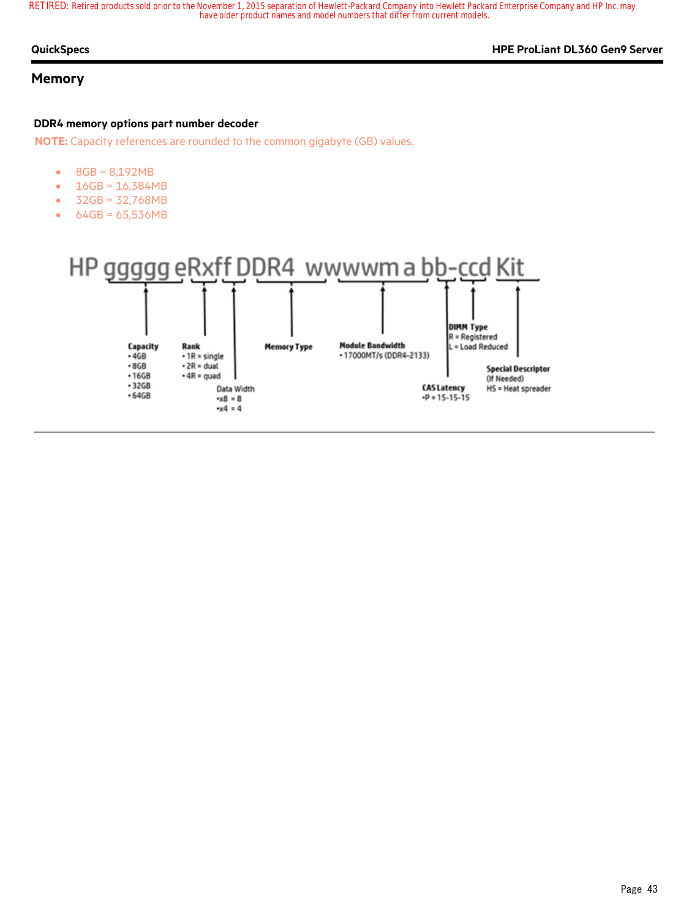RETIRED: Retired products sold prior to the November 1, 2015 separation of Hewlett-Packard Company into Hewlett Packard Enterprise Company and HP Inc. may have older product names and model numbers that differ from current models.

## Memory

### DDR4 memory options part number decoder

**NOTE:** Capacity references are rounded to the common gigabyte (GB) values.

- 8GB = 8,192MB
- 16GB = 16,384MB
- 32GB = 32,768MB
- 64GB = 65,536MB

HP ggggg eRxff DDR4 wwwwm a bb-ccd Kit

Capacity
- 4GB
- 8GB
- 16GB
- 32GB
- 64GB

Rank
- 1R = single
- 2R = dual
- 4R = quad

Data Width
- x8 = 8
- x4 = 4

Memory Type

Module Bandwidth
- 17000MT/s (DDR4-2133)

CAS Latency
- P = 15-15-15

DIMM Type
R = Registered
L = Load Reduced

Special Descriptor
(If Needed)
HS = Heat spreader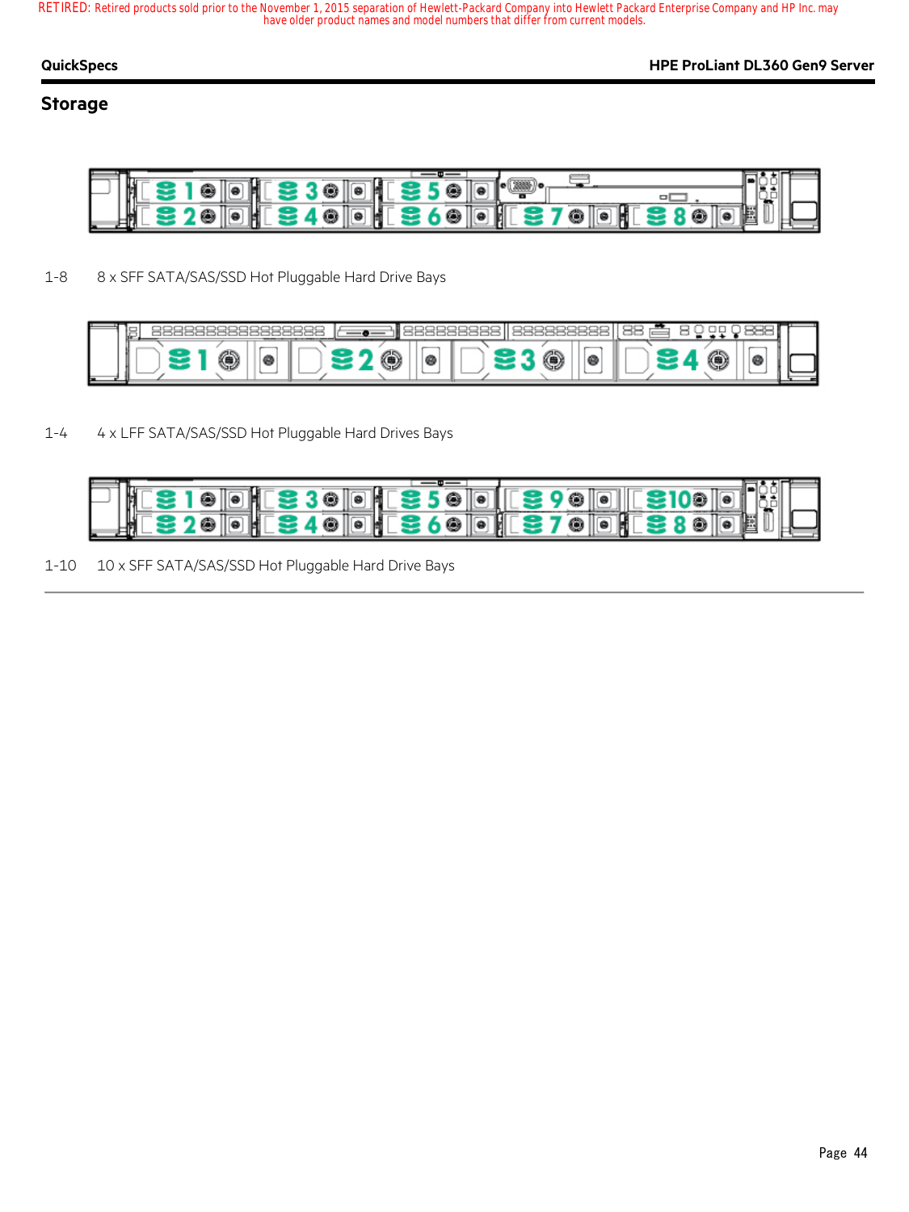RETIRED: Retired products sold prior to the November 1, 2015 separation of Hewlett-Packard Company into Hewlett Packard Enterprise Company and HP Inc. may have older product names and model numbers that differ from current models.

## Storage

1-8 8 x SFF SATA/SAS/SSD Hot Pluggable Hard Drive Bays

1-4 4 x LFF SATA/SAS/SSD Hot Pluggable Hard Drives Bays

1-10 10 x SFF SATA/SAS/SSD Hot Pluggable Hard Drive Bays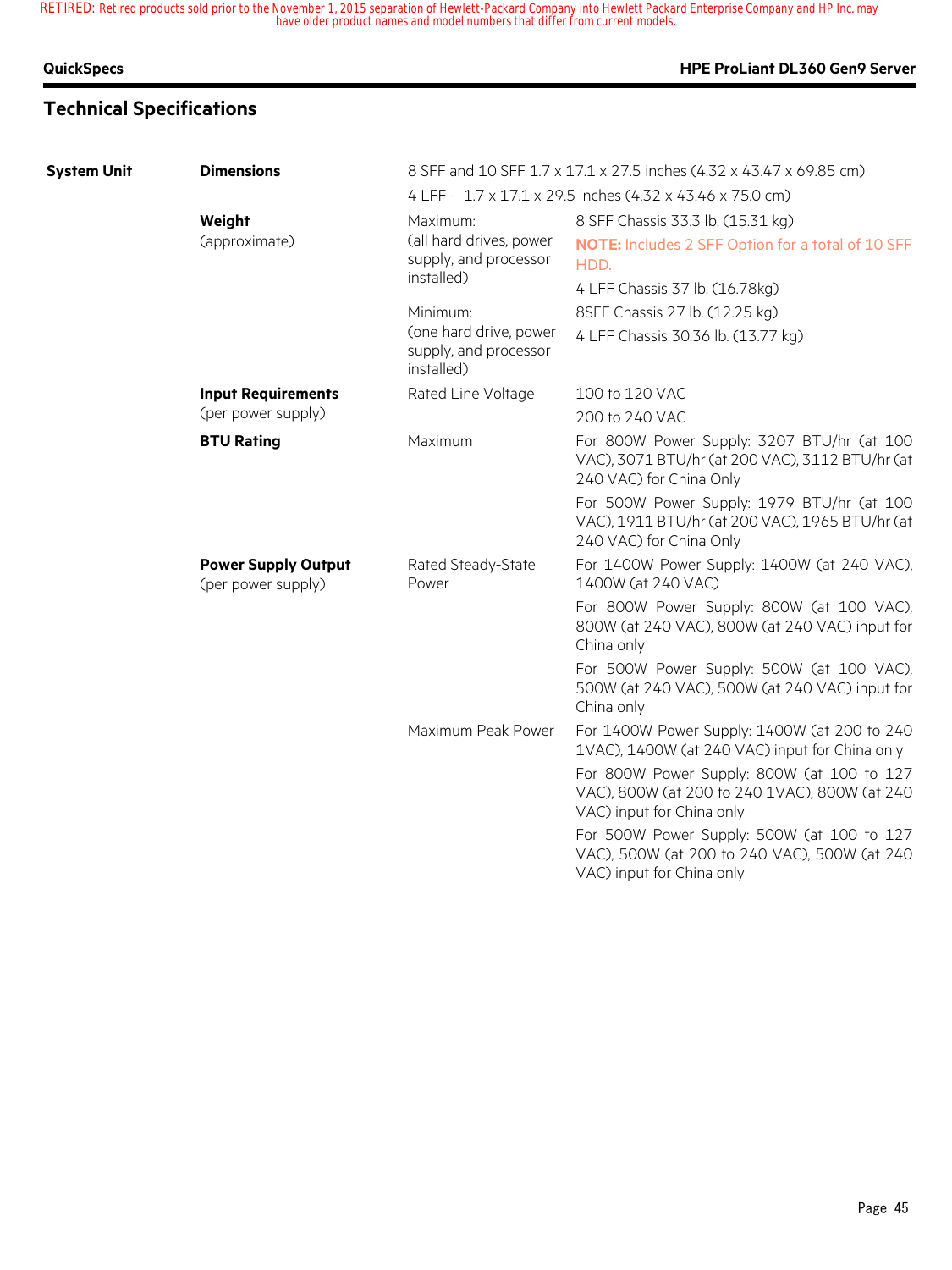RETIRED: Retired products sold prior to the November 1, 2015 separation of Hewlett-Packard Company into Hewlett Packard Enterprise Company and HP Inc. may have older product names and model numbers that differ from current models.

## Technical Specifications

| | | | |
|---|---|---|---|
| **System Unit** | **Dimensions** | 8 SFF and 10 SFF 1.7 x 17.1 x 27.5 inches (4.32 x 43.47 x 69.85 cm) | |
| | | 4 LFF - 1.7 x 17.1 x 29.5 inches (4.32 x 43.46 x 75.0 cm) | |
| | **Weight** (approximate) | Maximum: (all hard drives, power supply, and processor installed) | 8 SFF Chassis 33.3 lb. (15.31 kg) **NOTE:** Includes 2 SFF Option for a total of 10 SFF HDD. 4 LFF Chassis 37 lb. (16.78kg) |
| | | Minimum: (one hard drive, power supply, and processor installed) | 8SFF Chassis 27 lb. (12.25 kg) 4 LFF Chassis 30.36 lb. (13.77 kg) |
| | **Input Requirements** (per power supply) | Rated Line Voltage | 100 to 120 VAC 200 to 240 VAC |
| | **BTU Rating** | Maximum | For 800W Power Supply: 3207 BTU/hr (at 100 VAC), 3071 BTU/hr (at 200 VAC), 3112 BTU/hr (at 240 VAC) for China Only |
| | | | For 500W Power Supply: 1979 BTU/hr (at 100 VAC), 1911 BTU/hr (at 200 VAC), 1965 BTU/hr (at 240 VAC) for China Only |
| | **Power Supply Output** (per power supply) | Rated Steady-State Power | For 1400W Power Supply: 1400W (at 240 VAC), 1400W (at 240 VAC) |
| | | | For 800W Power Supply: 800W (at 100 VAC), 800W (at 240 VAC), 800W (at 240 VAC) input for China only |
| | | | For 500W Power Supply: 500W (at 100 VAC), 500W (at 240 VAC), 500W (at 240 VAC) input for China only |
| | | Maximum Peak Power | For 1400W Power Supply: 1400W (at 200 to 240 1VAC), 1400W (at 240 VAC) input for China only |
| | | | For 800W Power Supply: 800W (at 100 to 127 VAC), 800W (at 200 to 240 1VAC), 800W (at 240 VAC) input for China only |
| | | | For 500W Power Supply: 500W (at 100 to 127 VAC), 500W (at 200 to 240 VAC), 500W (at 240 VAC) input for China only |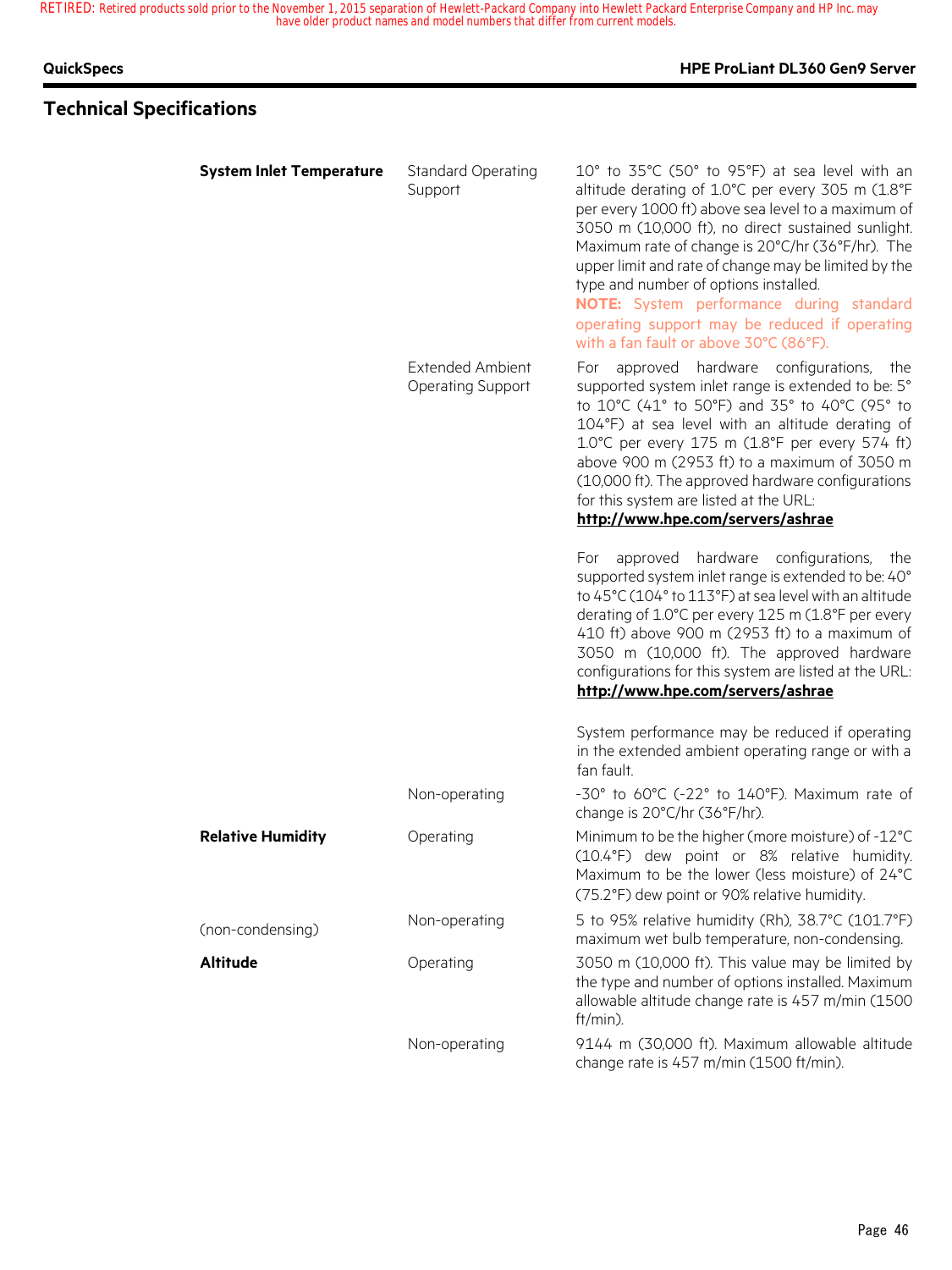## Technical Specifications

| | | |
|---|---|---|
| **System Inlet Temperature** | Standard Operating Support | 10° to 35°C (50° to 95°F) at sea level with an altitude derating of 1.0°C per every 305 m (1.8°F per every 1000 ft) above sea level to a maximum of 3050 m (10,000 ft), no direct sustained sunlight. Maximum rate of change is 20°C/hr (36°F/hr). The upper limit and rate of change may be limited by the type and number of options installed.<br>**NOTE:** System performance during standard operating support may be reduced if operating with a fan fault or above 30°C (86°F). |
| | Extended Ambient Operating Support | For approved hardware configurations, the supported system inlet range is extended to be: 5° to 10°C (41° to 50°F) and 35° to 40°C (95° to 104°F) at sea level with an altitude derating of 1.0°C per every 175 m (1.8°F per every 574 ft) above 900 m (2953 ft) to a maximum of 3050 m (10,000 ft). The approved hardware configurations for this system are listed at the URL: **http://www.hpe.com/servers/ashrae**<br><br>For approved hardware configurations, the supported system inlet range is extended to be: 40° to 45°C (104° to 113°F) at sea level with an altitude derating of 1.0°C per every 125 m (1.8°F per every 410 ft) above 900 m (2953 ft) to a maximum of 3050 m (10,000 ft). The approved hardware configurations for this system are listed at the URL: **http://www.hpe.com/servers/ashrae**<br><br>System performance may be reduced if operating in the extended ambient operating range or with a fan fault. |
| | Non-operating | -30° to 60°C (-22° to 140°F). Maximum rate of change is 20°C/hr (36°F/hr). |
| **Relative Humidity** | Operating | Minimum to be the higher (more moisture) of -12°C (10.4°F) dew point or 8% relative humidity. Maximum to be the lower (less moisture) of 24°C (75.2°F) dew point or 90% relative humidity. |
| (non-condensing) | Non-operating | 5 to 95% relative humidity (Rh), 38.7°C (101.7°F) maximum wet bulb temperature, non-condensing. |
| **Altitude** | Operating | 3050 m (10,000 ft). This value may be limited by the type and number of options installed. Maximum allowable altitude change rate is 457 m/min (1500 ft/min). |
| | Non-operating | 9144 m (30,000 ft). Maximum allowable altitude change rate is 457 m/min (1500 ft/min). |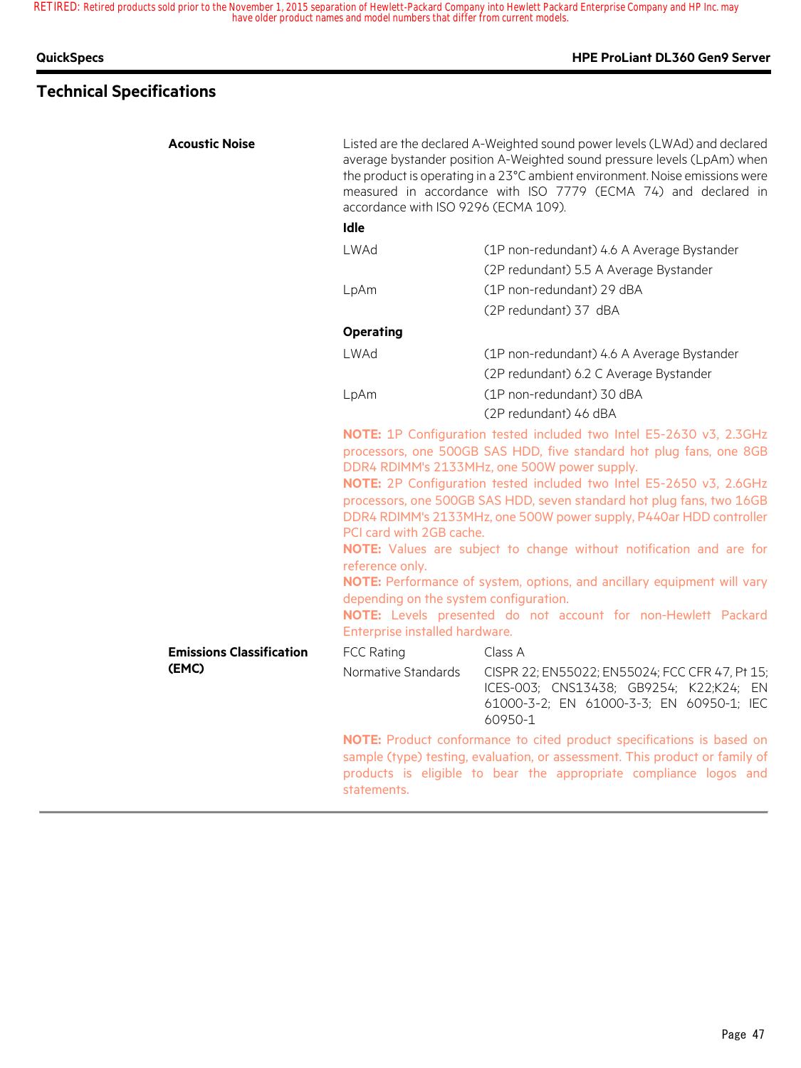RETIRED: Retired products sold prior to the November 1, 2015 separation of Hewlett-Packard Company into Hewlett Packard Enterprise Company and HP Inc. may have older product names and model numbers that differ from current models.

## Technical Specifications

**Acoustic Noise**

Listed are the declared A-Weighted sound power levels (LWAd) and declared average bystander position A-Weighted sound pressure levels (LpAm) when the product is operating in a 23°C ambient environment. Noise emissions were measured in accordance with ISO 7779 (ECMA 74) and declared in accordance with ISO 9296 (ECMA 109).

**Idle**

| | |
|---|---|
| LWAd | (1P non-redundant) 4.6 A Average Bystander |
| | (2P redundant) 5.5 A Average Bystander |
| LpAm | (1P non-redundant) 29 dBA |
| | (2P redundant) 37 dBA |

**Operating**

| | |
|---|---|
| LWAd | (1P non-redundant) 4.6 A Average Bystander |
| | (2P redundant) 6.2 C Average Bystander |
| LpAm | (1P non-redundant) 30 dBA |
| | (2P redundant) 46 dBA |

**NOTE:** 1P Configuration tested included two Intel E5-2630 v3, 2.3GHz processors, one 500GB SAS HDD, five standard hot plug fans, one 8GB DDR4 RDIMM's 2133MHz, one 500W power supply.
**NOTE:** 2P Configuration tested included two Intel E5-2650 v3, 2.6GHz processors, one 500GB SAS HDD, seven standard hot plug fans, two 16GB DDR4 RDIMM's 2133MHz, one 500W power supply, P440ar HDD controller PCI card with 2GB cache.
**NOTE:** Values are subject to change without notification and are for reference only.
**NOTE:** Performance of system, options, and ancillary equipment will vary depending on the system configuration.
**NOTE:** Levels presented do not account for non-Hewlett Packard Enterprise installed hardware.

**Emissions Classification (EMC)**

| | |
|---|---|
| FCC Rating | Class A |
| Normative Standards | CISPR 22; EN55022; EN55024; FCC CFR 47, Pt 15; ICES-003; CNS13438; GB9254; K22;K24; EN 61000-3-2; EN 61000-3-3; EN 60950-1; IEC 60950-1 |

**NOTE:** Product conformance to cited product specifications is based on sample (type) testing, evaluation, or assessment. This product or family of products is eligible to bear the appropriate compliance logos and statements.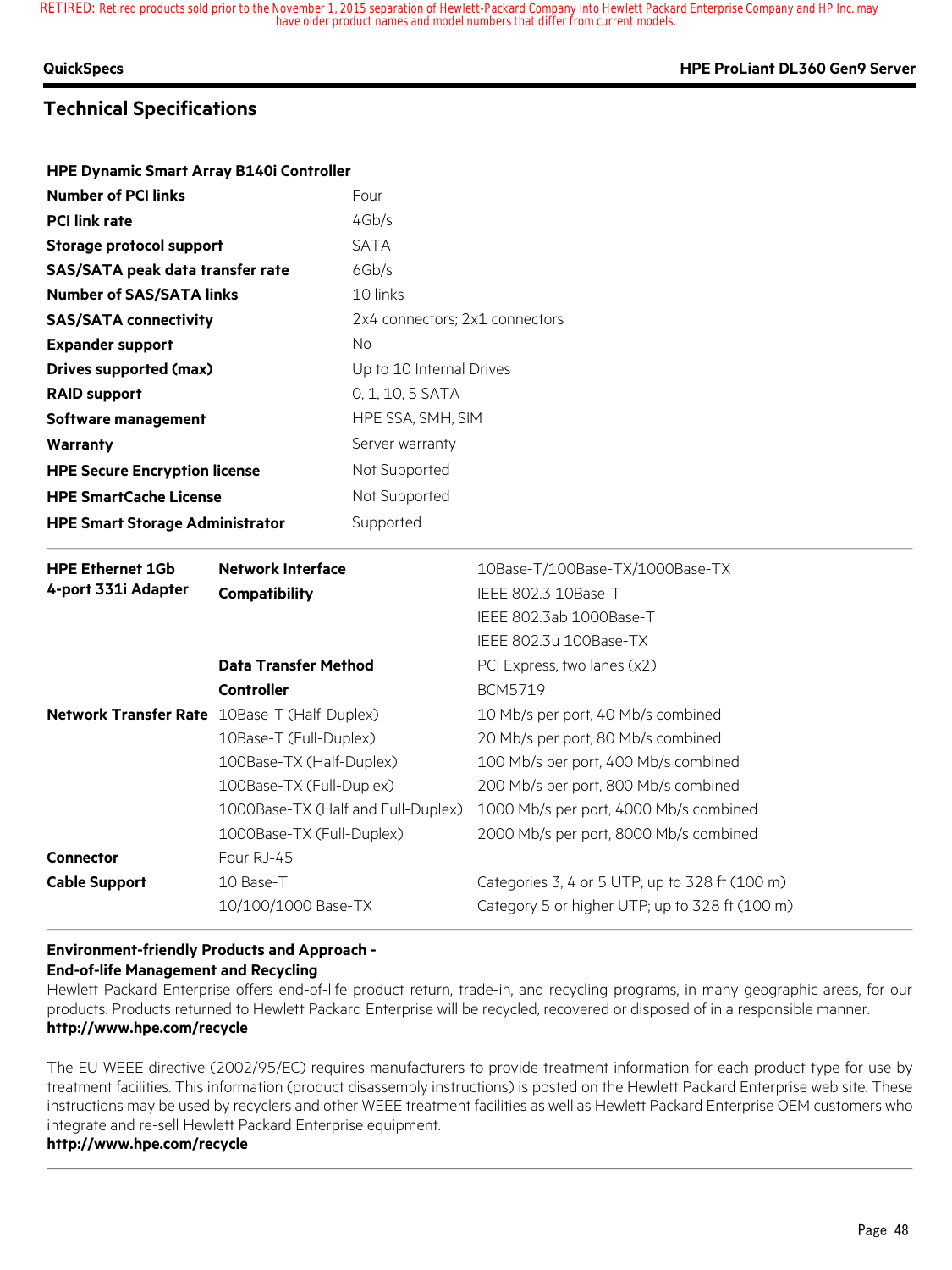## Technical Specifications

| HPE Dynamic Smart Array B140i Controller | |
|---|---|
| **Number of PCI links** | Four |
| **PCI link rate** | 4Gb/s |
| **Storage protocol support** | SATA |
| **SAS/SATA peak data transfer rate** | 6Gb/s |
| **Number of SAS/SATA links** | 10 links |
| **SAS/SATA connectivity** | 2x4 connectors; 2x1 connectors |
| **Expander support** | No |
| **Drives supported (max)** | Up to 10 Internal Drives |
| **RAID support** | 0, 1, 10, 5 SATA |
| **Software management** | HPE SSA, SMH, SIM |
| **Warranty** | Server warranty |
| **HPE Secure Encryption license** | Not Supported |
| **HPE SmartCache License** | Not Supported |
| **HPE Smart Storage Administrator** | Supported |

| | | |
|---|---|---|
| **HPE Ethernet 1Gb 4-port 331i Adapter** | **Network Interface** | 10Base-T/100Base-TX/1000Base-TX |
| | **Compatibility** | IEEE 802.3 10Base-T |
| | | IEEE 802.3ab 1000Base-T |
| | | IEEE 802.3u 100Base-TX |
| | **Data Transfer Method** | PCI Express, two lanes (x2) |
| | **Controller** | BCM5719 |
| **Network Transfer Rate** | 10Base-T (Half-Duplex) | 10 Mb/s per port, 40 Mb/s combined |
| | 10Base-T (Full-Duplex) | 20 Mb/s per port, 80 Mb/s combined |
| | 100Base-TX (Half-Duplex) | 100 Mb/s per port, 400 Mb/s combined |
| | 100Base-TX (Full-Duplex) | 200 Mb/s per port, 800 Mb/s combined |
| | 1000Base-TX (Half and Full-Duplex) | 1000 Mb/s per port, 4000 Mb/s combined |
| | 1000Base-TX (Full-Duplex) | 2000 Mb/s per port, 8000 Mb/s combined |
| **Connector** | Four RJ-45 | |
| **Cable Support** | 10 Base-T | Categories 3, 4 or 5 UTP; up to 328 ft (100 m) |
| | 10/100/1000 Base-TX | Category 5 or higher UTP; up to 328 ft (100 m) |

**Environment-friendly Products and Approach -**
**End-of-life Management and Recycling**

Hewlett Packard Enterprise offers end-of-life product return, trade-in, and recycling programs, in many geographic areas, for our products. Products returned to Hewlett Packard Enterprise will be recycled, recovered or disposed of in a responsible manner.
**http://www.hpe.com/recycle**

The EU WEEE directive (2002/95/EC) requires manufacturers to provide treatment information for each product type for use by treatment facilities. This information (product disassembly instructions) is posted on the Hewlett Packard Enterprise web site. These instructions may be used by recyclers and other WEEE treatment facilities as well as Hewlett Packard Enterprise OEM customers who integrate and re-sell Hewlett Packard Enterprise equipment.
**http://www.hpe.com/recycle**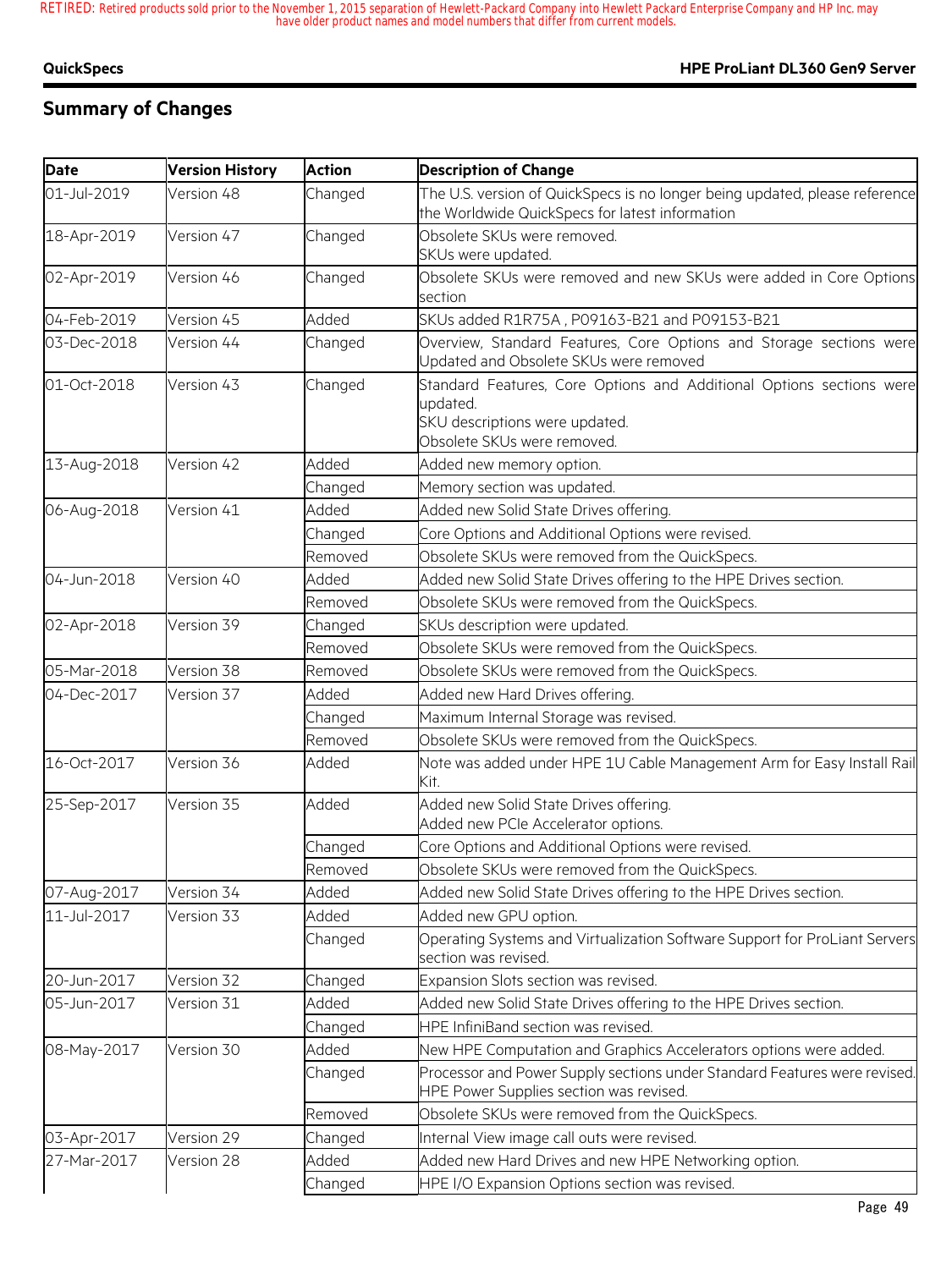## Summary of Changes

| Date | Version History | Action | Description of Change |
|---|---|---|---|
| 01-Jul-2019 | Version 48 | Changed | The U.S. version of QuickSpecs is no longer being updated, please reference the Worldwide QuickSpecs for latest information |
| 18-Apr-2019 | Version 47 | Changed | Obsolete SKUs were removed.<br>SKUs were updated. |
| 02-Apr-2019 | Version 46 | Changed | Obsolete SKUs were removed and new SKUs were added in Core Options section |
| 04-Feb-2019 | Version 45 | Added | SKUs added R1R75A , P09163-B21 and P09153-B21 |
| 03-Dec-2018 | Version 44 | Changed | Overview, Standard Features, Core Options and Storage sections were Updated and Obsolete SKUs were removed |
| 01-Oct-2018 | Version 43 | Changed | Standard Features, Core Options and Additional Options sections were updated.<br>SKU descriptions were updated.<br>Obsolete SKUs were removed. |
| 13-Aug-2018 | Version 42 | Added | Added new memory option. |
| | | Changed | Memory section was updated. |
| 06-Aug-2018 | Version 41 | Added | Added new Solid State Drives offering. |
| | | Changed | Core Options and Additional Options were revised. |
| | | Removed | Obsolete SKUs were removed from the QuickSpecs. |
| 04-Jun-2018 | Version 40 | Added | Added new Solid State Drives offering to the HPE Drives section. |
| | | Removed | Obsolete SKUs were removed from the QuickSpecs. |
| 02-Apr-2018 | Version 39 | Changed | SKUs description were updated. |
| | | Removed | Obsolete SKUs were removed from the QuickSpecs. |
| 05-Mar-2018 | Version 38 | Removed | Obsolete SKUs were removed from the QuickSpecs. |
| 04-Dec-2017 | Version 37 | Added | Added new Hard Drives offering. |
| | | Changed | Maximum Internal Storage was revised. |
| | | Removed | Obsolete SKUs were removed from the QuickSpecs. |
| 16-Oct-2017 | Version 36 | Added | Note was added under HPE 1U Cable Management Arm for Easy Install Rail Kit. |
| 25-Sep-2017 | Version 35 | Added | Added new Solid State Drives offering.<br>Added new PCIe Accelerator options. |
| | | Changed | Core Options and Additional Options were revised. |
| | | Removed | Obsolete SKUs were removed from the QuickSpecs. |
| 07-Aug-2017 | Version 34 | Added | Added new Solid State Drives offering to the HPE Drives section. |
| 11-Jul-2017 | Version 33 | Added | Added new GPU option. |
| | | Changed | Operating Systems and Virtualization Software Support for ProLiant Servers section was revised. |
| 20-Jun-2017 | Version 32 | Changed | Expansion Slots section was revised. |
| 05-Jun-2017 | Version 31 | Added | Added new Solid State Drives offering to the HPE Drives section. |
| | | Changed | HPE InfiniBand section was revised. |
| 08-May-2017 | Version 30 | Added | New HPE Computation and Graphics Accelerators options were added. |
| | | Changed | Processor and Power Supply sections under Standard Features were revised.<br>HPE Power Supplies section was revised. |
| | | Removed | Obsolete SKUs were removed from the QuickSpecs. |
| 03-Apr-2017 | Version 29 | Changed | Internal View image call outs were revised. |
| 27-Mar-2017 | Version 28 | Added | Added new Hard Drives and new HPE Networking option. |
| | | Changed | HPE I/O Expansion Options section was revised. |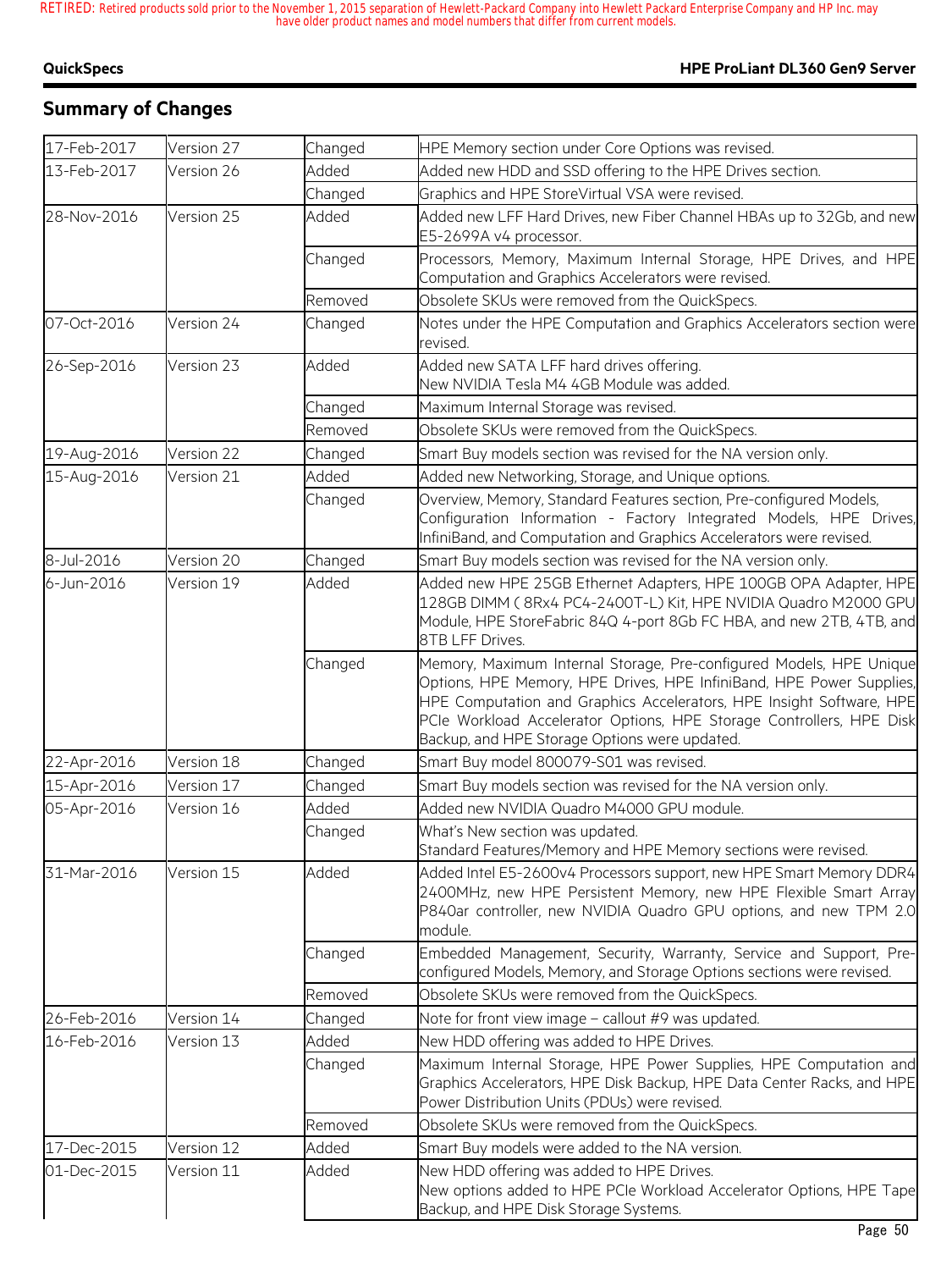## Summary of Changes

| Date | Version | Type | Description |
|---|---|---|---|
| 17-Feb-2017 | Version 27 | Changed | HPE Memory section under Core Options was revised. |
| 13-Feb-2017 | Version 26 | Added | Added new HDD and SSD offering to the HPE Drives section. |
| | | Changed | Graphics and HPE StoreVirtual VSA were revised. |
| 28-Nov-2016 | Version 25 | Added | Added new LFF Hard Drives, new Fiber Channel HBAs up to 32Gb, and new E5-2699A v4 processor. |
| | | Changed | Processors, Memory, Maximum Internal Storage, HPE Drives, and HPE Computation and Graphics Accelerators were revised. |
| | | Removed | Obsolete SKUs were removed from the QuickSpecs. |
| 07-Oct-2016 | Version 24 | Changed | Notes under the HPE Computation and Graphics Accelerators section were revised. |
| 26-Sep-2016 | Version 23 | Added | Added new SATA LFF hard drives offering.<br>New NVIDIA Tesla M4 4GB Module was added. |
| | | Changed | Maximum Internal Storage was revised. |
| | | Removed | Obsolete SKUs were removed from the QuickSpecs. |
| 19-Aug-2016 | Version 22 | Changed | Smart Buy models section was revised for the NA version only. |
| 15-Aug-2016 | Version 21 | Added | Added new Networking, Storage, and Unique options. |
| | | Changed | Overview, Memory, Standard Features section, Pre-configured Models, Configuration Information - Factory Integrated Models, HPE Drives, InfiniBand, and Computation and Graphics Accelerators were revised. |
| 8-Jul-2016 | Version 20 | Changed | Smart Buy models section was revised for the NA version only. |
| 6-Jun-2016 | Version 19 | Added | Added new HPE 25GB Ethernet Adapters, HPE 100GB OPA Adapter, HPE 128GB DIMM ( 8Rx4 PC4-2400T-L) Kit, HPE NVIDIA Quadro M2000 GPU Module, HPE StoreFabric 84Q 4-port 8Gb FC HBA, and new 2TB, 4TB, and 8TB LFF Drives. |
| | | Changed | Memory, Maximum Internal Storage, Pre-configured Models, HPE Unique Options, HPE Memory, HPE Drives, HPE InfiniBand, HPE Power Supplies, HPE Computation and Graphics Accelerators, HPE Insight Software, HPE PCIe Workload Accelerator Options, HPE Storage Controllers, HPE Disk Backup, and HPE Storage Options were updated. |
| 22-Apr-2016 | Version 18 | Changed | Smart Buy model 800079-S01 was revised. |
| 15-Apr-2016 | Version 17 | Changed | Smart Buy models section was revised for the NA version only. |
| 05-Apr-2016 | Version 16 | Added | Added new NVIDIA Quadro M4000 GPU module. |
| | | Changed | What's New section was updated.<br>Standard Features/Memory and HPE Memory sections were revised. |
| 31-Mar-2016 | Version 15 | Added | Added Intel E5-2600v4 Processors support, new HPE Smart Memory DDR4 2400MHz, new HPE Persistent Memory, new HPE Flexible Smart Array P840ar controller, new NVIDIA Quadro GPU options, and new TPM 2.0 module. |
| | | Changed | Embedded Management, Security, Warranty, Service and Support, Pre-configured Models, Memory, and Storage Options sections were revised. |
| | | Removed | Obsolete SKUs were removed from the QuickSpecs. |
| 26-Feb-2016 | Version 14 | Changed | Note for front view image – callout #9 was updated. |
| 16-Feb-2016 | Version 13 | Added | New HDD offering was added to HPE Drives. |
| | | Changed | Maximum Internal Storage, HPE Power Supplies, HPE Computation and Graphics Accelerators, HPE Disk Backup, HPE Data Center Racks, and HPE Power Distribution Units (PDUs) were revised. |
| | | Removed | Obsolete SKUs were removed from the QuickSpecs. |
| 17-Dec-2015 | Version 12 | Added | Smart Buy models were added to the NA version. |
| 01-Dec-2015 | Version 11 | Added | New HDD offering was added to HPE Drives.<br>New options added to HPE PCIe Workload Accelerator Options, HPE Tape Backup, and HPE Disk Storage Systems. |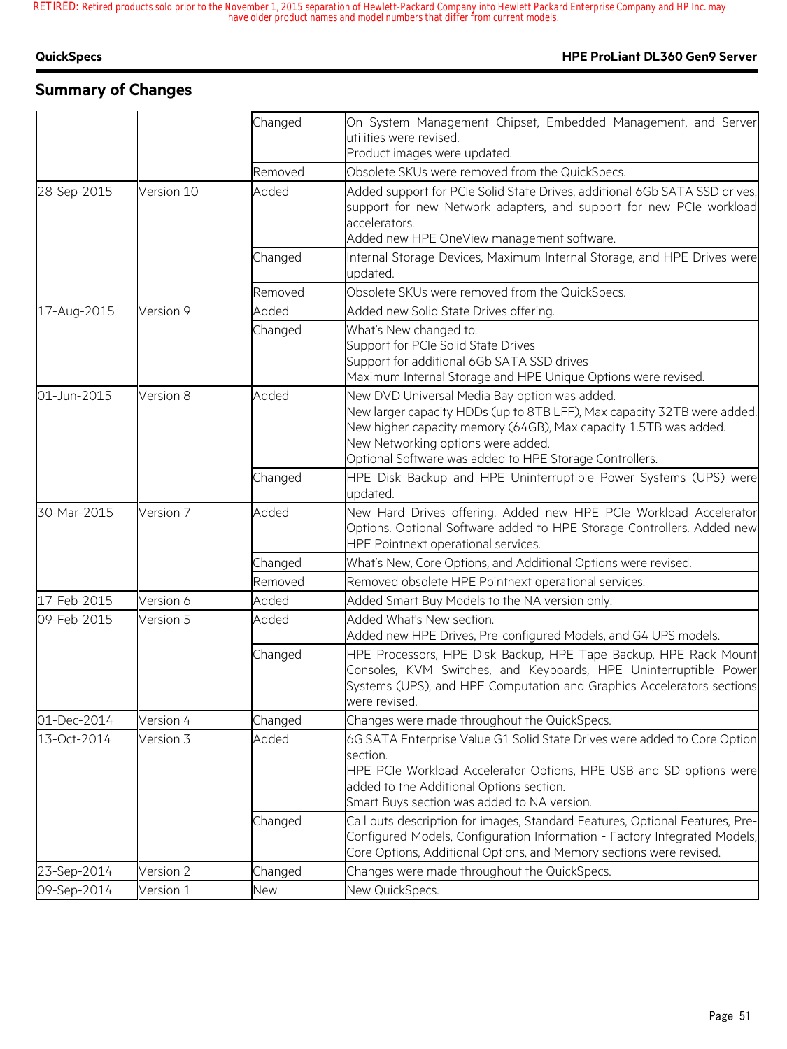RETIRED: Retired products sold prior to the November 1, 2015 separation of Hewlett-Packard Company into Hewlett Packard Enterprise Company and HP Inc. may have older product names and model numbers that differ from current models.

## Summary of Changes

| | | | |
|---|---|---|---|
| | | Changed | On System Management Chipset, Embedded Management, and Server utilities were revised.<br>Product images were updated. |
| | | Removed | Obsolete SKUs were removed from the QuickSpecs. |
| 28-Sep-2015 | Version 10 | Added | Added support for PCIe Solid State Drives, additional 6Gb SATA SSD drives, support for new Network adapters, and support for new PCIe workload accelerators.<br>Added new HPE OneView management software. |
| | | Changed | Internal Storage Devices, Maximum Internal Storage, and HPE Drives were updated. |
| | | Removed | Obsolete SKUs were removed from the QuickSpecs. |
| 17-Aug-2015 | Version 9 | Added | Added new Solid State Drives offering. |
| | | Changed | What's New changed to:<br>Support for PCIe Solid State Drives<br>Support for additional 6Gb SATA SSD drives<br>Maximum Internal Storage and HPE Unique Options were revised. |
| 01-Jun-2015 | Version 8 | Added | New DVD Universal Media Bay option was added.<br>New larger capacity HDDs (up to 8TB LFF), Max capacity 32TB were added.<br>New higher capacity memory (64GB), Max capacity 1.5TB was added.<br>New Networking options were added.<br>Optional Software was added to HPE Storage Controllers. |
| | | Changed | HPE Disk Backup and HPE Uninterruptible Power Systems (UPS) were updated. |
| 30-Mar-2015 | Version 7 | Added | New Hard Drives offering. Added new HPE PCIe Workload Accelerator Options. Optional Software added to HPE Storage Controllers. Added new HPE Pointnext operational services. |
| | | Changed | What's New, Core Options, and Additional Options were revised. |
| | | Removed | Removed obsolete HPE Pointnext operational services. |
| 17-Feb-2015 | Version 6 | Added | Added Smart Buy Models to the NA version only. |
| 09-Feb-2015 | Version 5 | Added | Added What's New section.<br>Added new HPE Drives, Pre-configured Models, and G4 UPS models. |
| | | Changed | HPE Processors, HPE Disk Backup, HPE Tape Backup, HPE Rack Mount Consoles, KVM Switches, and Keyboards, HPE Uninterruptible Power Systems (UPS), and HPE Computation and Graphics Accelerators sections were revised. |
| 01-Dec-2014 | Version 4 | Changed | Changes were made throughout the QuickSpecs. |
| 13-Oct-2014 | Version 3 | Added | 6G SATA Enterprise Value G1 Solid State Drives were added to Core Option section.<br>HPE PCIe Workload Accelerator Options, HPE USB and SD options were added to the Additional Options section.<br>Smart Buys section was added to NA version. |
| | | Changed | Call outs description for images, Standard Features, Optional Features, Pre-Configured Models, Configuration Information - Factory Integrated Models, Core Options, Additional Options, and Memory sections were revised. |
| 23-Sep-2014 | Version 2 | Changed | Changes were made throughout the QuickSpecs. |
| 09-Sep-2014 | Version 1 | New | New QuickSpecs. |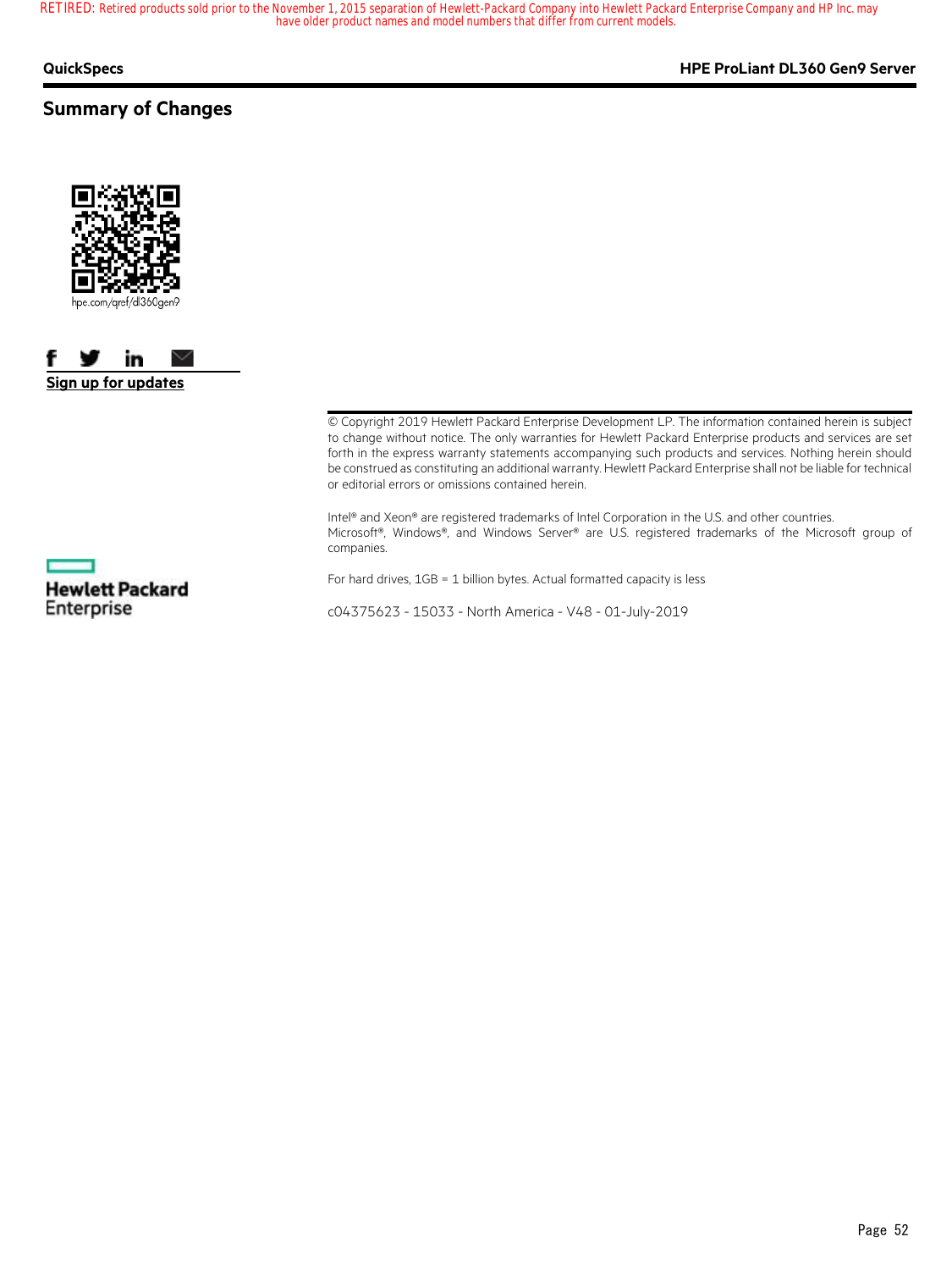RETIRED: Retired products sold prior to the November 1, 2015 separation of Hewlett-Packard Company into Hewlett Packard Enterprise Company and HP Inc. may have older product names and model numbers that differ from current models.

## Summary of Changes

hpe.com/qref/dl360gen9

**Sign up for updates**

© Copyright 2019 Hewlett Packard Enterprise Development LP. The information contained herein is subject to change without notice. The only warranties for Hewlett Packard Enterprise products and services are set forth in the express warranty statements accompanying such products and services. Nothing herein should be construed as constituting an additional warranty. Hewlett Packard Enterprise shall not be liable for technical or editorial errors or omissions contained herein.

Intel® and Xeon® are registered trademarks of Intel Corporation in the U.S. and other countries.
Microsoft®, Windows®, and Windows Server® are U.S. registered trademarks of the Microsoft group of companies.

For hard drives, 1GB = 1 billion bytes. Actual formatted capacity is less

c04375623 - 15033 - North America - V48 - 01-July-2019

Hewlett Packard Enterprise